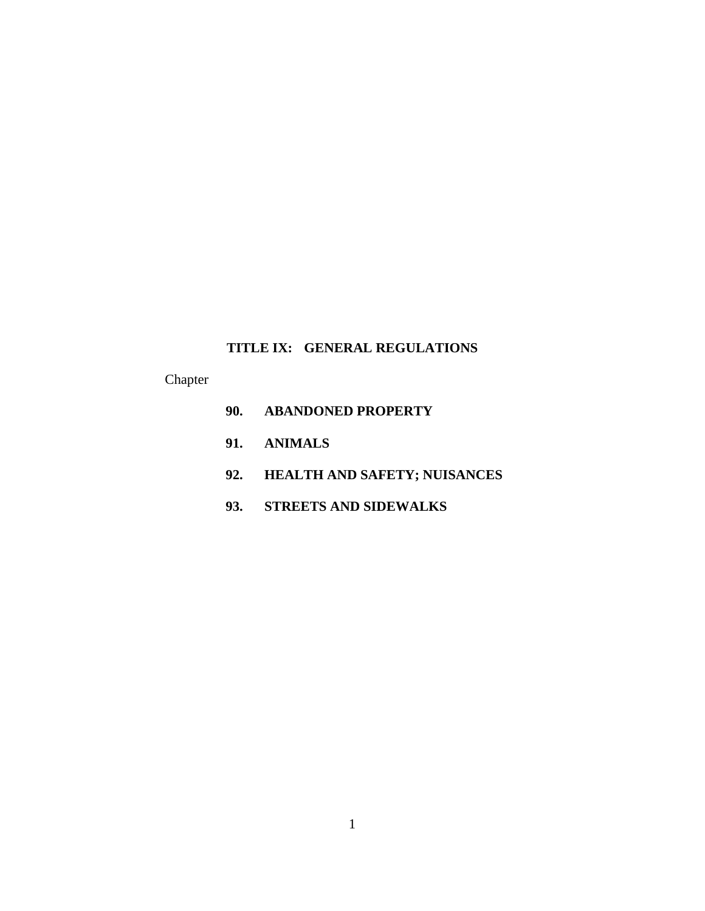# TITLE IX: GENERAL REGULATIONS

Chapter

**90. ABANDONED PROPERTY**

**91. ANIMALS**

**92. HEALTH AND SAFETY; NUISANCES**

**93. STREETS AND SIDEWALKS**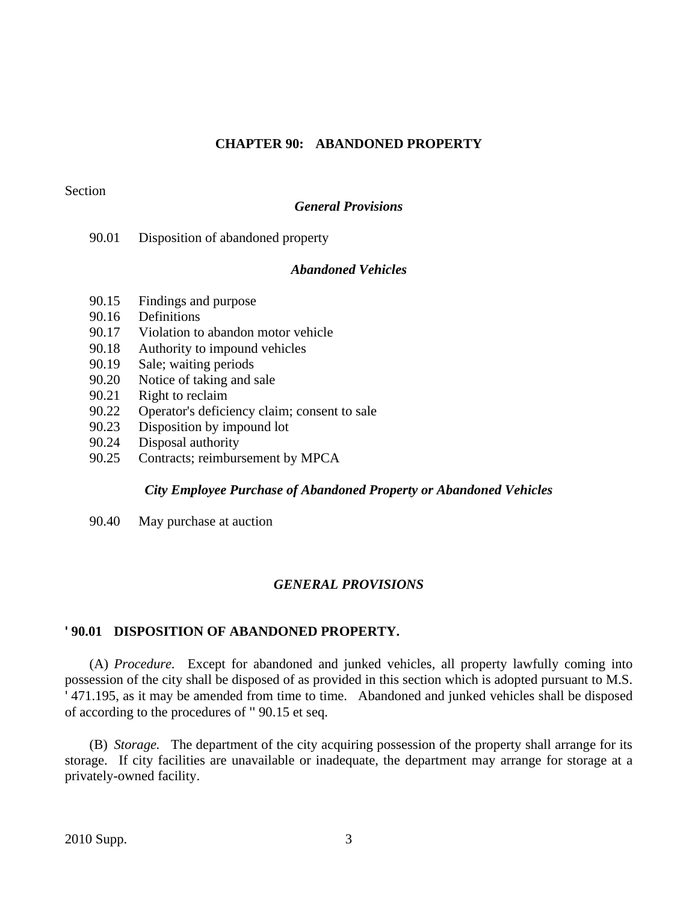# CHAPTER 90: ABANDONED PROPERTY

Section

***General Provisions***

90.01 Disposition of abandoned property

***Abandoned Vehicles***

90.15 Findings and purpose
90.16 Definitions
90.17 Violation to abandon motor vehicle
90.18 Authority to impound vehicles
90.19 Sale; waiting periods
90.20 Notice of taking and sale
90.21 Right to reclaim
90.22 Operator's deficiency claim; consent to sale
90.23 Disposition by impound lot
90.24 Disposal authority
90.25 Contracts; reimbursement by MPCA

***City Employee Purchase of Abandoned Property or Abandoned Vehicles***

90.40 May purchase at auction

## *GENERAL PROVISIONS*

### ' 90.01 DISPOSITION OF ABANDONED PROPERTY.

(A) *Procedure.* Except for abandoned and junked vehicles, all property lawfully coming into possession of the city shall be disposed of as provided in this section which is adopted pursuant to M.S. ' 471.195, as it may be amended from time to time. Abandoned and junked vehicles shall be disposed of according to the procedures of '' 90.15 et seq.

(B) *Storage.* The department of the city acquiring possession of the property shall arrange for its storage. If city facilities are unavailable or inadequate, the department may arrange for storage at a privately-owned facility.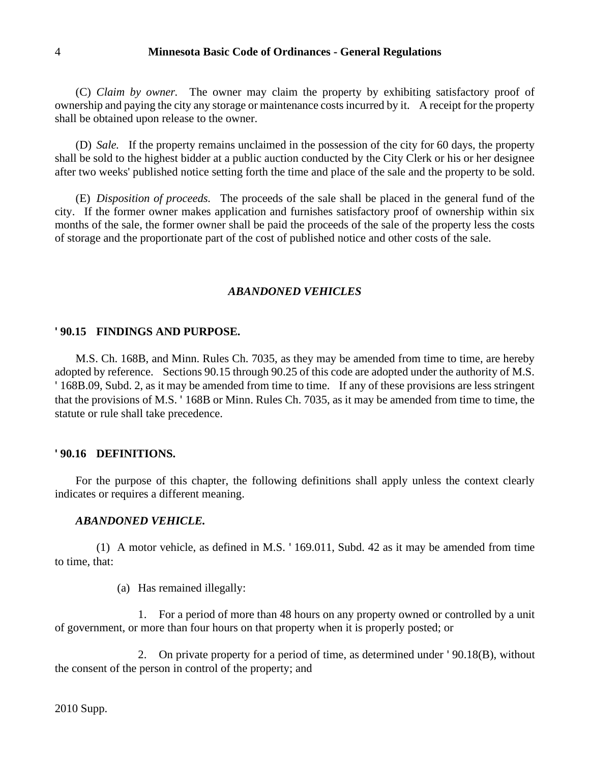(C) *Claim by owner.* The owner may claim the property by exhibiting satisfactory proof of ownership and paying the city any storage or maintenance costs incurred by it. A receipt for the property shall be obtained upon release to the owner.

(D) *Sale.* If the property remains unclaimed in the possession of the city for 60 days, the property shall be sold to the highest bidder at a public auction conducted by the City Clerk or his or her designee after two weeks' published notice setting forth the time and place of the sale and the property to be sold.

(E) *Disposition of proceeds.* The proceeds of the sale shall be placed in the general fund of the city. If the former owner makes application and furnishes satisfactory proof of ownership within six months of the sale, the former owner shall be paid the proceeds of the sale of the property less the costs of storage and the proportionate part of the cost of published notice and other costs of the sale.

## *ABANDONED VEHICLES*

### ' 90.15 FINDINGS AND PURPOSE.

M.S. Ch. 168B, and Minn. Rules Ch. 7035, as they may be amended from time to time, are hereby adopted by reference. Sections 90.15 through 90.25 of this code are adopted under the authority of M.S. ' 168B.09, Subd. 2, as it may be amended from time to time. If any of these provisions are less stringent that the provisions of M.S. ' 168B or Minn. Rules Ch. 7035, as it may be amended from time to time, the statute or rule shall take precedence.

### ' 90.16 DEFINITIONS.

For the purpose of this chapter, the following definitions shall apply unless the context clearly indicates or requires a different meaning.

***ABANDONED VEHICLE.***

(1) A motor vehicle, as defined in M.S. ' 169.011, Subd. 42 as it may be amended from time to time, that:

(a) Has remained illegally:

1. For a period of more than 48 hours on any property owned or controlled by a unit of government, or more than four hours on that property when it is properly posted; or

2. On private property for a period of time, as determined under ' 90.18(B), without the consent of the person in control of the property; and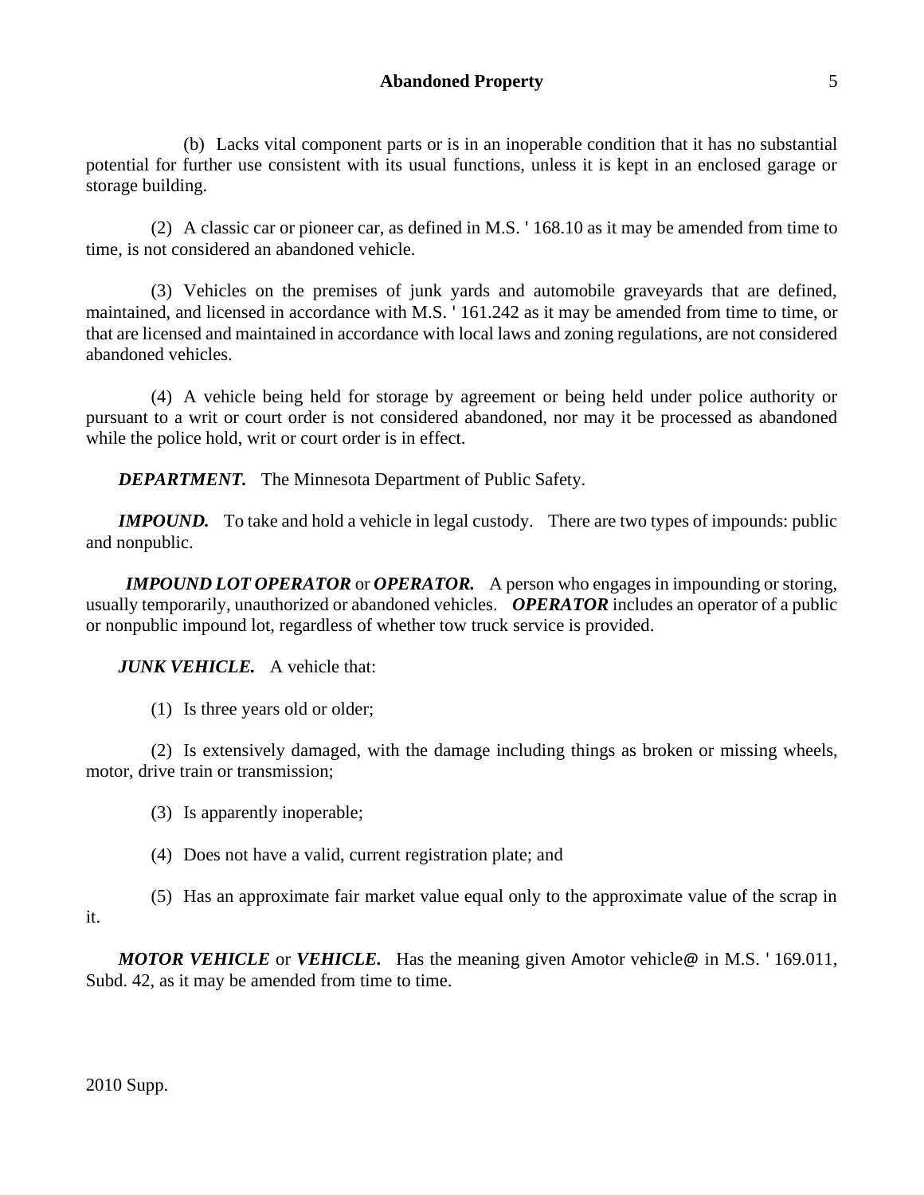(b) Lacks vital component parts or is in an inoperable condition that it has no substantial potential for further use consistent with its usual functions, unless it is kept in an enclosed garage or storage building.

(2) A classic car or pioneer car, as defined in M.S. ' 168.10 as it may be amended from time to time, is not considered an abandoned vehicle.

(3) Vehicles on the premises of junk yards and automobile graveyards that are defined, maintained, and licensed in accordance with M.S. ' 161.242 as it may be amended from time to time, or that are licensed and maintained in accordance with local laws and zoning regulations, are not considered abandoned vehicles.

(4) A vehicle being held for storage by agreement or being held under police authority or pursuant to a writ or court order is not considered abandoned, nor may it be processed as abandoned while the police hold, writ or court order is in effect.

***DEPARTMENT.*** The Minnesota Department of Public Safety.

***IMPOUND.*** To take and hold a vehicle in legal custody. There are two types of impounds: public and nonpublic.

***IMPOUND LOT OPERATOR*** or ***OPERATOR.*** A person who engages in impounding or storing, usually temporarily, unauthorized or abandoned vehicles. ***OPERATOR*** includes an operator of a public or nonpublic impound lot, regardless of whether tow truck service is provided.

***JUNK VEHICLE.*** A vehicle that:

(1) Is three years old or older;

(2) Is extensively damaged, with the damage including things as broken or missing wheels, motor, drive train or transmission;

(3) Is apparently inoperable;

(4) Does not have a valid, current registration plate; and

(5) Has an approximate fair market value equal only to the approximate value of the scrap in it.

***MOTOR VEHICLE*** or ***VEHICLE.*** Has the meaning given Amotor vehicle@ in M.S. ' 169.011, Subd. 42, as it may be amended from time to time.

2010 Supp.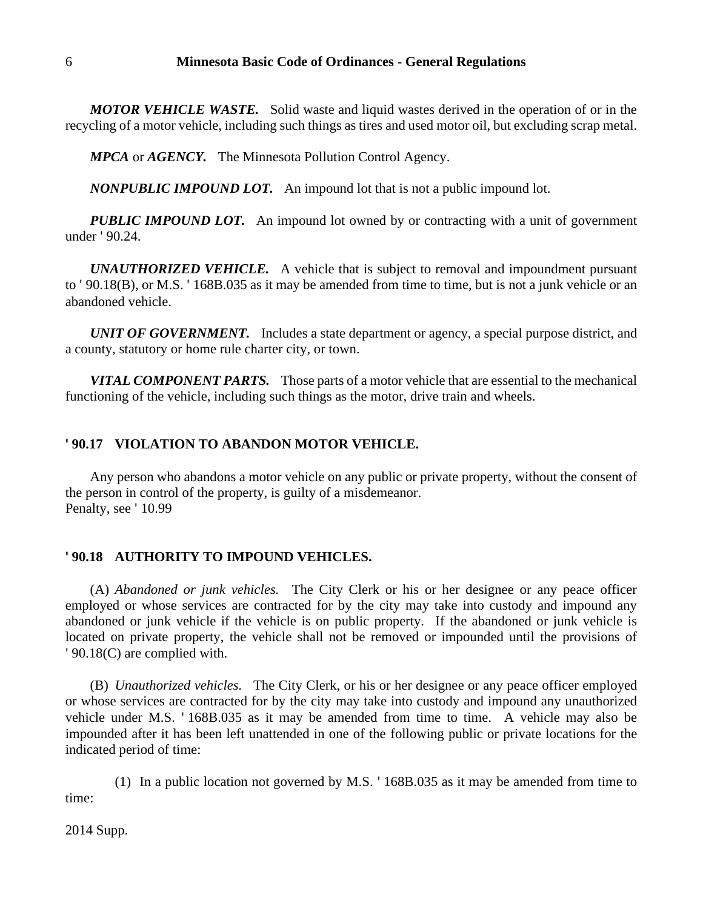***MOTOR VEHICLE WASTE.*** Solid waste and liquid wastes derived in the operation of or in the recycling of a motor vehicle, including such things as tires and used motor oil, but excluding scrap metal.

***MPCA*** or ***AGENCY.*** The Minnesota Pollution Control Agency.

***NONPUBLIC IMPOUND LOT.*** An impound lot that is not a public impound lot.

***PUBLIC IMPOUND LOT.*** An impound lot owned by or contracting with a unit of government under ' 90.24.

***UNAUTHORIZED VEHICLE.*** A vehicle that is subject to removal and impoundment pursuant to ' 90.18(B), or M.S. ' 168B.035 as it may be amended from time to time, but is not a junk vehicle or an abandoned vehicle.

***UNIT OF GOVERNMENT.*** Includes a state department or agency, a special purpose district, and a county, statutory or home rule charter city, or town.

***VITAL COMPONENT PARTS.*** Those parts of a motor vehicle that are essential to the mechanical functioning of the vehicle, including such things as the motor, drive train and wheels.

**' 90.17 VIOLATION TO ABANDON MOTOR VEHICLE.**

Any person who abandons a motor vehicle on any public or private property, without the consent of the person in control of the property, is guilty of a misdemeanor.
Penalty, see ' 10.99

**' 90.18 AUTHORITY TO IMPOUND VEHICLES.**

(A) *Abandoned or junk vehicles.* The City Clerk or his or her designee or any peace officer employed or whose services are contracted for by the city may take into custody and impound any abandoned or junk vehicle if the vehicle is on public property. If the abandoned or junk vehicle is located on private property, the vehicle shall not be removed or impounded until the provisions of ' 90.18(C) are complied with.

(B) *Unauthorized vehicles.* The City Clerk, or his or her designee or any peace officer employed or whose services are contracted for by the city may take into custody and impound any unauthorized vehicle under M.S. ' 168B.035 as it may be amended from time to time. A vehicle may also be impounded after it has been left unattended in one of the following public or private locations for the indicated period of time:

(1) In a public location not governed by M.S. ' 168B.035 as it may be amended from time to time: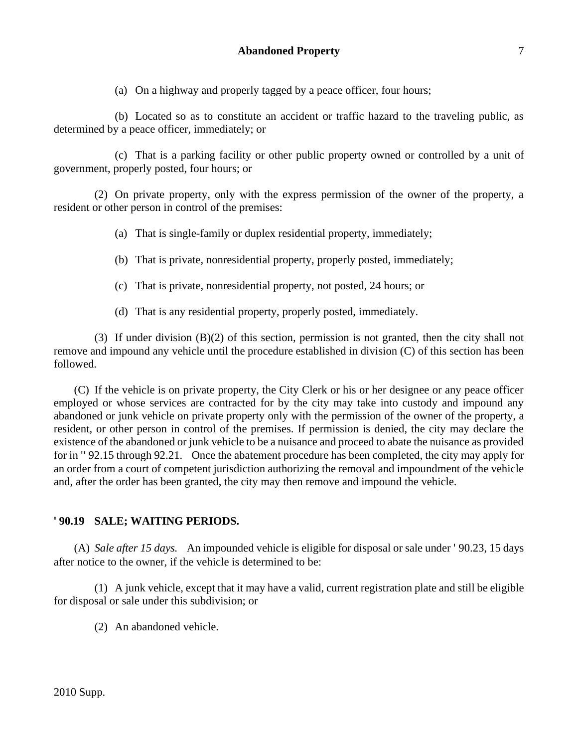(a) On a highway and properly tagged by a peace officer, four hours;

(b) Located so as to constitute an accident or traffic hazard to the traveling public, as determined by a peace officer, immediately; or

(c) That is a parking facility or other public property owned or controlled by a unit of government, properly posted, four hours; or

(2) On private property, only with the express permission of the owner of the property, a resident or other person in control of the premises:

(a) That is single-family or duplex residential property, immediately;

(b) That is private, nonresidential property, properly posted, immediately;

(c) That is private, nonresidential property, not posted, 24 hours; or

(d) That is any residential property, properly posted, immediately.

(3) If under division (B)(2) of this section, permission is not granted, then the city shall not remove and impound any vehicle until the procedure established in division (C) of this section has been followed.

(C) If the vehicle is on private property, the City Clerk or his or her designee or any peace officer employed or whose services are contracted for by the city may take into custody and impound any abandoned or junk vehicle on private property only with the permission of the owner of the property, a resident, or other person in control of the premises. If permission is denied, the city may declare the existence of the abandoned or junk vehicle to be a nuisance and proceed to abate the nuisance as provided for in '' 92.15 through 92.21. Once the abatement procedure has been completed, the city may apply for an order from a court of competent jurisdiction authorizing the removal and impoundment of the vehicle and, after the order has been granted, the city may then remove and impound the vehicle.

**' 90.19 SALE; WAITING PERIODS.**

(A) *Sale after 15 days.* An impounded vehicle is eligible for disposal or sale under ' 90.23, 15 days after notice to the owner, if the vehicle is determined to be:

(1) A junk vehicle, except that it may have a valid, current registration plate and still be eligible for disposal or sale under this subdivision; or

(2) An abandoned vehicle.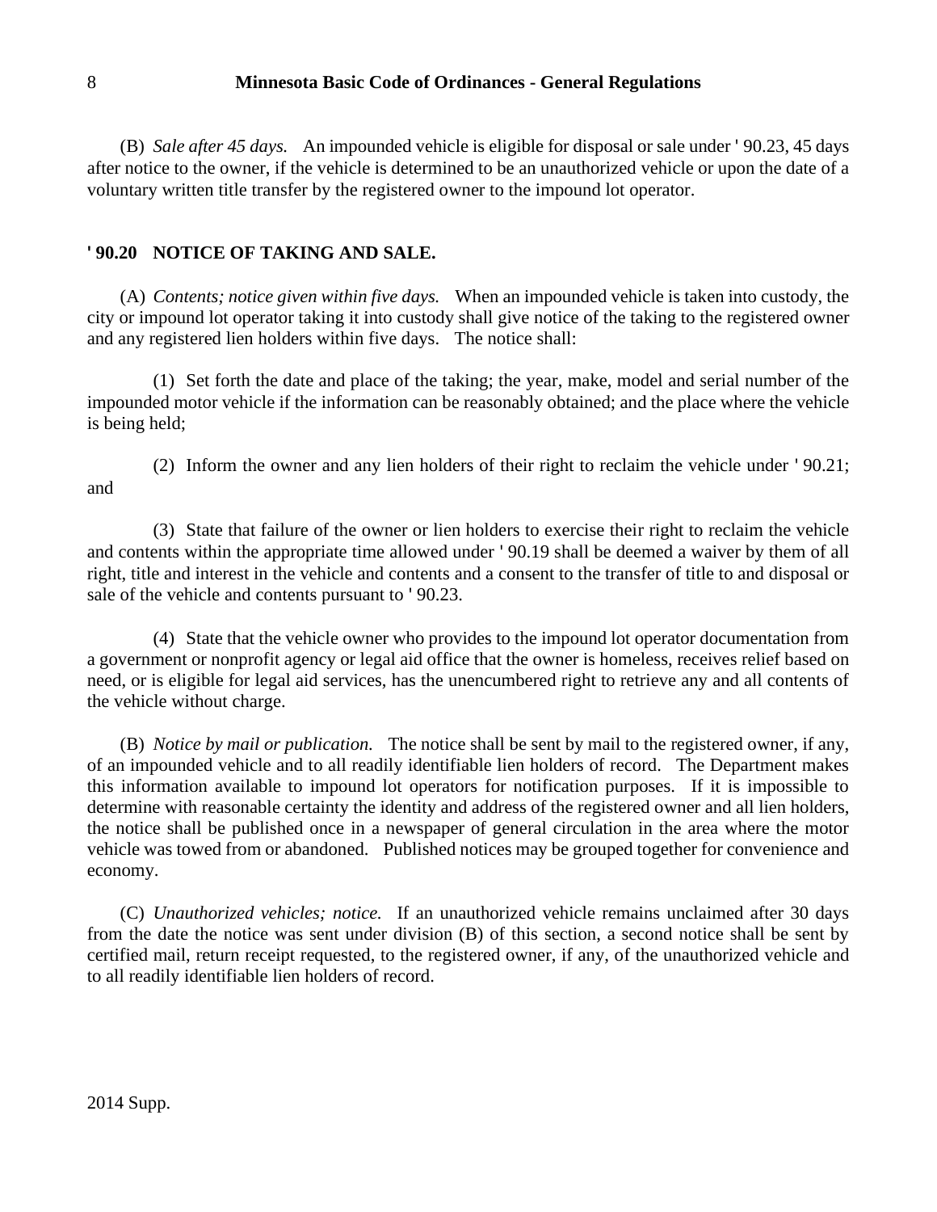(B) *Sale after 45 days.* An impounded vehicle is eligible for disposal or sale under ' 90.23, 45 days after notice to the owner, if the vehicle is determined to be an unauthorized vehicle or upon the date of a voluntary written title transfer by the registered owner to the impound lot operator.

**' 90.20 NOTICE OF TAKING AND SALE.**

(A) *Contents; notice given within five days.* When an impounded vehicle is taken into custody, the city or impound lot operator taking it into custody shall give notice of the taking to the registered owner and any registered lien holders within five days. The notice shall:

(1) Set forth the date and place of the taking; the year, make, model and serial number of the impounded motor vehicle if the information can be reasonably obtained; and the place where the vehicle is being held;

(2) Inform the owner and any lien holders of their right to reclaim the vehicle under ' 90.21; and

(3) State that failure of the owner or lien holders to exercise their right to reclaim the vehicle and contents within the appropriate time allowed under ' 90.19 shall be deemed a waiver by them of all right, title and interest in the vehicle and contents and a consent to the transfer of title to and disposal or sale of the vehicle and contents pursuant to ' 90.23.

(4) State that the vehicle owner who provides to the impound lot operator documentation from a government or nonprofit agency or legal aid office that the owner is homeless, receives relief based on need, or is eligible for legal aid services, has the unencumbered right to retrieve any and all contents of the vehicle without charge.

(B) *Notice by mail or publication.* The notice shall be sent by mail to the registered owner, if any, of an impounded vehicle and to all readily identifiable lien holders of record. The Department makes this information available to impound lot operators for notification purposes. If it is impossible to determine with reasonable certainty the identity and address of the registered owner and all lien holders, the notice shall be published once in a newspaper of general circulation in the area where the motor vehicle was towed from or abandoned. Published notices may be grouped together for convenience and economy.

(C) *Unauthorized vehicles; notice.* If an unauthorized vehicle remains unclaimed after 30 days from the date the notice was sent under division (B) of this section, a second notice shall be sent by certified mail, return receipt requested, to the registered owner, if any, of the unauthorized vehicle and to all readily identifiable lien holders of record.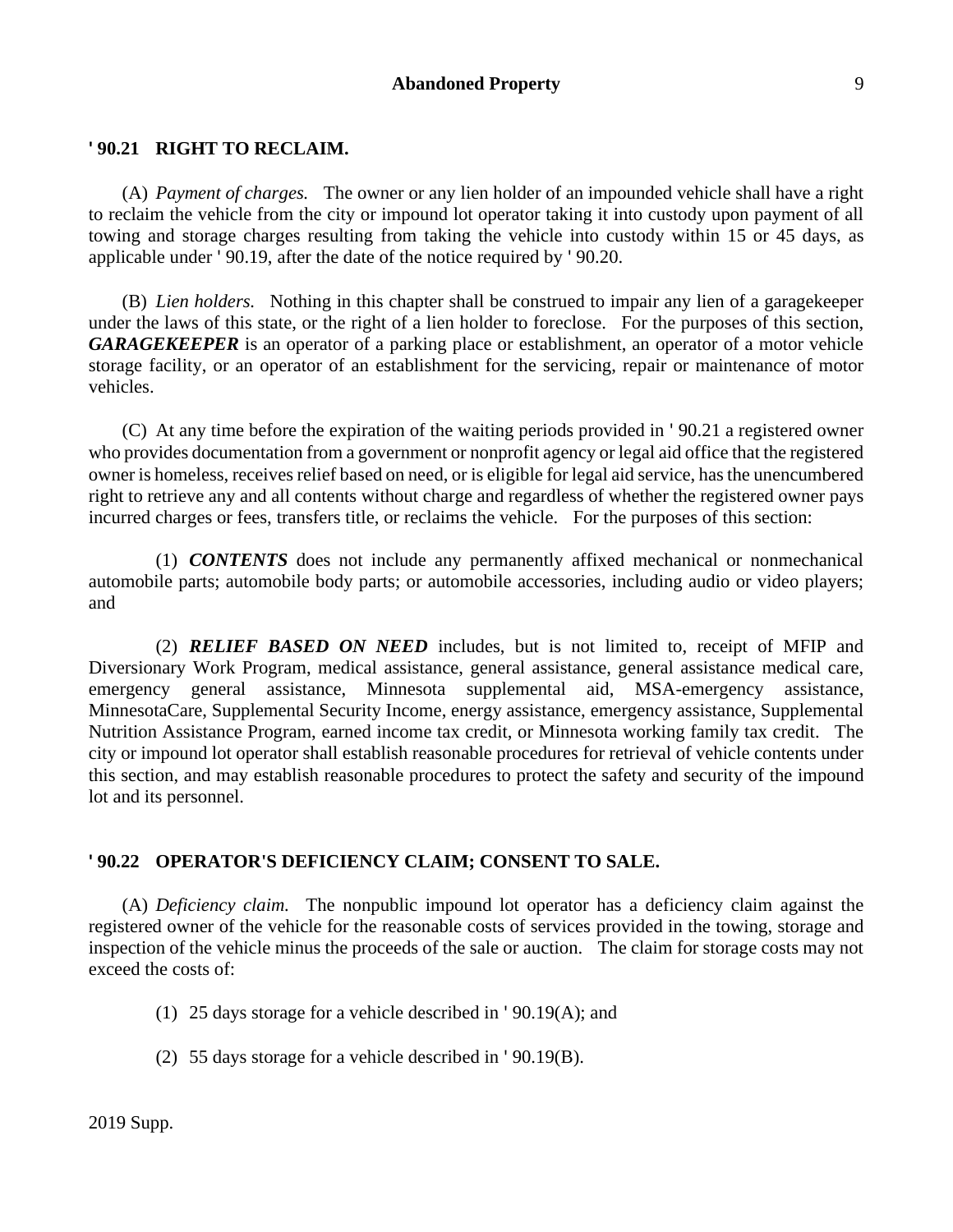## ' 90.21 RIGHT TO RECLAIM.

(A) *Payment of charges.* The owner or any lien holder of an impounded vehicle shall have a right to reclaim the vehicle from the city or impound lot operator taking it into custody upon payment of all towing and storage charges resulting from taking the vehicle into custody within 15 or 45 days, as applicable under ' 90.19, after the date of the notice required by ' 90.20.

(B) *Lien holders.* Nothing in this chapter shall be construed to impair any lien of a garagekeeper under the laws of this state, or the right of a lien holder to foreclose. For the purposes of this section, ***GARAGEKEEPER*** is an operator of a parking place or establishment, an operator of a motor vehicle storage facility, or an operator of an establishment for the servicing, repair or maintenance of motor vehicles.

(C) At any time before the expiration of the waiting periods provided in ' 90.21 a registered owner who provides documentation from a government or nonprofit agency or legal aid office that the registered owner is homeless, receives relief based on need, or is eligible for legal aid service, has the unencumbered right to retrieve any and all contents without charge and regardless of whether the registered owner pays incurred charges or fees, transfers title, or reclaims the vehicle. For the purposes of this section:

(1) ***CONTENTS*** does not include any permanently affixed mechanical or nonmechanical automobile parts; automobile body parts; or automobile accessories, including audio or video players; and

(2) ***RELIEF BASED ON NEED*** includes, but is not limited to, receipt of MFIP and Diversionary Work Program, medical assistance, general assistance, general assistance medical care, emergency general assistance, Minnesota supplemental aid, MSA-emergency assistance, MinnesotaCare, Supplemental Security Income, energy assistance, emergency assistance, Supplemental Nutrition Assistance Program, earned income tax credit, or Minnesota working family tax credit. The city or impound lot operator shall establish reasonable procedures for retrieval of vehicle contents under this section, and may establish reasonable procedures to protect the safety and security of the impound lot and its personnel.

## ' 90.22 OPERATOR'S DEFICIENCY CLAIM; CONSENT TO SALE.

(A) *Deficiency claim.* The nonpublic impound lot operator has a deficiency claim against the registered owner of the vehicle for the reasonable costs of services provided in the towing, storage and inspection of the vehicle minus the proceeds of the sale or auction. The claim for storage costs may not exceed the costs of:

(1) 25 days storage for a vehicle described in ' 90.19(A); and

(2) 55 days storage for a vehicle described in ' 90.19(B).

2019 Supp.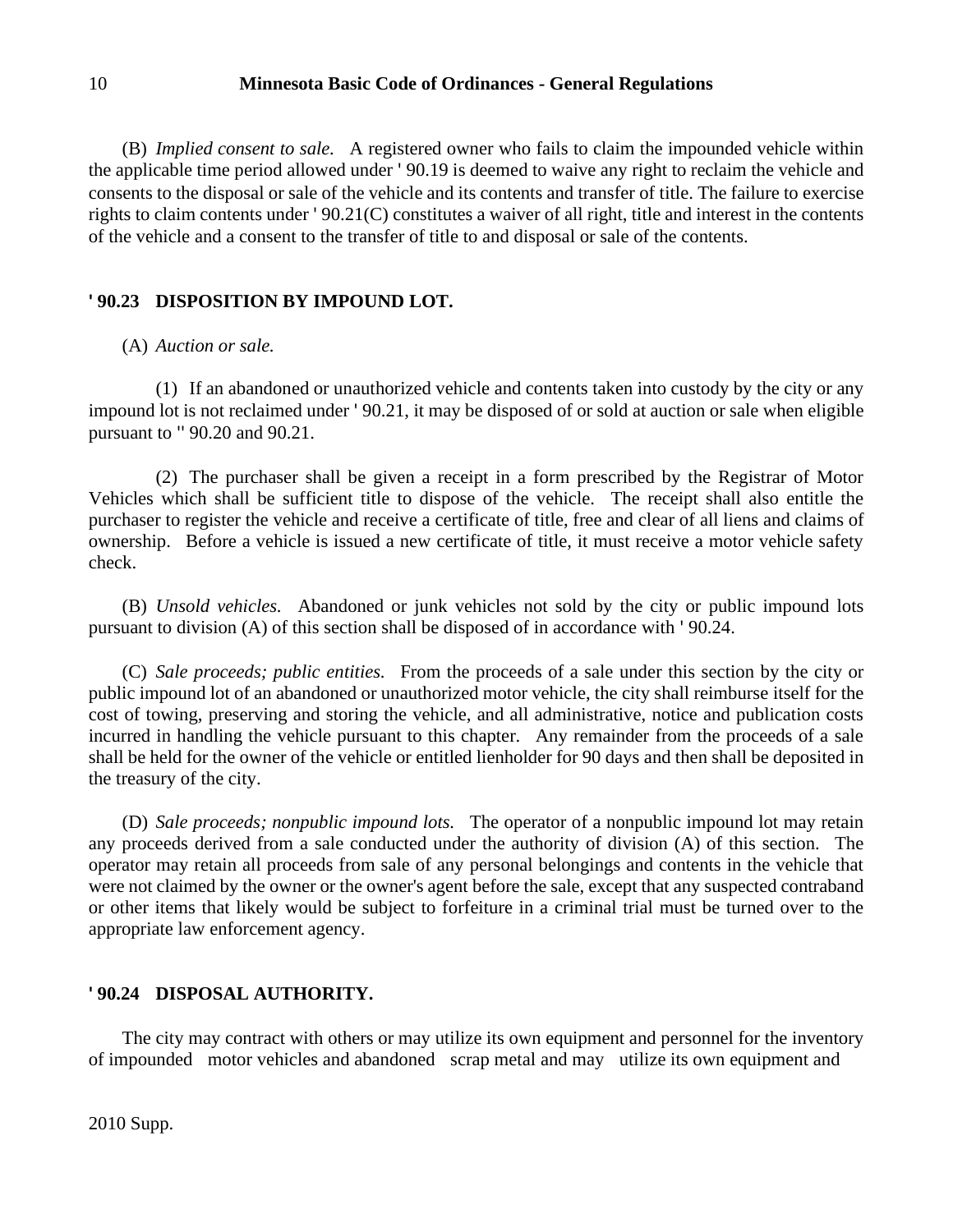(B) *Implied consent to sale.* A registered owner who fails to claim the impounded vehicle within the applicable time period allowed under ' 90.19 is deemed to waive any right to reclaim the vehicle and consents to the disposal or sale of the vehicle and its contents and transfer of title. The failure to exercise rights to claim contents under ' 90.21(C) constitutes a waiver of all right, title and interest in the contents of the vehicle and a consent to the transfer of title to and disposal or sale of the contents.

## ' 90.23 DISPOSITION BY IMPOUND LOT.

(A) *Auction or sale.*

(1) If an abandoned or unauthorized vehicle and contents taken into custody by the city or any impound lot is not reclaimed under ' 90.21, it may be disposed of or sold at auction or sale when eligible pursuant to '' 90.20 and 90.21.

(2) The purchaser shall be given a receipt in a form prescribed by the Registrar of Motor Vehicles which shall be sufficient title to dispose of the vehicle. The receipt shall also entitle the purchaser to register the vehicle and receive a certificate of title, free and clear of all liens and claims of ownership. Before a vehicle is issued a new certificate of title, it must receive a motor vehicle safety check.

(B) *Unsold vehicles.* Abandoned or junk vehicles not sold by the city or public impound lots pursuant to division (A) of this section shall be disposed of in accordance with ' 90.24.

(C) *Sale proceeds; public entities.* From the proceeds of a sale under this section by the city or public impound lot of an abandoned or unauthorized motor vehicle, the city shall reimburse itself for the cost of towing, preserving and storing the vehicle, and all administrative, notice and publication costs incurred in handling the vehicle pursuant to this chapter. Any remainder from the proceeds of a sale shall be held for the owner of the vehicle or entitled lienholder for 90 days and then shall be deposited in the treasury of the city.

(D) *Sale proceeds; nonpublic impound lots.* The operator of a nonpublic impound lot may retain any proceeds derived from a sale conducted under the authority of division (A) of this section. The operator may retain all proceeds from sale of any personal belongings and contents in the vehicle that were not claimed by the owner or the owner's agent before the sale, except that any suspected contraband or other items that likely would be subject to forfeiture in a criminal trial must be turned over to the appropriate law enforcement agency.

## ' 90.24 DISPOSAL AUTHORITY.

The city may contract with others or may utilize its own equipment and personnel for the inventory of impounded motor vehicles and abandoned scrap metal and may utilize its own equipment and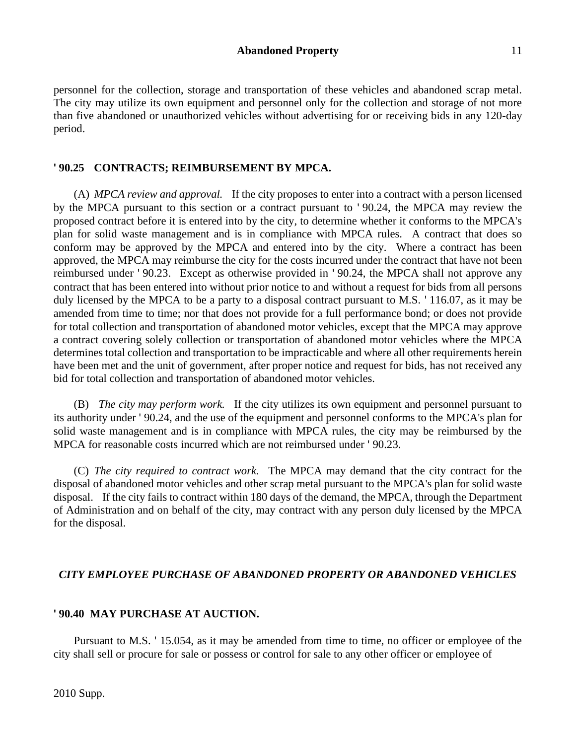personnel for the collection, storage and transportation of these vehicles and abandoned scrap metal. The city may utilize its own equipment and personnel only for the collection and storage of not more than five abandoned or unauthorized vehicles without advertising for or receiving bids in any 120-day period.

## ' 90.25 CONTRACTS; REIMBURSEMENT BY MPCA.

(A) *MPCA review and approval.* If the city proposes to enter into a contract with a person licensed by the MPCA pursuant to this section or a contract pursuant to ' 90.24, the MPCA may review the proposed contract before it is entered into by the city, to determine whether it conforms to the MPCA's plan for solid waste management and is in compliance with MPCA rules. A contract that does so conform may be approved by the MPCA and entered into by the city. Where a contract has been approved, the MPCA may reimburse the city for the costs incurred under the contract that have not been reimbursed under ' 90.23. Except as otherwise provided in ' 90.24, the MPCA shall not approve any contract that has been entered into without prior notice to and without a request for bids from all persons duly licensed by the MPCA to be a party to a disposal contract pursuant to M.S. ' 116.07, as it may be amended from time to time; nor that does not provide for a full performance bond; or does not provide for total collection and transportation of abandoned motor vehicles, except that the MPCA may approve a contract covering solely collection or transportation of abandoned motor vehicles where the MPCA determines total collection and transportation to be impracticable and where all other requirements herein have been met and the unit of government, after proper notice and request for bids, has not received any bid for total collection and transportation of abandoned motor vehicles.

(B) *The city may perform work.* If the city utilizes its own equipment and personnel pursuant to its authority under ' 90.24, and the use of the equipment and personnel conforms to the MPCA's plan for solid waste management and is in compliance with MPCA rules, the city may be reimbursed by the MPCA for reasonable costs incurred which are not reimbursed under ' 90.23.

(C) *The city required to contract work.* The MPCA may demand that the city contract for the disposal of abandoned motor vehicles and other scrap metal pursuant to the MPCA's plan for solid waste disposal. If the city fails to contract within 180 days of the demand, the MPCA, through the Department of Administration and on behalf of the city, may contract with any person duly licensed by the MPCA for the disposal.

### *CITY EMPLOYEE PURCHASE OF ABANDONED PROPERTY OR ABANDONED VEHICLES*

## ' 90.40 MAY PURCHASE AT AUCTION.

Pursuant to M.S. ' 15.054, as it may be amended from time to time, no officer or employee of the city shall sell or procure for sale or possess or control for sale to any other officer or employee of

2010 Supp.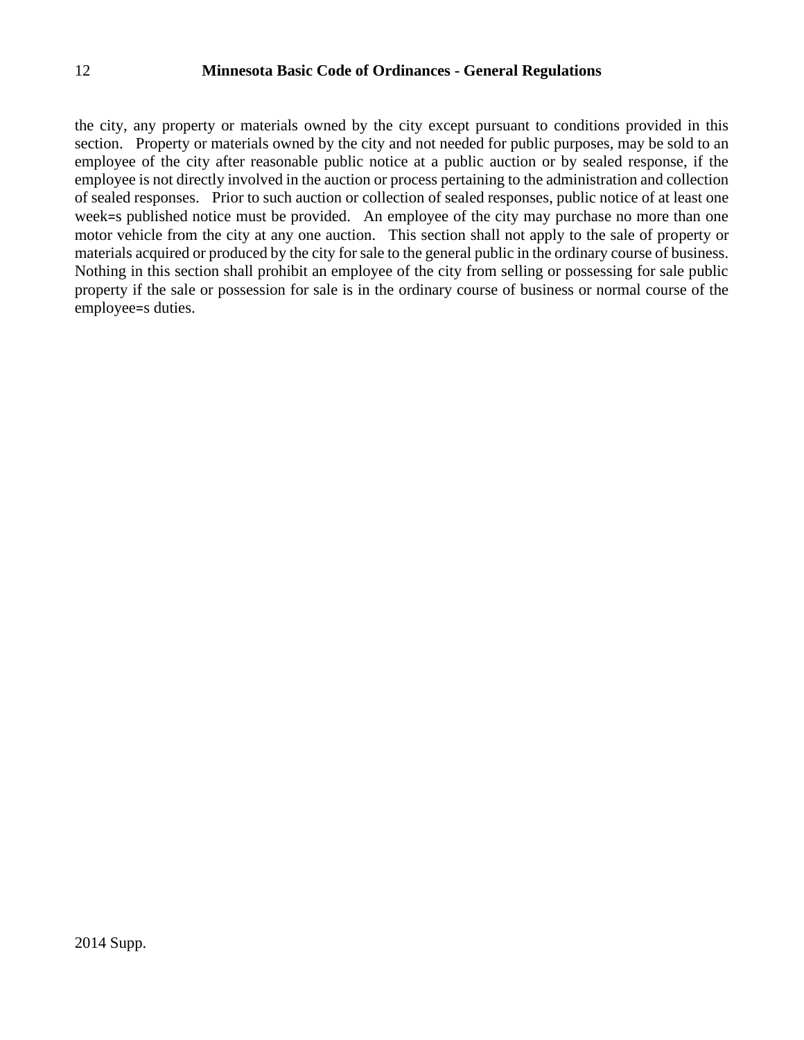the city, any property or materials owned by the city except pursuant to conditions provided in this section. Property or materials owned by the city and not needed for public purposes, may be sold to an employee of the city after reasonable public notice at a public auction or by sealed response, if the employee is not directly involved in the auction or process pertaining to the administration and collection of sealed responses. Prior to such auction or collection of sealed responses, public notice of at least one week=s published notice must be provided. An employee of the city may purchase no more than one motor vehicle from the city at any one auction. This section shall not apply to the sale of property or materials acquired or produced by the city for sale to the general public in the ordinary course of business. Nothing in this section shall prohibit an employee of the city from selling or possessing for sale public property if the sale or possession for sale is in the ordinary course of business or normal course of the employee=s duties.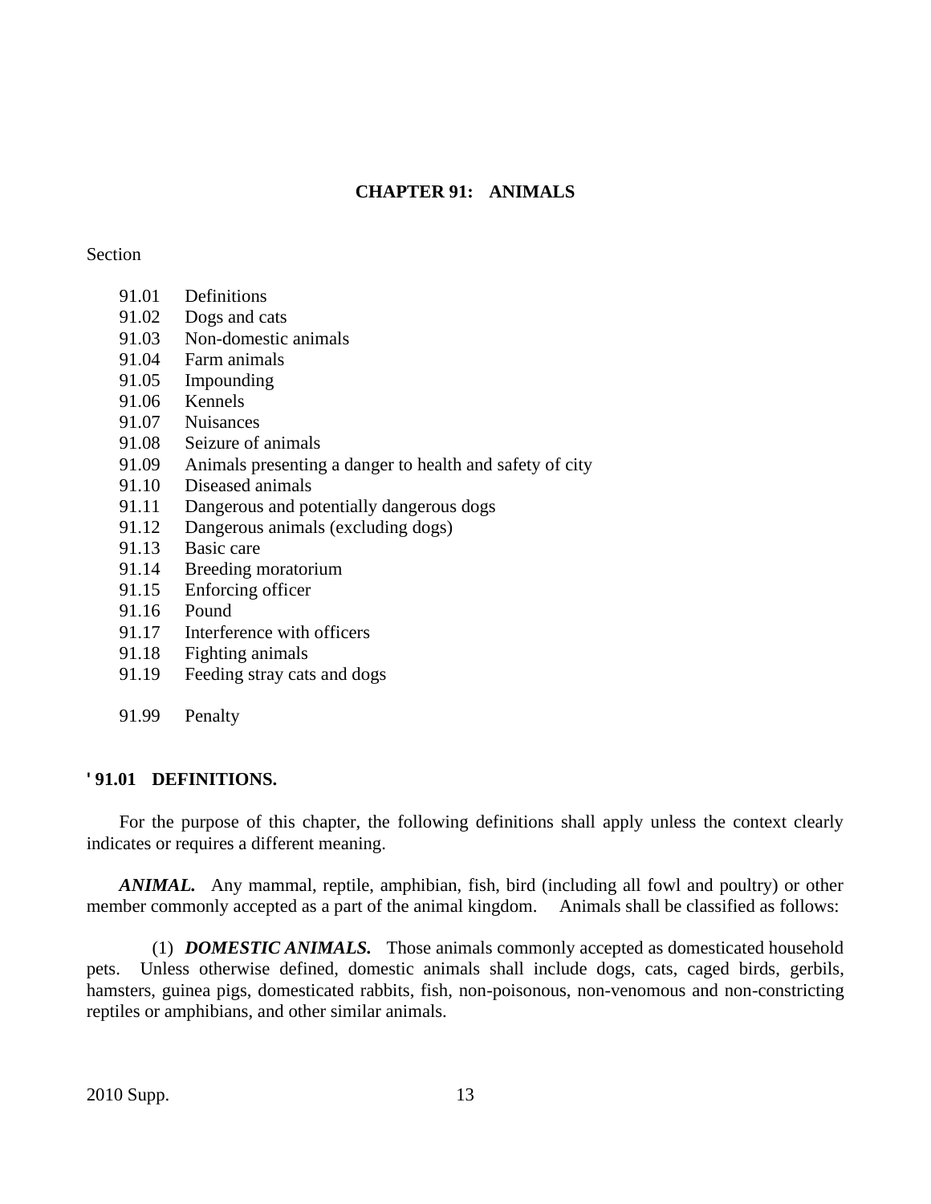# CHAPTER 91: ANIMALS

Section

- 91.01 Definitions
- 91.02 Dogs and cats
- 91.03 Non-domestic animals
- 91.04 Farm animals
- 91.05 Impounding
- 91.06 Kennels
- 91.07 Nuisances
- 91.08 Seizure of animals
- 91.09 Animals presenting a danger to health and safety of city
- 91.10 Diseased animals
- 91.11 Dangerous and potentially dangerous dogs
- 91.12 Dangerous animals (excluding dogs)
- 91.13 Basic care
- 91.14 Breeding moratorium
- 91.15 Enforcing officer
- 91.16 Pound
- 91.17 Interference with officers
- 91.18 Fighting animals
- 91.19 Feeding stray cats and dogs

- 91.99 Penalty

## ' 91.01 DEFINITIONS.

For the purpose of this chapter, the following definitions shall apply unless the context clearly indicates or requires a different meaning.

***ANIMAL.*** Any mammal, reptile, amphibian, fish, bird (including all fowl and poultry) or other member commonly accepted as a part of the animal kingdom. Animals shall be classified as follows:

(1) ***DOMESTIC ANIMALS.*** Those animals commonly accepted as domesticated household pets. Unless otherwise defined, domestic animals shall include dogs, cats, caged birds, gerbils, hamsters, guinea pigs, domesticated rabbits, fish, non-poisonous, non-venomous and non-constricting reptiles or amphibians, and other similar animals.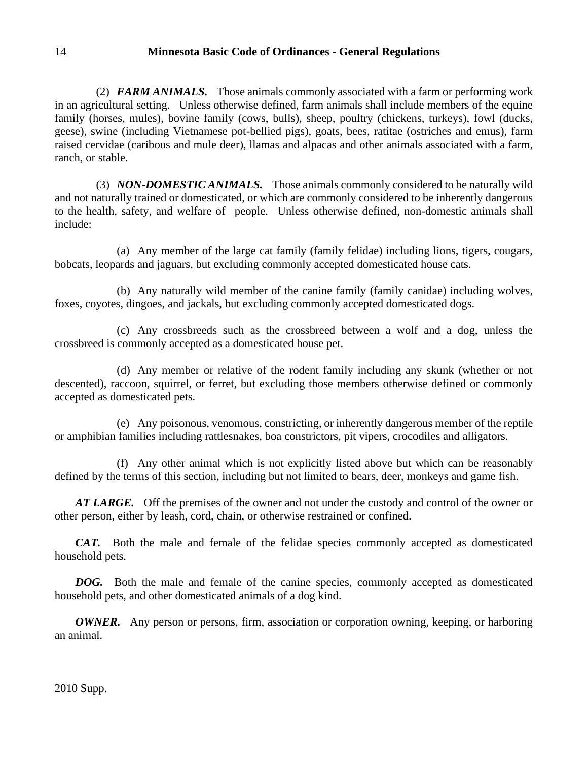(2) ***FARM ANIMALS.*** Those animals commonly associated with a farm or performing work in an agricultural setting. Unless otherwise defined, farm animals shall include members of the equine family (horses, mules), bovine family (cows, bulls), sheep, poultry (chickens, turkeys), fowl (ducks, geese), swine (including Vietnamese pot-bellied pigs), goats, bees, ratitae (ostriches and emus), farm raised cervidae (caribous and mule deer), llamas and alpacas and other animals associated with a farm, ranch, or stable.

(3) ***NON-DOMESTIC ANIMALS.*** Those animals commonly considered to be naturally wild and not naturally trained or domesticated, or which are commonly considered to be inherently dangerous to the health, safety, and welfare of people. Unless otherwise defined, non-domestic animals shall include:

(a) Any member of the large cat family (family felidae) including lions, tigers, cougars, bobcats, leopards and jaguars, but excluding commonly accepted domesticated house cats.

(b) Any naturally wild member of the canine family (family canidae) including wolves, foxes, coyotes, dingoes, and jackals, but excluding commonly accepted domesticated dogs.

(c) Any crossbreeds such as the crossbreed between a wolf and a dog, unless the crossbreed is commonly accepted as a domesticated house pet.

(d) Any member or relative of the rodent family including any skunk (whether or not descented), raccoon, squirrel, or ferret, but excluding those members otherwise defined or commonly accepted as domesticated pets.

(e) Any poisonous, venomous, constricting, or inherently dangerous member of the reptile or amphibian families including rattlesnakes, boa constrictors, pit vipers, crocodiles and alligators.

(f) Any other animal which is not explicitly listed above but which can be reasonably defined by the terms of this section, including but not limited to bears, deer, monkeys and game fish.

***AT LARGE.*** Off the premises of the owner and not under the custody and control of the owner or other person, either by leash, cord, chain, or otherwise restrained or confined.

***CAT.*** Both the male and female of the felidae species commonly accepted as domesticated household pets.

***DOG.*** Both the male and female of the canine species, commonly accepted as domesticated household pets, and other domesticated animals of a dog kind.

***OWNER.*** Any person or persons, firm, association or corporation owning, keeping, or harboring an animal.

2010 Supp.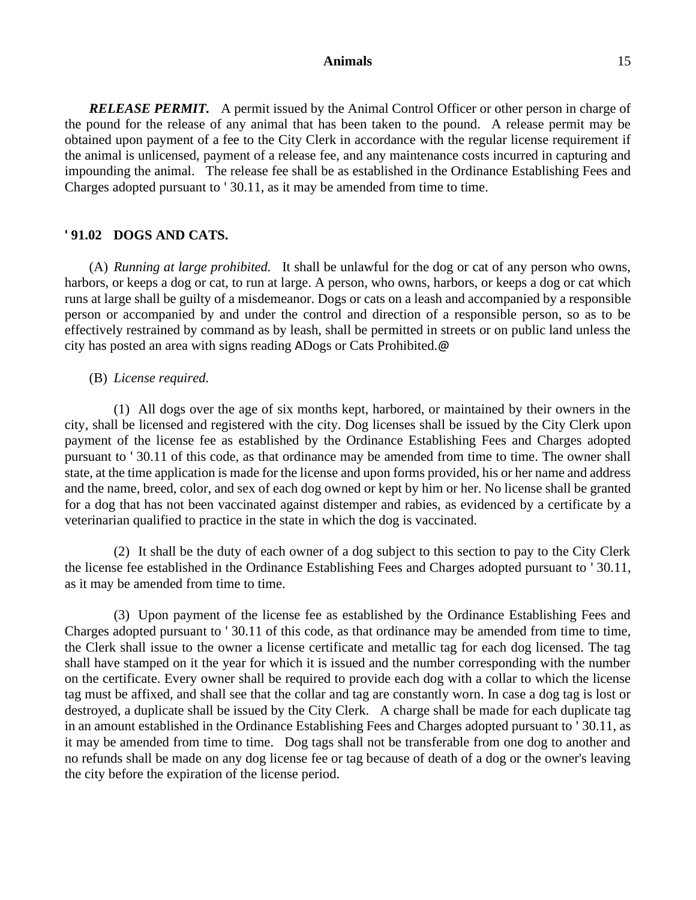***RELEASE PERMIT.*** A permit issued by the Animal Control Officer or other person in charge of the pound for the release of any animal that has been taken to the pound. A release permit may be obtained upon payment of a fee to the City Clerk in accordance with the regular license requirement if the animal is unlicensed, payment of a release fee, and any maintenance costs incurred in capturing and impounding the animal. The release fee shall be as established in the Ordinance Establishing Fees and Charges adopted pursuant to ' 30.11, as it may be amended from time to time.

## ' 91.02 DOGS AND CATS.

(A) *Running at large prohibited.* It shall be unlawful for the dog or cat of any person who owns, harbors, or keeps a dog or cat, to run at large. A person, who owns, harbors, or keeps a dog or cat which runs at large shall be guilty of a misdemeanor. Dogs or cats on a leash and accompanied by a responsible person or accompanied by and under the control and direction of a responsible person, so as to be effectively restrained by command as by leash, shall be permitted in streets or on public land unless the city has posted an area with signs reading ADogs or Cats Prohibited.@

(B) *License required.*

(1) All dogs over the age of six months kept, harbored, or maintained by their owners in the city, shall be licensed and registered with the city. Dog licenses shall be issued by the City Clerk upon payment of the license fee as established by the Ordinance Establishing Fees and Charges adopted pursuant to ' 30.11 of this code, as that ordinance may be amended from time to time. The owner shall state, at the time application is made for the license and upon forms provided, his or her name and address and the name, breed, color, and sex of each dog owned or kept by him or her. No license shall be granted for a dog that has not been vaccinated against distemper and rabies, as evidenced by a certificate by a veterinarian qualified to practice in the state in which the dog is vaccinated.

(2) It shall be the duty of each owner of a dog subject to this section to pay to the City Clerk the license fee established in the Ordinance Establishing Fees and Charges adopted pursuant to ' 30.11, as it may be amended from time to time.

(3) Upon payment of the license fee as established by the Ordinance Establishing Fees and Charges adopted pursuant to ' 30.11 of this code, as that ordinance may be amended from time to time, the Clerk shall issue to the owner a license certificate and metallic tag for each dog licensed. The tag shall have stamped on it the year for which it is issued and the number corresponding with the number on the certificate. Every owner shall be required to provide each dog with a collar to which the license tag must be affixed, and shall see that the collar and tag are constantly worn. In case a dog tag is lost or destroyed, a duplicate shall be issued by the City Clerk. A charge shall be made for each duplicate tag in an amount established in the Ordinance Establishing Fees and Charges adopted pursuant to ' 30.11, as it may be amended from time to time. Dog tags shall not be transferable from one dog to another and no refunds shall be made on any dog license fee or tag because of death of a dog or the owner's leaving the city before the expiration of the license period.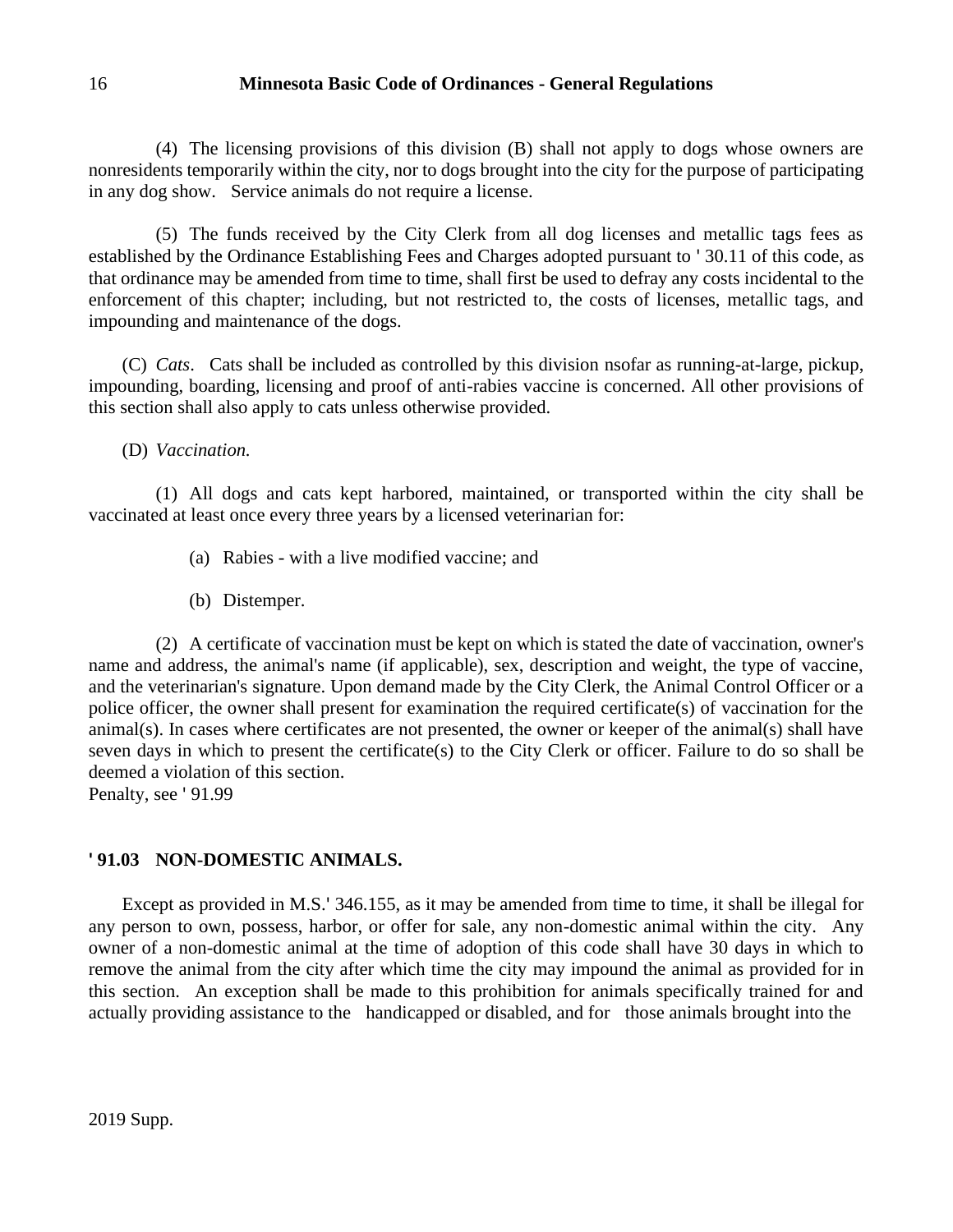(4) The licensing provisions of this division (B) shall not apply to dogs whose owners are nonresidents temporarily within the city, nor to dogs brought into the city for the purpose of participating in any dog show. Service animals do not require a license.

(5) The funds received by the City Clerk from all dog licenses and metallic tags fees as established by the Ordinance Establishing Fees and Charges adopted pursuant to ' 30.11 of this code, as that ordinance may be amended from time to time, shall first be used to defray any costs incidental to the enforcement of this chapter; including, but not restricted to, the costs of licenses, metallic tags, and impounding and maintenance of the dogs.

(C) *Cats*. Cats shall be included as controlled by this division nsofar as running-at-large, pickup, impounding, boarding, licensing and proof of anti-rabies vaccine is concerned. All other provisions of this section shall also apply to cats unless otherwise provided.

(D) *Vaccination.*

(1) All dogs and cats kept harbored, maintained, or transported within the city shall be vaccinated at least once every three years by a licensed veterinarian for:

(a) Rabies - with a live modified vaccine; and

(b) Distemper.

(2) A certificate of vaccination must be kept on which is stated the date of vaccination, owner's name and address, the animal's name (if applicable), sex, description and weight, the type of vaccine, and the veterinarian's signature. Upon demand made by the City Clerk, the Animal Control Officer or a police officer, the owner shall present for examination the required certificate(s) of vaccination for the animal(s). In cases where certificates are not presented, the owner or keeper of the animal(s) shall have seven days in which to present the certificate(s) to the City Clerk or officer. Failure to do so shall be deemed a violation of this section.
Penalty, see ' 91.99

**' 91.03 NON-DOMESTIC ANIMALS.**

Except as provided in M.S.' 346.155, as it may be amended from time to time, it shall be illegal for any person to own, possess, harbor, or offer for sale, any non-domestic animal within the city. Any owner of a non-domestic animal at the time of adoption of this code shall have 30 days in which to remove the animal from the city after which time the city may impound the animal as provided for in this section. An exception shall be made to this prohibition for animals specifically trained for and actually providing assistance to the handicapped or disabled, and for those animals brought into the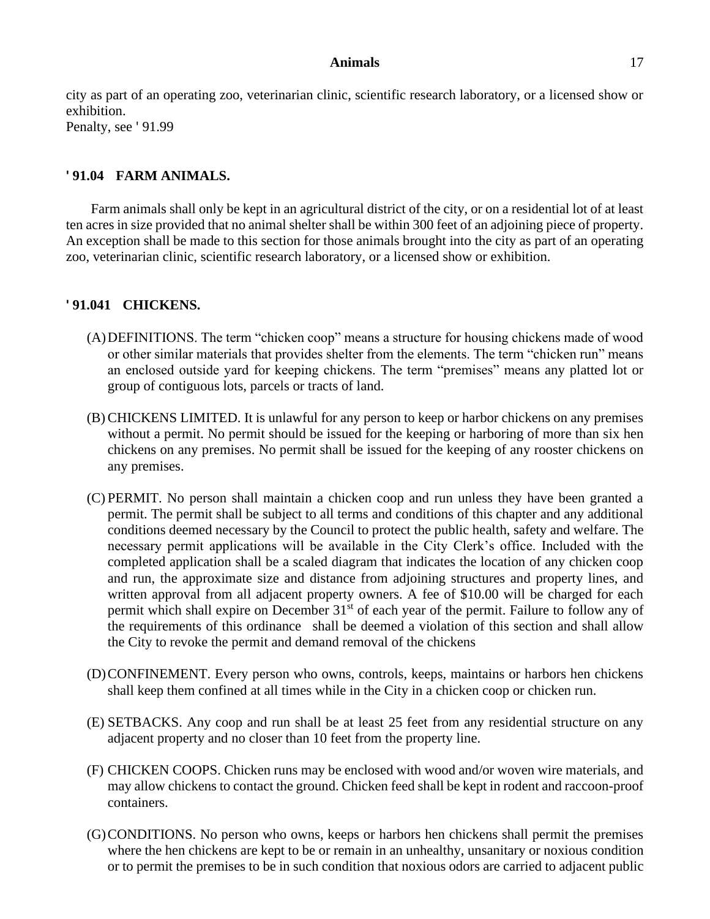city as part of an operating zoo, veterinarian clinic, scientific research laboratory, or a licensed show or exhibition.
Penalty, see ' 91.99

### ' 91.04 FARM ANIMALS.

Farm animals shall only be kept in an agricultural district of the city, or on a residential lot of at least ten acres in size provided that no animal shelter shall be within 300 feet of an adjoining piece of property. An exception shall be made to this section for those animals brought into the city as part of an operating zoo, veterinarian clinic, scientific research laboratory, or a licensed show or exhibition.

### ' 91.041 CHICKENS.

(A) DEFINITIONS. The term "chicken coop" means a structure for housing chickens made of wood or other similar materials that provides shelter from the elements. The term "chicken run" means an enclosed outside yard for keeping chickens. The term "premises" means any platted lot or group of contiguous lots, parcels or tracts of land.

(B) CHICKENS LIMITED. It is unlawful for any person to keep or harbor chickens on any premises without a permit. No permit should be issued for the keeping or harboring of more than six hen chickens on any premises. No permit shall be issued for the keeping of any rooster chickens on any premises.

(C) PERMIT. No person shall maintain a chicken coop and run unless they have been granted a permit. The permit shall be subject to all terms and conditions of this chapter and any additional conditions deemed necessary by the Council to protect the public health, safety and welfare. The necessary permit applications will be available in the City Clerk's office. Included with the completed application shall be a scaled diagram that indicates the location of any chicken coop and run, the approximate size and distance from adjoining structures and property lines, and written approval from all adjacent property owners. A fee of $10.00 will be charged for each permit which shall expire on December 31st of each year of the permit. Failure to follow any of the requirements of this ordinance shall be deemed a violation of this section and shall allow the City to revoke the permit and demand removal of the chickens

(D) CONFINEMENT. Every person who owns, controls, keeps, maintains or harbors hen chickens shall keep them confined at all times while in the City in a chicken coop or chicken run.

(E) SETBACKS. Any coop and run shall be at least 25 feet from any residential structure on any adjacent property and no closer than 10 feet from the property line.

(F) CHICKEN COOPS. Chicken runs may be enclosed with wood and/or woven wire materials, and may allow chickens to contact the ground. Chicken feed shall be kept in rodent and raccoon-proof containers.

(G) CONDITIONS. No person who owns, keeps or harbors hen chickens shall permit the premises where the hen chickens are kept to be or remain in an unhealthy, unsanitary or noxious condition or to permit the premises to be in such condition that noxious odors are carried to adjacent public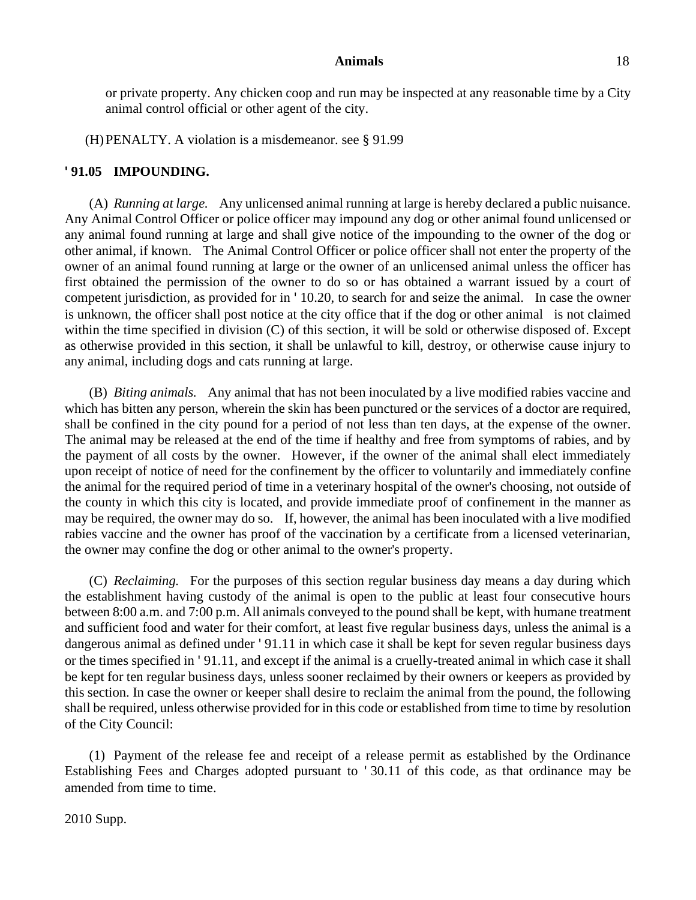or private property. Any chicken coop and run may be inspected at any reasonable time by a City animal control official or other agent of the city.

(H) PENALTY. A violation is a misdemeanor. see § 91.99

**' 91.05 IMPOUNDING.**

(A) *Running at large.* Any unlicensed animal running at large is hereby declared a public nuisance. Any Animal Control Officer or police officer may impound any dog or other animal found unlicensed or any animal found running at large and shall give notice of the impounding to the owner of the dog or other animal, if known. The Animal Control Officer or police officer shall not enter the property of the owner of an animal found running at large or the owner of an unlicensed animal unless the officer has first obtained the permission of the owner to do so or has obtained a warrant issued by a court of competent jurisdiction, as provided for in ' 10.20, to search for and seize the animal. In case the owner is unknown, the officer shall post notice at the city office that if the dog or other animal is not claimed within the time specified in division (C) of this section, it will be sold or otherwise disposed of. Except as otherwise provided in this section, it shall be unlawful to kill, destroy, or otherwise cause injury to any animal, including dogs and cats running at large.

(B) *Biting animals.* Any animal that has not been inoculated by a live modified rabies vaccine and which has bitten any person, wherein the skin has been punctured or the services of a doctor are required, shall be confined in the city pound for a period of not less than ten days, at the expense of the owner. The animal may be released at the end of the time if healthy and free from symptoms of rabies, and by the payment of all costs by the owner. However, if the owner of the animal shall elect immediately upon receipt of notice of need for the confinement by the officer to voluntarily and immediately confine the animal for the required period of time in a veterinary hospital of the owner's choosing, not outside of the county in which this city is located, and provide immediate proof of confinement in the manner as may be required, the owner may do so. If, however, the animal has been inoculated with a live modified rabies vaccine and the owner has proof of the vaccination by a certificate from a licensed veterinarian, the owner may confine the dog or other animal to the owner's property.

(C) *Reclaiming.* For the purposes of this section regular business day means a day during which the establishment having custody of the animal is open to the public at least four consecutive hours between 8:00 a.m. and 7:00 p.m. All animals conveyed to the pound shall be kept, with humane treatment and sufficient food and water for their comfort, at least five regular business days, unless the animal is a dangerous animal as defined under ' 91.11 in which case it shall be kept for seven regular business days or the times specified in ' 91.11, and except if the animal is a cruelly-treated animal in which case it shall be kept for ten regular business days, unless sooner reclaimed by their owners or keepers as provided by this section. In case the owner or keeper shall desire to reclaim the animal from the pound, the following shall be required, unless otherwise provided for in this code or established from time to time by resolution of the City Council:

(1) Payment of the release fee and receipt of a release permit as established by the Ordinance Establishing Fees and Charges adopted pursuant to ' 30.11 of this code, as that ordinance may be amended from time to time.

2010 Supp.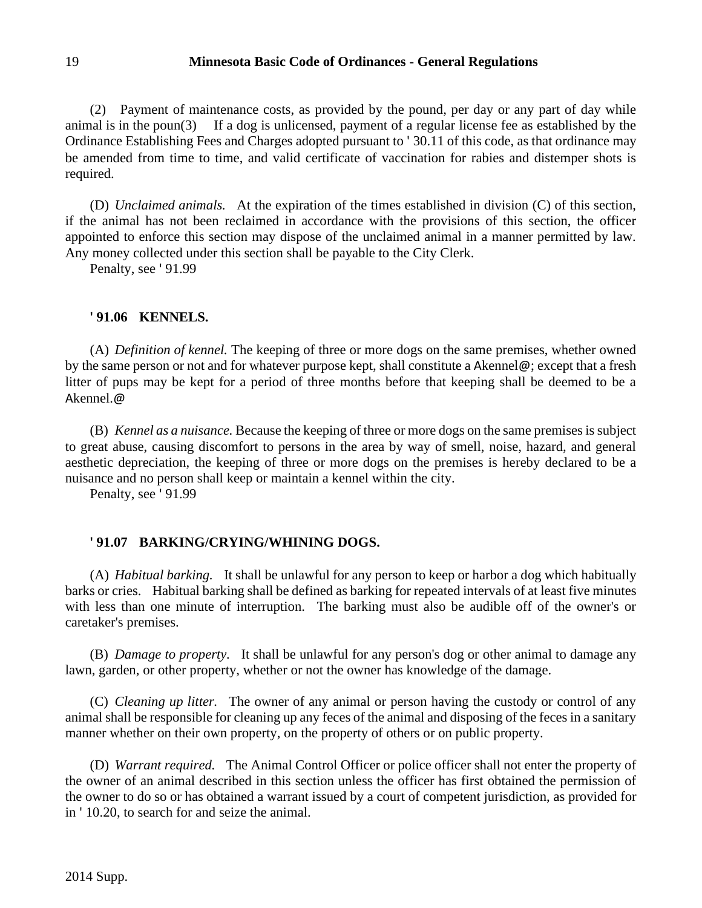(2) Payment of maintenance costs, as provided by the pound, per day or any part of day while animal is in the poun(3) If a dog is unlicensed, payment of a regular license fee as established by the Ordinance Establishing Fees and Charges adopted pursuant to ' 30.11 of this code, as that ordinance may be amended from time to time, and valid certificate of vaccination for rabies and distemper shots is required.

(D) *Unclaimed animals.* At the expiration of the times established in division (C) of this section, if the animal has not been reclaimed in accordance with the provisions of this section, the officer appointed to enforce this section may dispose of the unclaimed animal in a manner permitted by law. Any money collected under this section shall be payable to the City Clerk.

Penalty, see ' 91.99

**' 91.06 KENNELS.**

(A) *Definition of kennel.* The keeping of three or more dogs on the same premises, whether owned by the same person or not and for whatever purpose kept, shall constitute a Akennel@; except that a fresh litter of pups may be kept for a period of three months before that keeping shall be deemed to be a Akennel.@

(B) *Kennel as a nuisance.* Because the keeping of three or more dogs on the same premises is subject to great abuse, causing discomfort to persons in the area by way of smell, noise, hazard, and general aesthetic depreciation, the keeping of three or more dogs on the premises is hereby declared to be a nuisance and no person shall keep or maintain a kennel within the city.

Penalty, see ' 91.99

**' 91.07 BARKING/CRYING/WHINING DOGS.**

(A) *Habitual barking.* It shall be unlawful for any person to keep or harbor a dog which habitually barks or cries. Habitual barking shall be defined as barking for repeated intervals of at least five minutes with less than one minute of interruption. The barking must also be audible off of the owner's or caretaker's premises.

(B) *Damage to property.* It shall be unlawful for any person's dog or other animal to damage any lawn, garden, or other property, whether or not the owner has knowledge of the damage.

(C) *Cleaning up litter.* The owner of any animal or person having the custody or control of any animal shall be responsible for cleaning up any feces of the animal and disposing of the feces in a sanitary manner whether on their own property, on the property of others or on public property.

(D) *Warrant required.* The Animal Control Officer or police officer shall not enter the property of the owner of an animal described in this section unless the officer has first obtained the permission of the owner to do so or has obtained a warrant issued by a court of competent jurisdiction, as provided for in ' 10.20, to search for and seize the animal.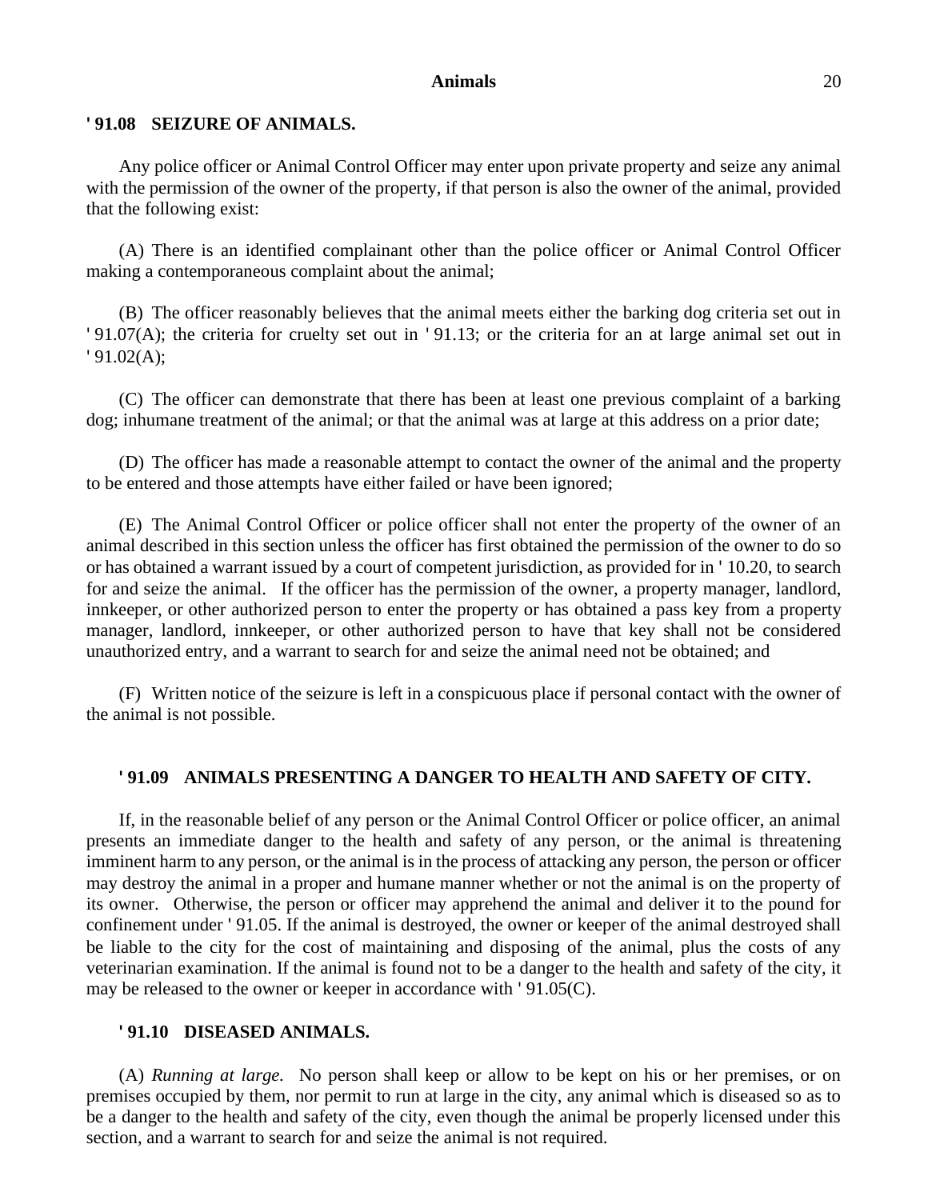### ' 91.08 SEIZURE OF ANIMALS.

Any police officer or Animal Control Officer may enter upon private property and seize any animal with the permission of the owner of the property, if that person is also the owner of the animal, provided that the following exist:

(A) There is an identified complainant other than the police officer or Animal Control Officer making a contemporaneous complaint about the animal;

(B) The officer reasonably believes that the animal meets either the barking dog criteria set out in ' 91.07(A); the criteria for cruelty set out in ' 91.13; or the criteria for an at large animal set out in ' 91.02(A);

(C) The officer can demonstrate that there has been at least one previous complaint of a barking dog; inhumane treatment of the animal; or that the animal was at large at this address on a prior date;

(D) The officer has made a reasonable attempt to contact the owner of the animal and the property to be entered and those attempts have either failed or have been ignored;

(E) The Animal Control Officer or police officer shall not enter the property of the owner of an animal described in this section unless the officer has first obtained the permission of the owner to do so or has obtained a warrant issued by a court of competent jurisdiction, as provided for in ' 10.20, to search for and seize the animal. If the officer has the permission of the owner, a property manager, landlord, innkeeper, or other authorized person to enter the property or has obtained a pass key from a property manager, landlord, innkeeper, or other authorized person to have that key shall not be considered unauthorized entry, and a warrant to search for and seize the animal need not be obtained; and

(F) Written notice of the seizure is left in a conspicuous place if personal contact with the owner of the animal is not possible.

### ' 91.09 ANIMALS PRESENTING A DANGER TO HEALTH AND SAFETY OF CITY.

If, in the reasonable belief of any person or the Animal Control Officer or police officer, an animal presents an immediate danger to the health and safety of any person, or the animal is threatening imminent harm to any person, or the animal is in the process of attacking any person, the person or officer may destroy the animal in a proper and humane manner whether or not the animal is on the property of its owner. Otherwise, the person or officer may apprehend the animal and deliver it to the pound for confinement under ' 91.05. If the animal is destroyed, the owner or keeper of the animal destroyed shall be liable to the city for the cost of maintaining and disposing of the animal, plus the costs of any veterinarian examination. If the animal is found not to be a danger to the health and safety of the city, it may be released to the owner or keeper in accordance with ' 91.05(C).

### ' 91.10 DISEASED ANIMALS.

(A) *Running at large.* No person shall keep or allow to be kept on his or her premises, or on premises occupied by them, nor permit to run at large in the city, any animal which is diseased so as to be a danger to the health and safety of the city, even though the animal be properly licensed under this section, and a warrant to search for and seize the animal is not required.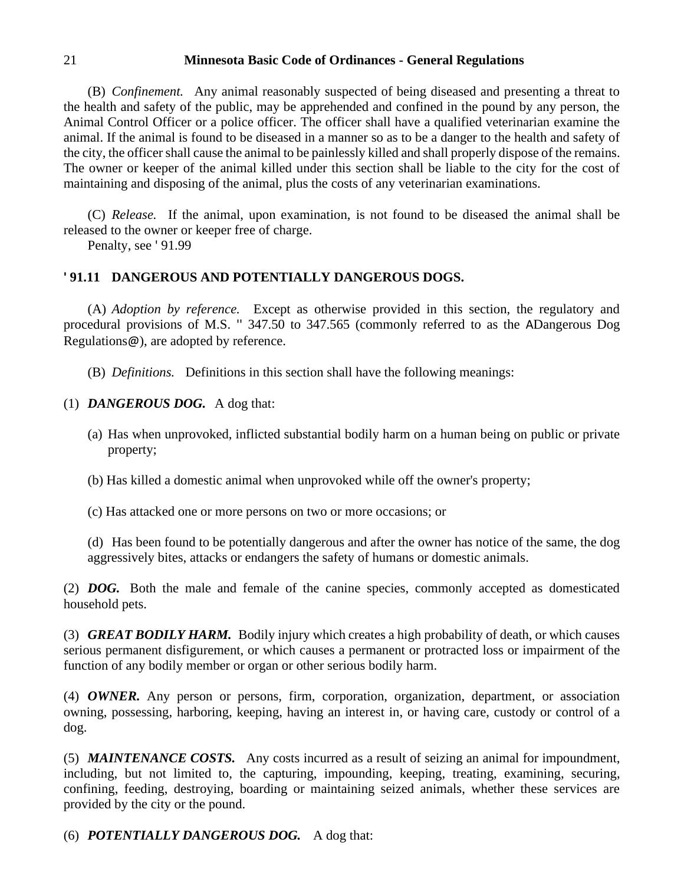(B) *Confinement.* Any animal reasonably suspected of being diseased and presenting a threat to the health and safety of the public, may be apprehended and confined in the pound by any person, the Animal Control Officer or a police officer. The officer shall have a qualified veterinarian examine the animal. If the animal is found to be diseased in a manner so as to be a danger to the health and safety of the city, the officer shall cause the animal to be painlessly killed and shall properly dispose of the remains. The owner or keeper of the animal killed under this section shall be liable to the city for the cost of maintaining and disposing of the animal, plus the costs of any veterinarian examinations.

(C) *Release.* If the animal, upon examination, is not found to be diseased the animal shall be released to the owner or keeper free of charge.
Penalty, see ' 91.99

**' 91.11 DANGEROUS AND POTENTIALLY DANGEROUS DOGS.**

(A) *Adoption by reference.* Except as otherwise provided in this section, the regulatory and procedural provisions of M.S. " 347.50 to 347.565 (commonly referred to as the ADangerous Dog Regulations@), are adopted by reference.

(B) *Definitions.* Definitions in this section shall have the following meanings:

(1) ***DANGEROUS DOG.*** A dog that:

(a) Has when unprovoked, inflicted substantial bodily harm on a human being on public or private property;

(b) Has killed a domestic animal when unprovoked while off the owner's property;

(c) Has attacked one or more persons on two or more occasions; or

(d) Has been found to be potentially dangerous and after the owner has notice of the same, the dog aggressively bites, attacks or endangers the safety of humans or domestic animals.

(2) ***DOG.*** Both the male and female of the canine species, commonly accepted as domesticated household pets.

(3) ***GREAT BODILY HARM.*** Bodily injury which creates a high probability of death, or which causes serious permanent disfigurement, or which causes a permanent or protracted loss or impairment of the function of any bodily member or organ or other serious bodily harm.

(4) ***OWNER.*** Any person or persons, firm, corporation, organization, department, or association owning, possessing, harboring, keeping, having an interest in, or having care, custody or control of a dog.

(5) ***MAINTENANCE COSTS.*** Any costs incurred as a result of seizing an animal for impoundment, including, but not limited to, the capturing, impounding, keeping, treating, examining, securing, confining, feeding, destroying, boarding or maintaining seized animals, whether these services are provided by the city or the pound.

(6) ***POTENTIALLY DANGEROUS DOG.*** A dog that: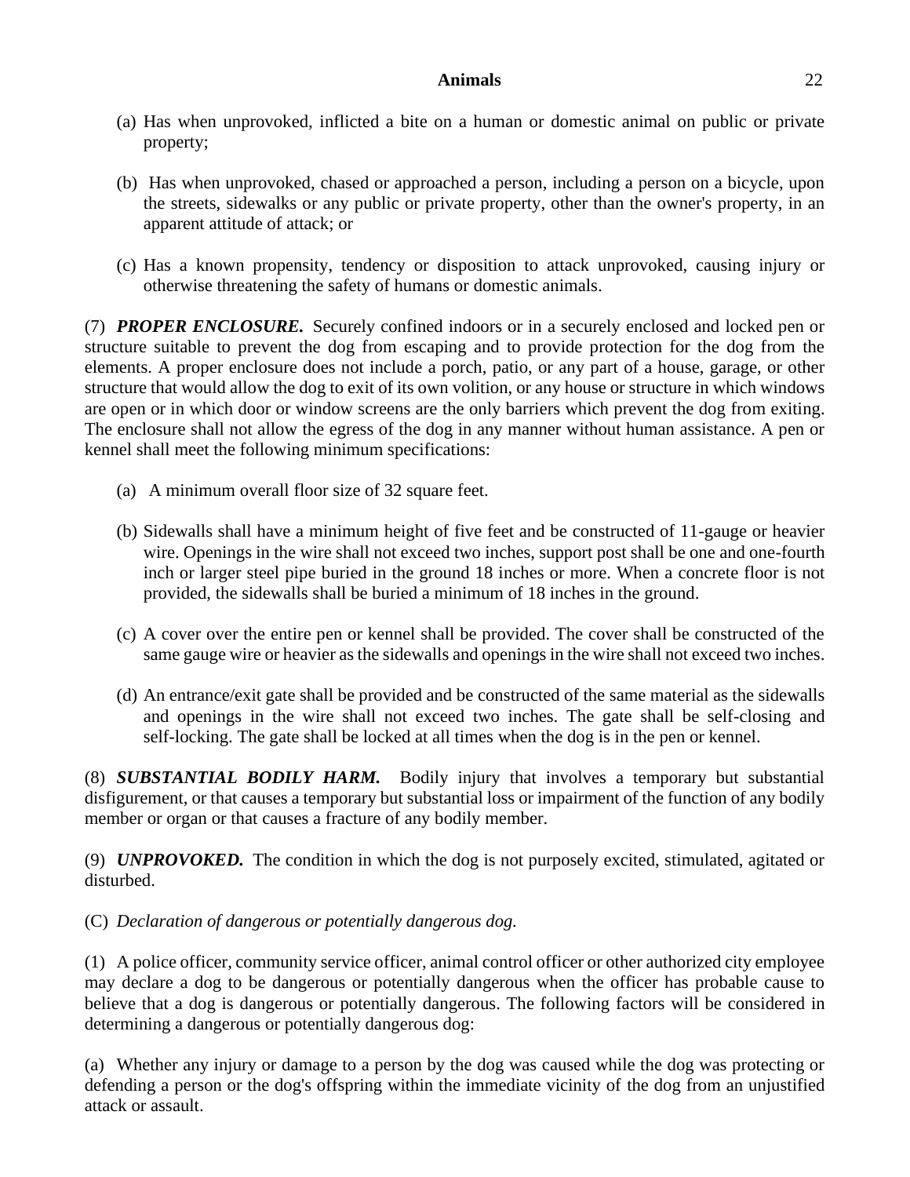(a) Has when unprovoked, inflicted a bite on a human or domestic animal on public or private property;

(b) Has when unprovoked, chased or approached a person, including a person on a bicycle, upon the streets, sidewalks or any public or private property, other than the owner's property, in an apparent attitude of attack; or

(c) Has a known propensity, tendency or disposition to attack unprovoked, causing injury or otherwise threatening the safety of humans or domestic animals.

(7) ***PROPER ENCLOSURE.*** Securely confined indoors or in a securely enclosed and locked pen or structure suitable to prevent the dog from escaping and to provide protection for the dog from the elements. A proper enclosure does not include a porch, patio, or any part of a house, garage, or other structure that would allow the dog to exit of its own volition, or any house or structure in which windows are open or in which door or window screens are the only barriers which prevent the dog from exiting. The enclosure shall not allow the egress of the dog in any manner without human assistance. A pen or kennel shall meet the following minimum specifications:

(a) A minimum overall floor size of 32 square feet.

(b) Sidewalls shall have a minimum height of five feet and be constructed of 11-gauge or heavier wire. Openings in the wire shall not exceed two inches, support post shall be one and one-fourth inch or larger steel pipe buried in the ground 18 inches or more. When a concrete floor is not provided, the sidewalls shall be buried a minimum of 18 inches in the ground.

(c) A cover over the entire pen or kennel shall be provided. The cover shall be constructed of the same gauge wire or heavier as the sidewalls and openings in the wire shall not exceed two inches.

(d) An entrance/exit gate shall be provided and be constructed of the same material as the sidewalls and openings in the wire shall not exceed two inches. The gate shall be self-closing and self-locking. The gate shall be locked at all times when the dog is in the pen or kennel.

(8) ***SUBSTANTIAL BODILY HARM.*** Bodily injury that involves a temporary but substantial disfigurement, or that causes a temporary but substantial loss or impairment of the function of any bodily member or organ or that causes a fracture of any bodily member.

(9) ***UNPROVOKED.*** The condition in which the dog is not purposely excited, stimulated, agitated or disturbed.

(C) *Declaration of dangerous or potentially dangerous dog.*

(1) A police officer, community service officer, animal control officer or other authorized city employee may declare a dog to be dangerous or potentially dangerous when the officer has probable cause to believe that a dog is dangerous or potentially dangerous. The following factors will be considered in determining a dangerous or potentially dangerous dog:

(a) Whether any injury or damage to a person by the dog was caused while the dog was protecting or defending a person or the dog's offspring within the immediate vicinity of the dog from an unjustified attack or assault.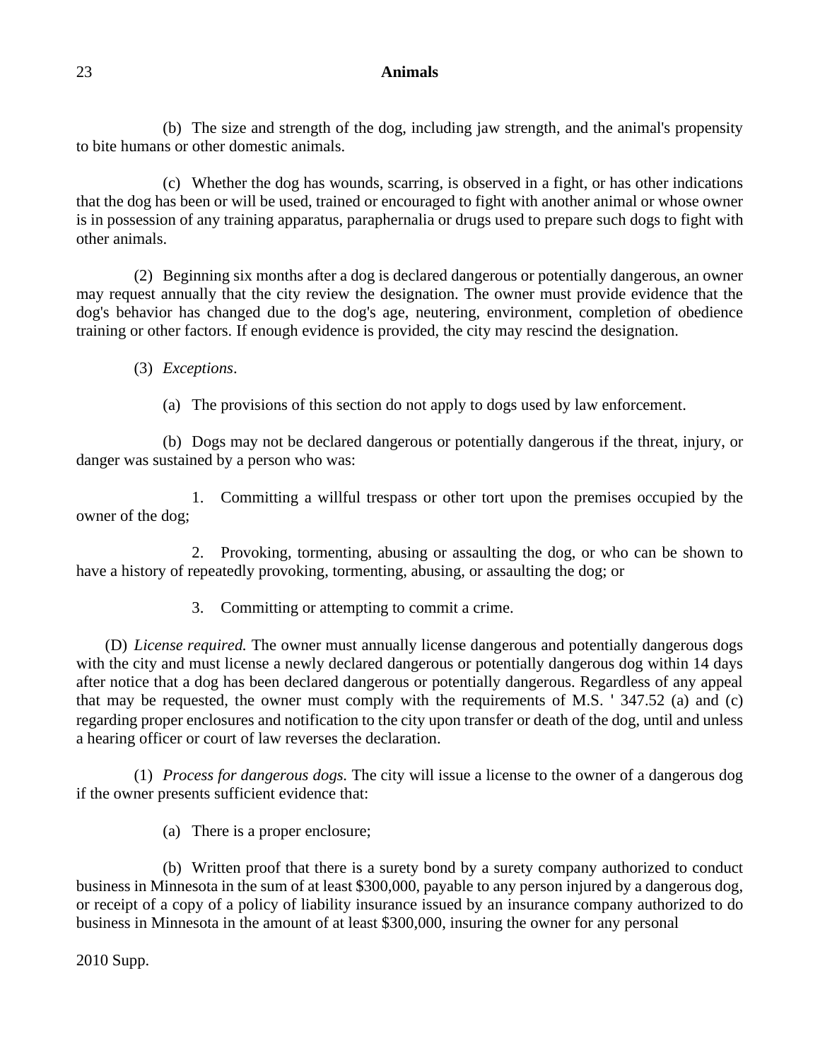(b) The size and strength of the dog, including jaw strength, and the animal's propensity to bite humans or other domestic animals.

(c) Whether the dog has wounds, scarring, is observed in a fight, or has other indications that the dog has been or will be used, trained or encouraged to fight with another animal or whose owner is in possession of any training apparatus, paraphernalia or drugs used to prepare such dogs to fight with other animals.

(2) Beginning six months after a dog is declared dangerous or potentially dangerous, an owner may request annually that the city review the designation. The owner must provide evidence that the dog's behavior has changed due to the dog's age, neutering, environment, completion of obedience training or other factors. If enough evidence is provided, the city may rescind the designation.

(3) *Exceptions*.

(a) The provisions of this section do not apply to dogs used by law enforcement.

(b) Dogs may not be declared dangerous or potentially dangerous if the threat, injury, or danger was sustained by a person who was:

1. Committing a willful trespass or other tort upon the premises occupied by the owner of the dog;

2. Provoking, tormenting, abusing or assaulting the dog, or who can be shown to have a history of repeatedly provoking, tormenting, abusing, or assaulting the dog; or

3. Committing or attempting to commit a crime.

(D) *License required.* The owner must annually license dangerous and potentially dangerous dogs with the city and must license a newly declared dangerous or potentially dangerous dog within 14 days after notice that a dog has been declared dangerous or potentially dangerous. Regardless of any appeal that may be requested, the owner must comply with the requirements of M.S. ' 347.52 (a) and (c) regarding proper enclosures and notification to the city upon transfer or death of the dog, until and unless a hearing officer or court of law reverses the declaration.

(1) *Process for dangerous dogs.* The city will issue a license to the owner of a dangerous dog if the owner presents sufficient evidence that:

(a) There is a proper enclosure;

(b) Written proof that there is a surety bond by a surety company authorized to conduct business in Minnesota in the sum of at least $300,000, payable to any person injured by a dangerous dog, or receipt of a copy of a policy of liability insurance issued by an insurance company authorized to do business in Minnesota in the amount of at least $300,000, insuring the owner for any personal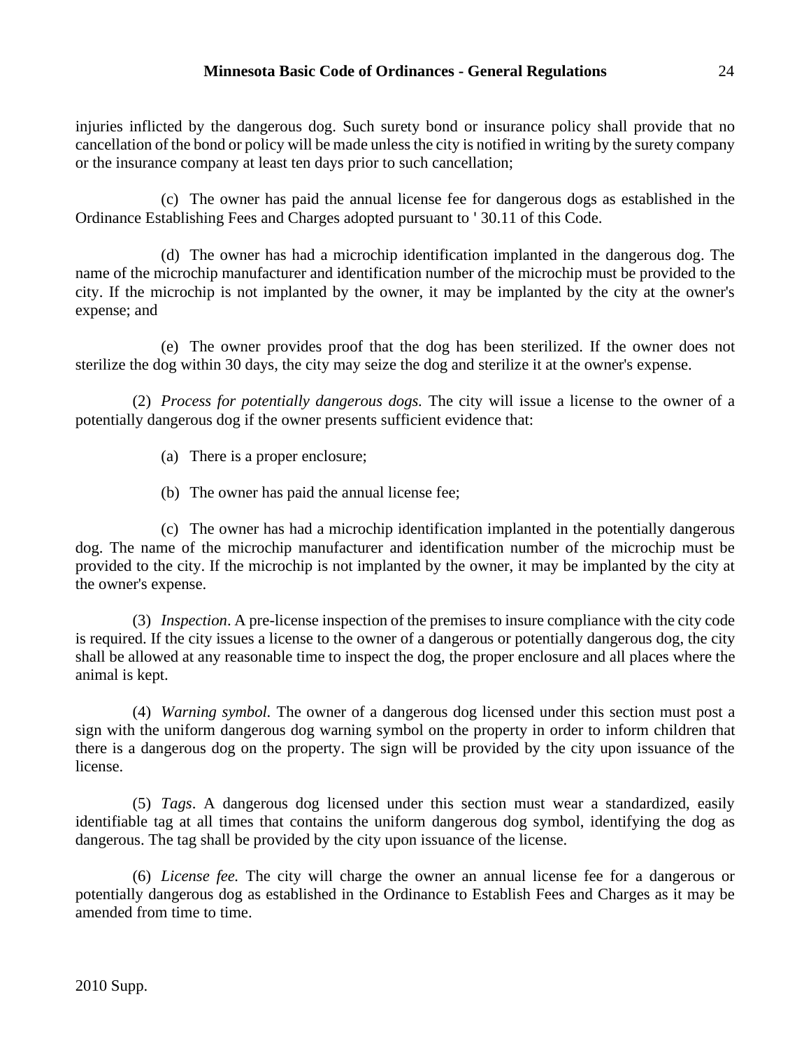injuries inflicted by the dangerous dog. Such surety bond or insurance policy shall provide that no cancellation of the bond or policy will be made unless the city is notified in writing by the surety company or the insurance company at least ten days prior to such cancellation;

(c) The owner has paid the annual license fee for dangerous dogs as established in the Ordinance Establishing Fees and Charges adopted pursuant to ' 30.11 of this Code.

(d) The owner has had a microchip identification implanted in the dangerous dog. The name of the microchip manufacturer and identification number of the microchip must be provided to the city. If the microchip is not implanted by the owner, it may be implanted by the city at the owner's expense; and

(e) The owner provides proof that the dog has been sterilized. If the owner does not sterilize the dog within 30 days, the city may seize the dog and sterilize it at the owner's expense.

(2) *Process for potentially dangerous dogs.* The city will issue a license to the owner of a potentially dangerous dog if the owner presents sufficient evidence that:

(a) There is a proper enclosure;

(b) The owner has paid the annual license fee;

(c) The owner has had a microchip identification implanted in the potentially dangerous dog. The name of the microchip manufacturer and identification number of the microchip must be provided to the city. If the microchip is not implanted by the owner, it may be implanted by the city at the owner's expense.

(3) *Inspection*. A pre-license inspection of the premises to insure compliance with the city code is required. If the city issues a license to the owner of a dangerous or potentially dangerous dog, the city shall be allowed at any reasonable time to inspect the dog, the proper enclosure and all places where the animal is kept.

(4) *Warning symbol.* The owner of a dangerous dog licensed under this section must post a sign with the uniform dangerous dog warning symbol on the property in order to inform children that there is a dangerous dog on the property. The sign will be provided by the city upon issuance of the license.

(5) *Tags*. A dangerous dog licensed under this section must wear a standardized, easily identifiable tag at all times that contains the uniform dangerous dog symbol, identifying the dog as dangerous. The tag shall be provided by the city upon issuance of the license.

(6) *License fee.* The city will charge the owner an annual license fee for a dangerous or potentially dangerous dog as established in the Ordinance to Establish Fees and Charges as it may be amended from time to time.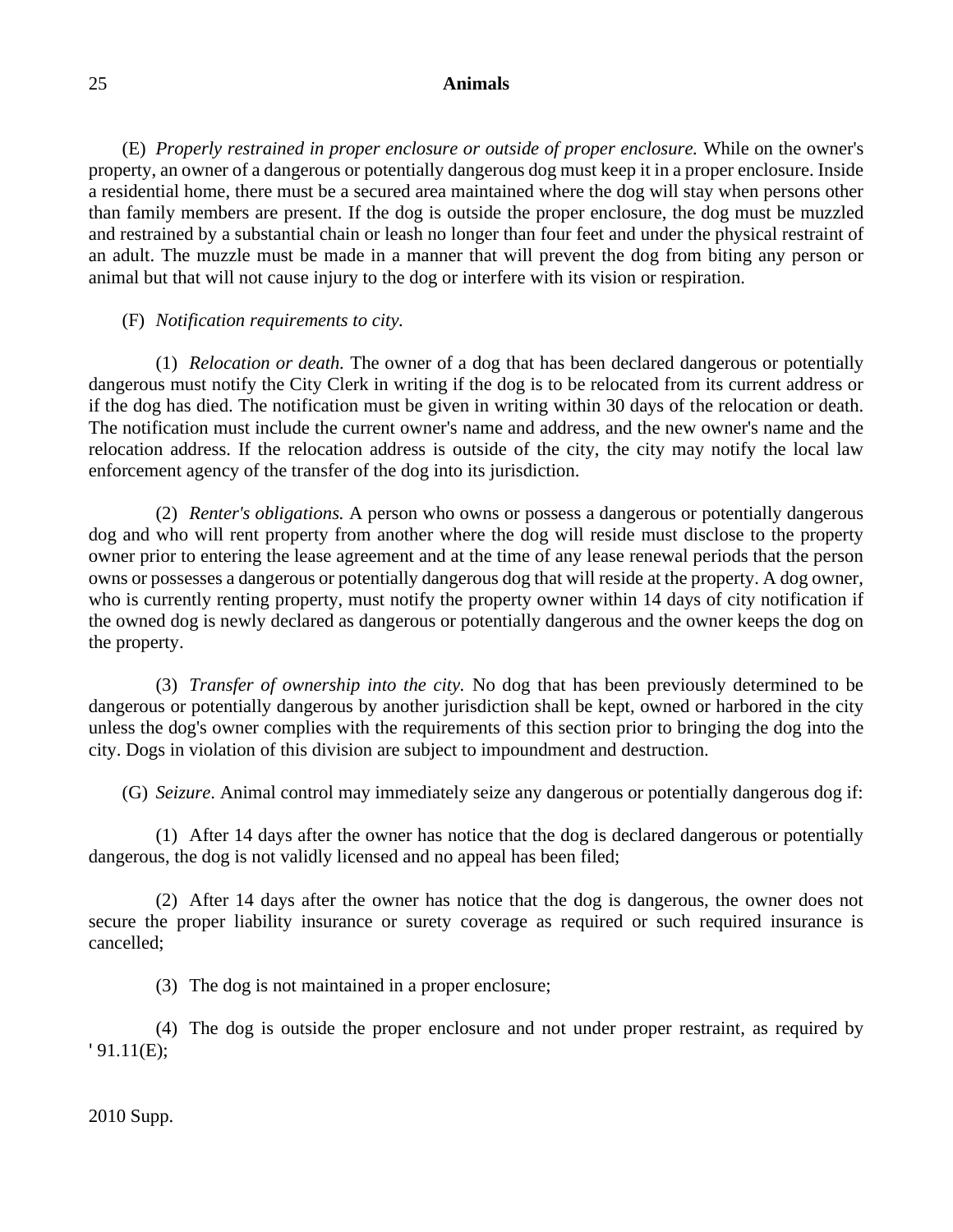(E) *Properly restrained in proper enclosure or outside of proper enclosure.* While on the owner's property, an owner of a dangerous or potentially dangerous dog must keep it in a proper enclosure. Inside a residential home, there must be a secured area maintained where the dog will stay when persons other than family members are present. If the dog is outside the proper enclosure, the dog must be muzzled and restrained by a substantial chain or leash no longer than four feet and under the physical restraint of an adult. The muzzle must be made in a manner that will prevent the dog from biting any person or animal but that will not cause injury to the dog or interfere with its vision or respiration.

(F) *Notification requirements to city.*

(1) *Relocation or death.* The owner of a dog that has been declared dangerous or potentially dangerous must notify the City Clerk in writing if the dog is to be relocated from its current address or if the dog has died. The notification must be given in writing within 30 days of the relocation or death. The notification must include the current owner's name and address, and the new owner's name and the relocation address. If the relocation address is outside of the city, the city may notify the local law enforcement agency of the transfer of the dog into its jurisdiction.

(2) *Renter's obligations.* A person who owns or possess a dangerous or potentially dangerous dog and who will rent property from another where the dog will reside must disclose to the property owner prior to entering the lease agreement and at the time of any lease renewal periods that the person owns or possesses a dangerous or potentially dangerous dog that will reside at the property. A dog owner, who is currently renting property, must notify the property owner within 14 days of city notification if the owned dog is newly declared as dangerous or potentially dangerous and the owner keeps the dog on the property.

(3) *Transfer of ownership into the city.* No dog that has been previously determined to be dangerous or potentially dangerous by another jurisdiction shall be kept, owned or harbored in the city unless the dog's owner complies with the requirements of this section prior to bringing the dog into the city. Dogs in violation of this division are subject to impoundment and destruction.

(G) *Seizure*. Animal control may immediately seize any dangerous or potentially dangerous dog if:

(1) After 14 days after the owner has notice that the dog is declared dangerous or potentially dangerous, the dog is not validly licensed and no appeal has been filed;

(2) After 14 days after the owner has notice that the dog is dangerous, the owner does not secure the proper liability insurance or surety coverage as required or such required insurance is cancelled;

(3) The dog is not maintained in a proper enclosure;

(4) The dog is outside the proper enclosure and not under proper restraint, as required by ' 91.11(E);

2010 Supp.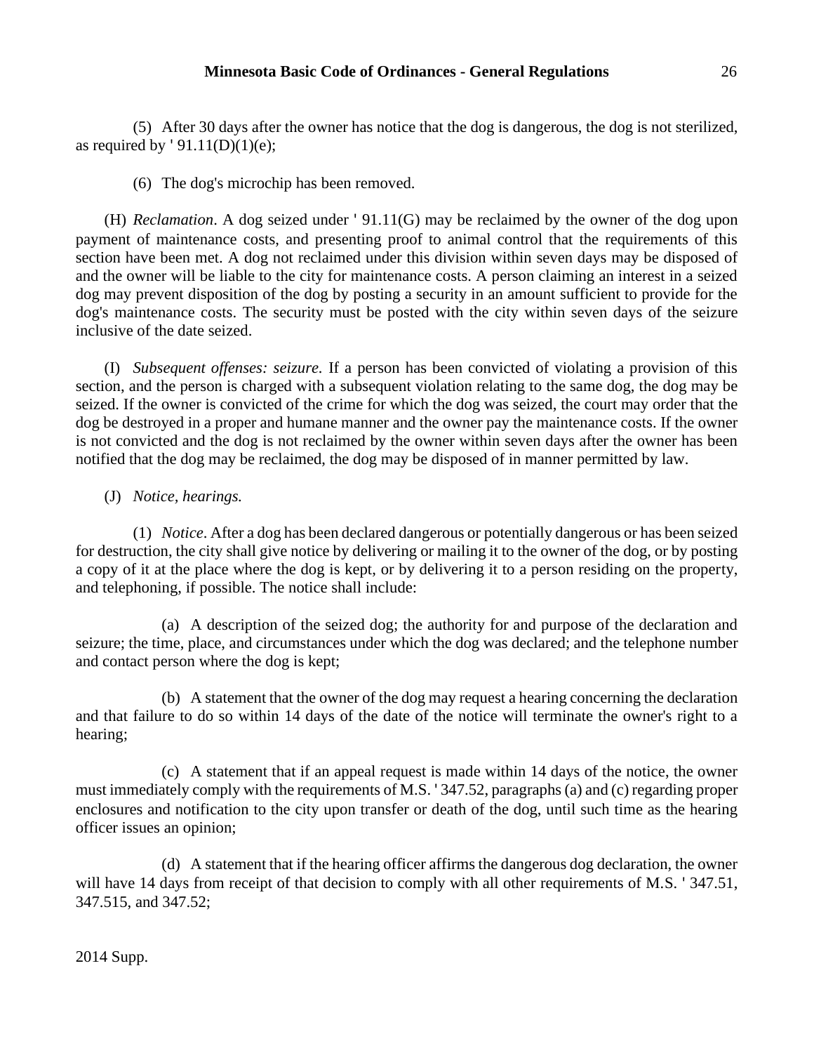(5) After 30 days after the owner has notice that the dog is dangerous, the dog is not sterilized, as required by ' 91.11(D)(1)(e);

(6) The dog's microchip has been removed.

(H) *Reclamation*. A dog seized under ' 91.11(G) may be reclaimed by the owner of the dog upon payment of maintenance costs, and presenting proof to animal control that the requirements of this section have been met. A dog not reclaimed under this division within seven days may be disposed of and the owner will be liable to the city for maintenance costs. A person claiming an interest in a seized dog may prevent disposition of the dog by posting a security in an amount sufficient to provide for the dog's maintenance costs. The security must be posted with the city within seven days of the seizure inclusive of the date seized.

(I) *Subsequent offenses: seizure.* If a person has been convicted of violating a provision of this section, and the person is charged with a subsequent violation relating to the same dog, the dog may be seized. If the owner is convicted of the crime for which the dog was seized, the court may order that the dog be destroyed in a proper and humane manner and the owner pay the maintenance costs. If the owner is not convicted and the dog is not reclaimed by the owner within seven days after the owner has been notified that the dog may be reclaimed, the dog may be disposed of in manner permitted by law.

(J) *Notice, hearings.*

(1) *Notice*. After a dog has been declared dangerous or potentially dangerous or has been seized for destruction, the city shall give notice by delivering or mailing it to the owner of the dog, or by posting a copy of it at the place where the dog is kept, or by delivering it to a person residing on the property, and telephoning, if possible. The notice shall include:

(a) A description of the seized dog; the authority for and purpose of the declaration and seizure; the time, place, and circumstances under which the dog was declared; and the telephone number and contact person where the dog is kept;

(b) A statement that the owner of the dog may request a hearing concerning the declaration and that failure to do so within 14 days of the date of the notice will terminate the owner's right to a hearing;

(c) A statement that if an appeal request is made within 14 days of the notice, the owner must immediately comply with the requirements of M.S. ' 347.52, paragraphs (a) and (c) regarding proper enclosures and notification to the city upon transfer or death of the dog, until such time as the hearing officer issues an opinion;

(d) A statement that if the hearing officer affirms the dangerous dog declaration, the owner will have 14 days from receipt of that decision to comply with all other requirements of M.S. ' 347.51, 347.515, and 347.52;

2014 Supp.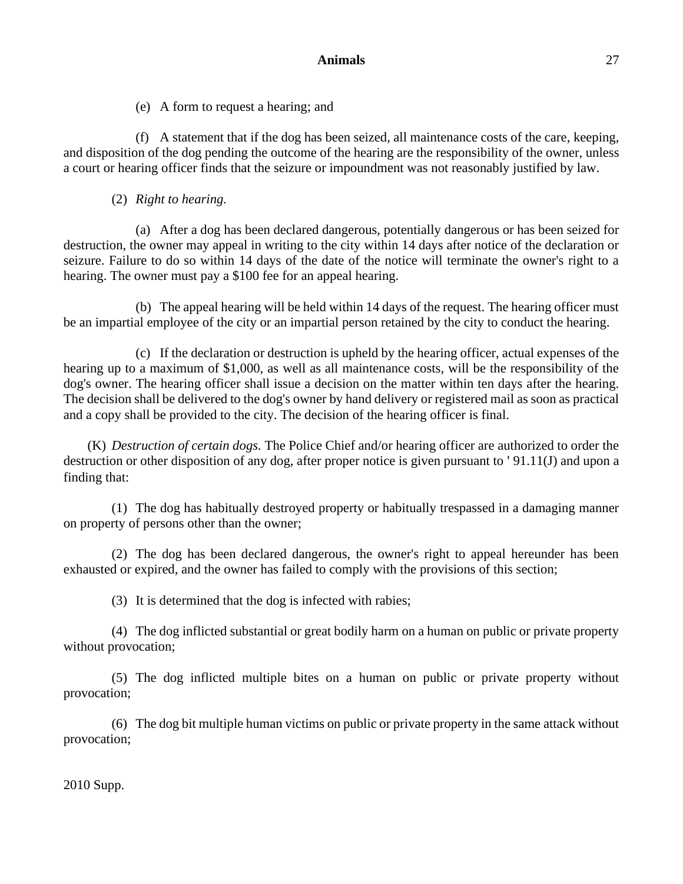(e) A form to request a hearing; and

(f) A statement that if the dog has been seized, all maintenance costs of the care, keeping, and disposition of the dog pending the outcome of the hearing are the responsibility of the owner, unless a court or hearing officer finds that the seizure or impoundment was not reasonably justified by law.

(2) *Right to hearing.*

(a) After a dog has been declared dangerous, potentially dangerous or has been seized for destruction, the owner may appeal in writing to the city within 14 days after notice of the declaration or seizure. Failure to do so within 14 days of the date of the notice will terminate the owner's right to a hearing. The owner must pay a $100 fee for an appeal hearing.

(b) The appeal hearing will be held within 14 days of the request. The hearing officer must be an impartial employee of the city or an impartial person retained by the city to conduct the hearing.

(c) If the declaration or destruction is upheld by the hearing officer, actual expenses of the hearing up to a maximum of $1,000, as well as all maintenance costs, will be the responsibility of the dog's owner. The hearing officer shall issue a decision on the matter within ten days after the hearing. The decision shall be delivered to the dog's owner by hand delivery or registered mail as soon as practical and a copy shall be provided to the city. The decision of the hearing officer is final.

(K) *Destruction of certain dogs.* The Police Chief and/or hearing officer are authorized to order the destruction or other disposition of any dog, after proper notice is given pursuant to ' 91.11(J) and upon a finding that:

(1) The dog has habitually destroyed property or habitually trespassed in a damaging manner on property of persons other than the owner;

(2) The dog has been declared dangerous, the owner's right to appeal hereunder has been exhausted or expired, and the owner has failed to comply with the provisions of this section;

(3) It is determined that the dog is infected with rabies;

(4) The dog inflicted substantial or great bodily harm on a human on public or private property without provocation;

(5) The dog inflicted multiple bites on a human on public or private property without provocation;

(6) The dog bit multiple human victims on public or private property in the same attack without provocation;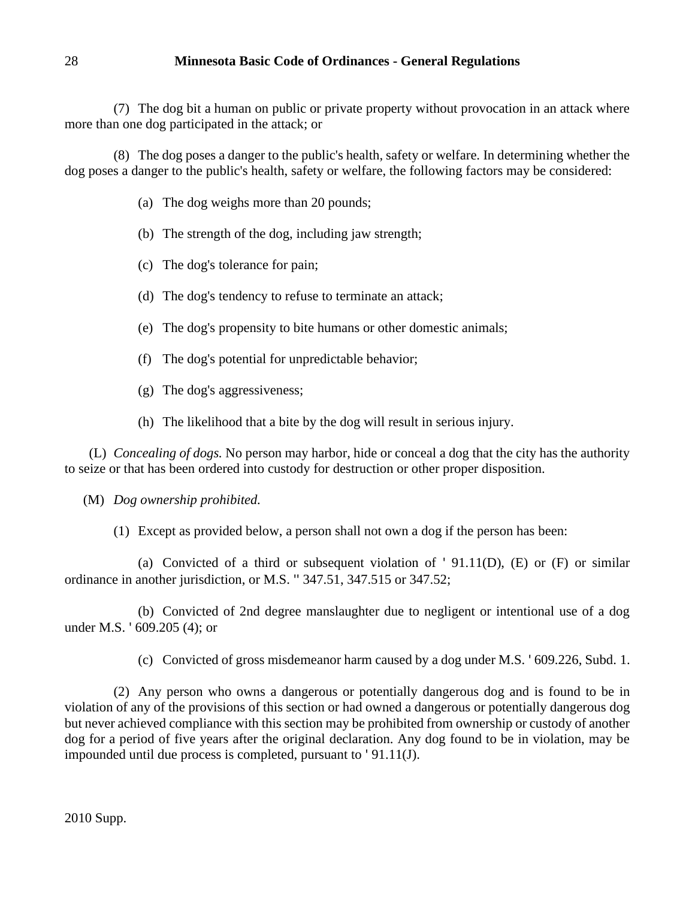(7) The dog bit a human on public or private property without provocation in an attack where more than one dog participated in the attack; or

(8) The dog poses a danger to the public's health, safety or welfare. In determining whether the dog poses a danger to the public's health, safety or welfare, the following factors may be considered:

(a) The dog weighs more than 20 pounds;

(b) The strength of the dog, including jaw strength;

(c) The dog's tolerance for pain;

(d) The dog's tendency to refuse to terminate an attack;

(e) The dog's propensity to bite humans or other domestic animals;

(f) The dog's potential for unpredictable behavior;

(g) The dog's aggressiveness;

(h) The likelihood that a bite by the dog will result in serious injury.

(L) *Concealing of dogs.* No person may harbor, hide or conceal a dog that the city has the authority to seize or that has been ordered into custody for destruction or other proper disposition.

(M) *Dog ownership prohibited.*

(1) Except as provided below, a person shall not own a dog if the person has been:

(a) Convicted of a third or subsequent violation of ' 91.11(D), (E) or (F) or similar ordinance in another jurisdiction, or M.S. '' 347.51, 347.515 or 347.52;

(b) Convicted of 2nd degree manslaughter due to negligent or intentional use of a dog under M.S. ' 609.205 (4); or

(c) Convicted of gross misdemeanor harm caused by a dog under M.S. ' 609.226, Subd. 1.

(2) Any person who owns a dangerous or potentially dangerous dog and is found to be in violation of any of the provisions of this section or had owned a dangerous or potentially dangerous dog but never achieved compliance with this section may be prohibited from ownership or custody of another dog for a period of five years after the original declaration. Any dog found to be in violation, may be impounded until due process is completed, pursuant to ' 91.11(J).

2010 Supp.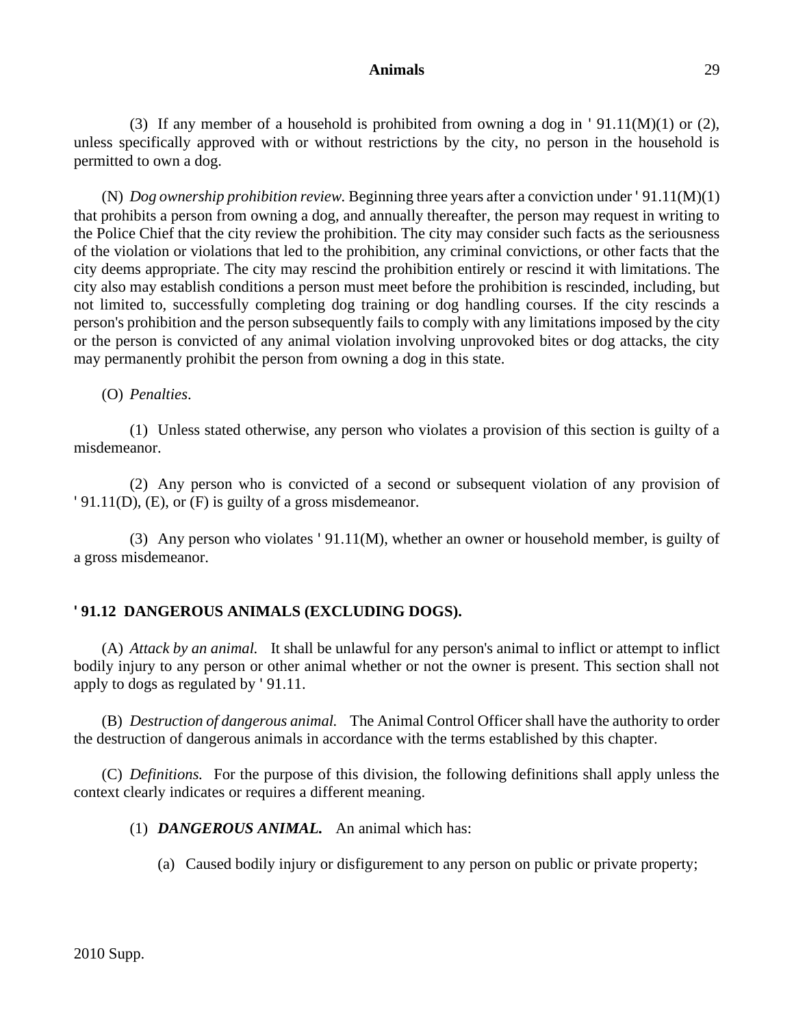(3) If any member of a household is prohibited from owning a dog in ' 91.11(M)(1) or (2), unless specifically approved with or without restrictions by the city, no person in the household is permitted to own a dog.

(N) *Dog ownership prohibition review.* Beginning three years after a conviction under ' 91.11(M)(1) that prohibits a person from owning a dog, and annually thereafter, the person may request in writing to the Police Chief that the city review the prohibition. The city may consider such facts as the seriousness of the violation or violations that led to the prohibition, any criminal convictions, or other facts that the city deems appropriate. The city may rescind the prohibition entirely or rescind it with limitations. The city also may establish conditions a person must meet before the prohibition is rescinded, including, but not limited to, successfully completing dog training or dog handling courses. If the city rescinds a person's prohibition and the person subsequently fails to comply with any limitations imposed by the city or the person is convicted of any animal violation involving unprovoked bites or dog attacks, the city may permanently prohibit the person from owning a dog in this state.

(O) *Penalties.*

(1) Unless stated otherwise, any person who violates a provision of this section is guilty of a misdemeanor.

(2) Any person who is convicted of a second or subsequent violation of any provision of ' 91.11(D), (E), or (F) is guilty of a gross misdemeanor.

(3) Any person who violates ' 91.11(M), whether an owner or household member, is guilty of a gross misdemeanor.

### ' 91.12 DANGEROUS ANIMALS (EXCLUDING DOGS).

(A) *Attack by an animal.* It shall be unlawful for any person's animal to inflict or attempt to inflict bodily injury to any person or other animal whether or not the owner is present. This section shall not apply to dogs as regulated by ' 91.11.

(B) *Destruction of dangerous animal.* The Animal Control Officer shall have the authority to order the destruction of dangerous animals in accordance with the terms established by this chapter.

(C) *Definitions.* For the purpose of this division, the following definitions shall apply unless the context clearly indicates or requires a different meaning.

(1) ***DANGEROUS ANIMAL.*** An animal which has:

(a) Caused bodily injury or disfigurement to any person on public or private property;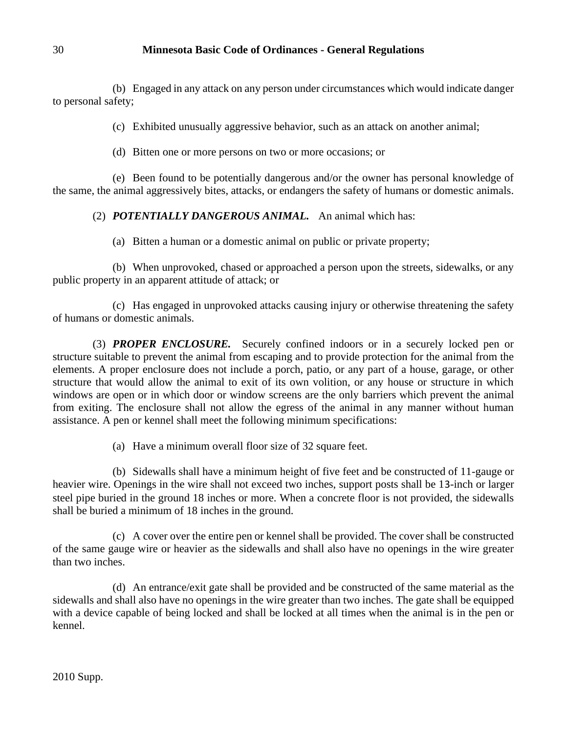(b) Engaged in any attack on any person under circumstances which would indicate danger to personal safety;

(c) Exhibited unusually aggressive behavior, such as an attack on another animal;

(d) Bitten one or more persons on two or more occasions; or

(e) Been found to be potentially dangerous and/or the owner has personal knowledge of the same, the animal aggressively bites, attacks, or endangers the safety of humans or domestic animals.

(2) ***POTENTIALLY DANGEROUS ANIMAL.*** An animal which has:

(a) Bitten a human or a domestic animal on public or private property;

(b) When unprovoked, chased or approached a person upon the streets, sidewalks, or any public property in an apparent attitude of attack; or

(c) Has engaged in unprovoked attacks causing injury or otherwise threatening the safety of humans or domestic animals.

(3) ***PROPER ENCLOSURE.*** Securely confined indoors or in a securely locked pen or structure suitable to prevent the animal from escaping and to provide protection for the animal from the elements. A proper enclosure does not include a porch, patio, or any part of a house, garage, or other structure that would allow the animal to exit of its own volition, or any house or structure in which windows are open or in which door or window screens are the only barriers which prevent the animal from exiting. The enclosure shall not allow the egress of the animal in any manner without human assistance. A pen or kennel shall meet the following minimum specifications:

(a) Have a minimum overall floor size of 32 square feet.

(b) Sidewalls shall have a minimum height of five feet and be constructed of 11-gauge or heavier wire. Openings in the wire shall not exceed two inches, support posts shall be 13-inch or larger steel pipe buried in the ground 18 inches or more. When a concrete floor is not provided, the sidewalls shall be buried a minimum of 18 inches in the ground.

(c) A cover over the entire pen or kennel shall be provided. The cover shall be constructed of the same gauge wire or heavier as the sidewalls and shall also have no openings in the wire greater than two inches.

(d) An entrance/exit gate shall be provided and be constructed of the same material as the sidewalls and shall also have no openings in the wire greater than two inches. The gate shall be equipped with a device capable of being locked and shall be locked at all times when the animal is in the pen or kennel.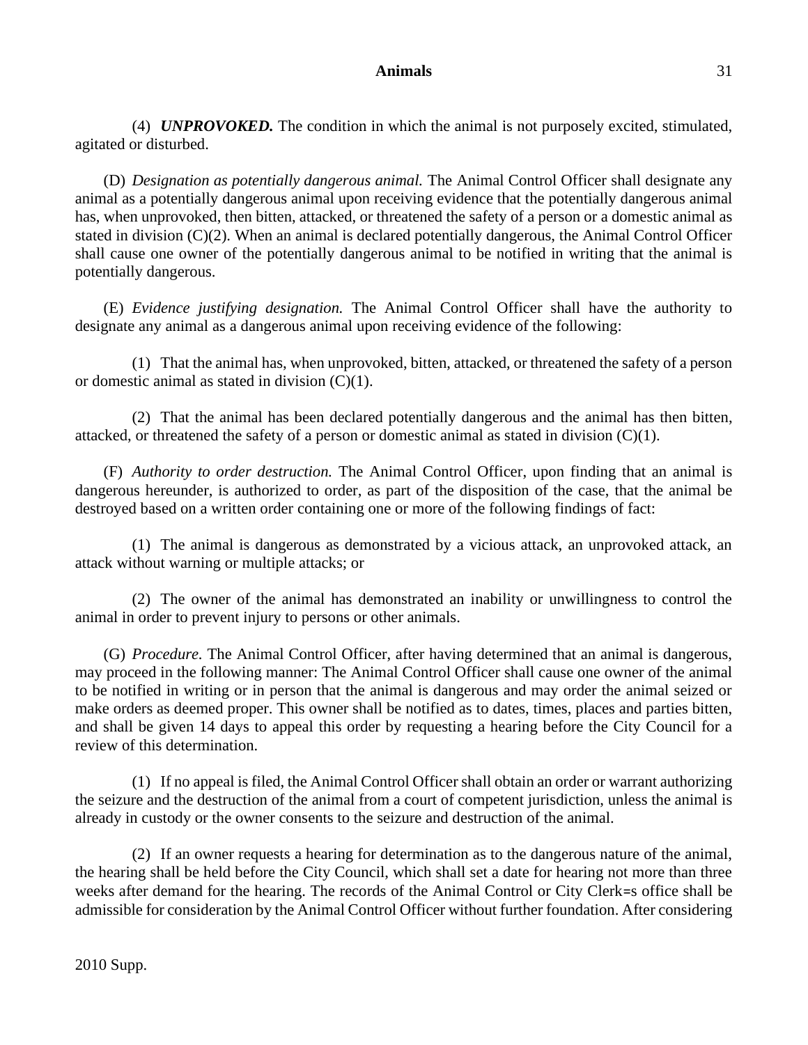(4) ***UNPROVOKED.*** The condition in which the animal is not purposely excited, stimulated, agitated or disturbed.

(D) *Designation as potentially dangerous animal.* The Animal Control Officer shall designate any animal as a potentially dangerous animal upon receiving evidence that the potentially dangerous animal has, when unprovoked, then bitten, attacked, or threatened the safety of a person or a domestic animal as stated in division (C)(2). When an animal is declared potentially dangerous, the Animal Control Officer shall cause one owner of the potentially dangerous animal to be notified in writing that the animal is potentially dangerous.

(E) *Evidence justifying designation.* The Animal Control Officer shall have the authority to designate any animal as a dangerous animal upon receiving evidence of the following:

(1) That the animal has, when unprovoked, bitten, attacked, or threatened the safety of a person or domestic animal as stated in division (C)(1).

(2) That the animal has been declared potentially dangerous and the animal has then bitten, attacked, or threatened the safety of a person or domestic animal as stated in division (C)(1).

(F) *Authority to order destruction.* The Animal Control Officer, upon finding that an animal is dangerous hereunder, is authorized to order, as part of the disposition of the case, that the animal be destroyed based on a written order containing one or more of the following findings of fact:

(1) The animal is dangerous as demonstrated by a vicious attack, an unprovoked attack, an attack without warning or multiple attacks; or

(2) The owner of the animal has demonstrated an inability or unwillingness to control the animal in order to prevent injury to persons or other animals.

(G) *Procedure.* The Animal Control Officer, after having determined that an animal is dangerous, may proceed in the following manner: The Animal Control Officer shall cause one owner of the animal to be notified in writing or in person that the animal is dangerous and may order the animal seized or make orders as deemed proper. This owner shall be notified as to dates, times, places and parties bitten, and shall be given 14 days to appeal this order by requesting a hearing before the City Council for a review of this determination.

(1) If no appeal is filed, the Animal Control Officer shall obtain an order or warrant authorizing the seizure and the destruction of the animal from a court of competent jurisdiction, unless the animal is already in custody or the owner consents to the seizure and destruction of the animal.

(2) If an owner requests a hearing for determination as to the dangerous nature of the animal, the hearing shall be held before the City Council, which shall set a date for hearing not more than three weeks after demand for the hearing. The records of the Animal Control or City Clerk=s office shall be admissible for consideration by the Animal Control Officer without further foundation. After considering

2010 Supp.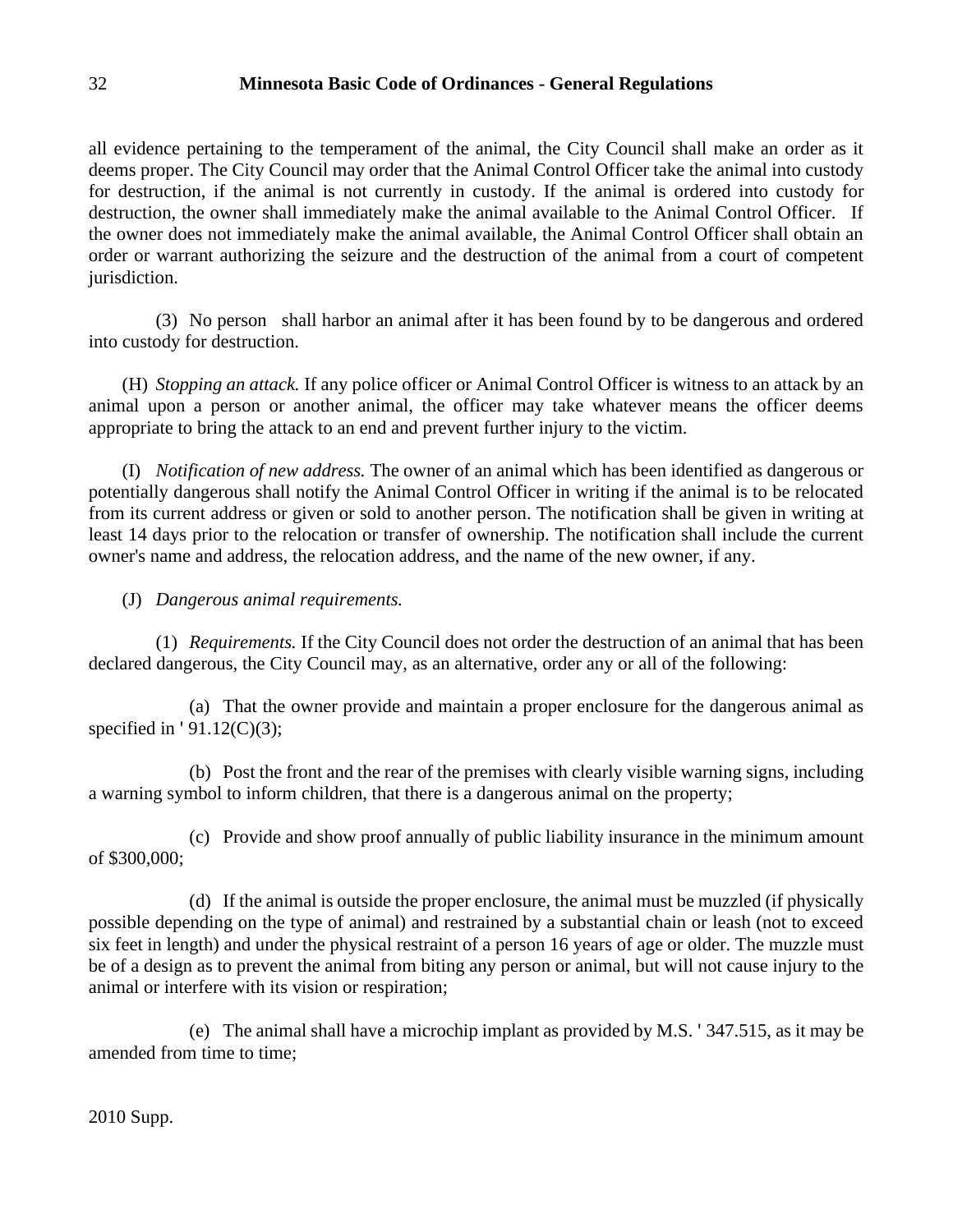all evidence pertaining to the temperament of the animal, the City Council shall make an order as it deems proper. The City Council may order that the Animal Control Officer take the animal into custody for destruction, if the animal is not currently in custody. If the animal is ordered into custody for destruction, the owner shall immediately make the animal available to the Animal Control Officer. If the owner does not immediately make the animal available, the Animal Control Officer shall obtain an order or warrant authorizing the seizure and the destruction of the animal from a court of competent jurisdiction.

(3) No person shall harbor an animal after it has been found by to be dangerous and ordered into custody for destruction.

(H) *Stopping an attack.* If any police officer or Animal Control Officer is witness to an attack by an animal upon a person or another animal, the officer may take whatever means the officer deems appropriate to bring the attack to an end and prevent further injury to the victim.

(I) *Notification of new address.* The owner of an animal which has been identified as dangerous or potentially dangerous shall notify the Animal Control Officer in writing if the animal is to be relocated from its current address or given or sold to another person. The notification shall be given in writing at least 14 days prior to the relocation or transfer of ownership. The notification shall include the current owner's name and address, the relocation address, and the name of the new owner, if any.

(J) *Dangerous animal requirements.*

(1) *Requirements.* If the City Council does not order the destruction of an animal that has been declared dangerous, the City Council may, as an alternative, order any or all of the following:

(a) That the owner provide and maintain a proper enclosure for the dangerous animal as specified in ' 91.12(C)(3);

(b) Post the front and the rear of the premises with clearly visible warning signs, including a warning symbol to inform children, that there is a dangerous animal on the property;

(c) Provide and show proof annually of public liability insurance in the minimum amount of $300,000;

(d) If the animal is outside the proper enclosure, the animal must be muzzled (if physically possible depending on the type of animal) and restrained by a substantial chain or leash (not to exceed six feet in length) and under the physical restraint of a person 16 years of age or older. The muzzle must be of a design as to prevent the animal from biting any person or animal, but will not cause injury to the animal or interfere with its vision or respiration;

(e) The animal shall have a microchip implant as provided by M.S. ' 347.515, as it may be amended from time to time;

2010 Supp.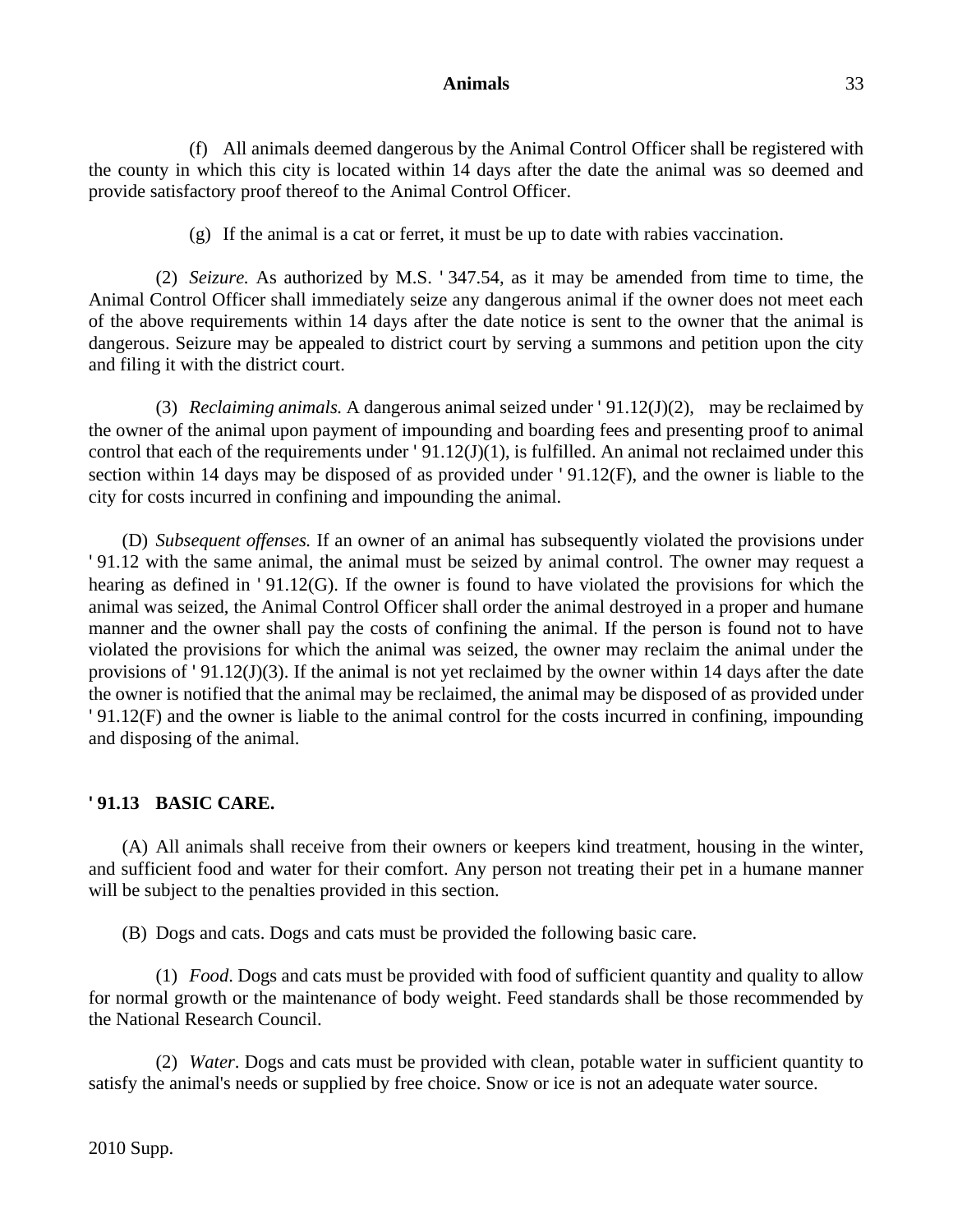(f) All animals deemed dangerous by the Animal Control Officer shall be registered with the county in which this city is located within 14 days after the date the animal was so deemed and provide satisfactory proof thereof to the Animal Control Officer.

(g) If the animal is a cat or ferret, it must be up to date with rabies vaccination.

(2) *Seizure.* As authorized by M.S. ' 347.54, as it may be amended from time to time, the Animal Control Officer shall immediately seize any dangerous animal if the owner does not meet each of the above requirements within 14 days after the date notice is sent to the owner that the animal is dangerous. Seizure may be appealed to district court by serving a summons and petition upon the city and filing it with the district court.

(3) *Reclaiming animals.* A dangerous animal seized under ' 91.12(J)(2), may be reclaimed by the owner of the animal upon payment of impounding and boarding fees and presenting proof to animal control that each of the requirements under ' 91.12(J)(1), is fulfilled. An animal not reclaimed under this section within 14 days may be disposed of as provided under ' 91.12(F), and the owner is liable to the city for costs incurred in confining and impounding the animal.

(D) *Subsequent offenses.* If an owner of an animal has subsequently violated the provisions under ' 91.12 with the same animal, the animal must be seized by animal control. The owner may request a hearing as defined in ' 91.12(G). If the owner is found to have violated the provisions for which the animal was seized, the Animal Control Officer shall order the animal destroyed in a proper and humane manner and the owner shall pay the costs of confining the animal. If the person is found not to have violated the provisions for which the animal was seized, the owner may reclaim the animal under the provisions of ' 91.12(J)(3). If the animal is not yet reclaimed by the owner within 14 days after the date the owner is notified that the animal may be reclaimed, the animal may be disposed of as provided under ' 91.12(F) and the owner is liable to the animal control for the costs incurred in confining, impounding and disposing of the animal.

**' 91.13 BASIC CARE.**

(A) All animals shall receive from their owners or keepers kind treatment, housing in the winter, and sufficient food and water for their comfort. Any person not treating their pet in a humane manner will be subject to the penalties provided in this section.

(B) Dogs and cats. Dogs and cats must be provided the following basic care.

(1) *Food*. Dogs and cats must be provided with food of sufficient quantity and quality to allow for normal growth or the maintenance of body weight. Feed standards shall be those recommended by the National Research Council.

(2) *Water*. Dogs and cats must be provided with clean, potable water in sufficient quantity to satisfy the animal's needs or supplied by free choice. Snow or ice is not an adequate water source.

2010 Supp.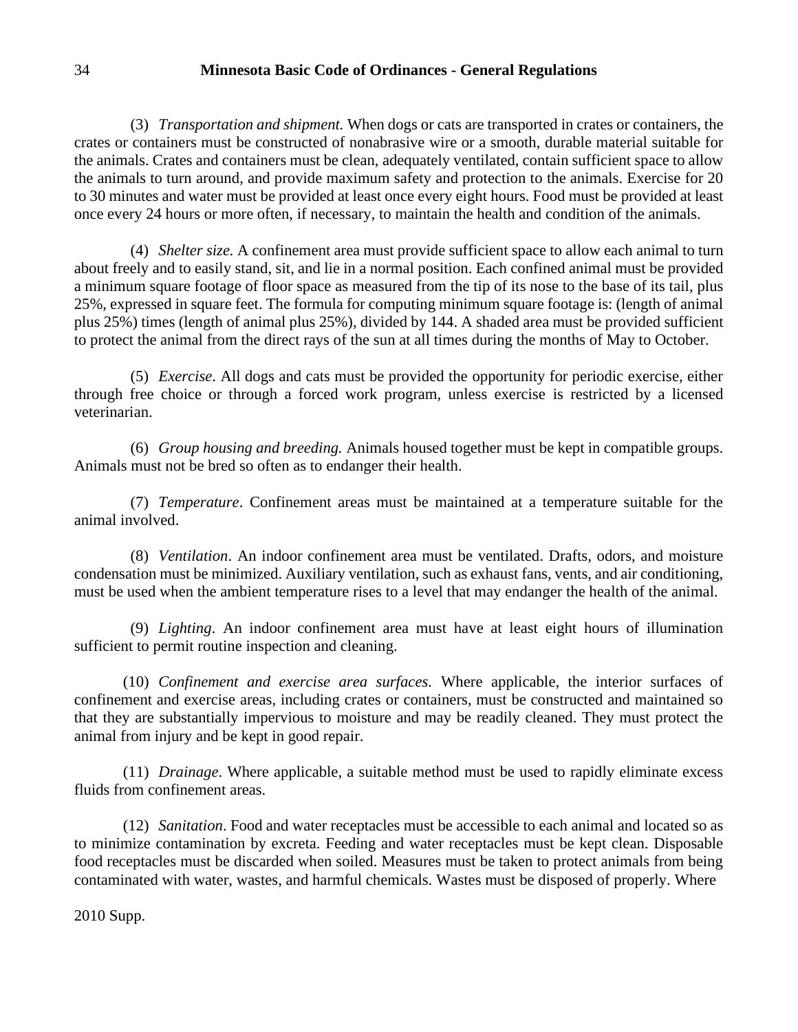(3) *Transportation and shipment.* When dogs or cats are transported in crates or containers, the crates or containers must be constructed of nonabrasive wire or a smooth, durable material suitable for the animals. Crates and containers must be clean, adequately ventilated, contain sufficient space to allow the animals to turn around, and provide maximum safety and protection to the animals. Exercise for 20 to 30 minutes and water must be provided at least once every eight hours. Food must be provided at least once every 24 hours or more often, if necessary, to maintain the health and condition of the animals.

(4) *Shelter size.* A confinement area must provide sufficient space to allow each animal to turn about freely and to easily stand, sit, and lie in a normal position. Each confined animal must be provided a minimum square footage of floor space as measured from the tip of its nose to the base of its tail, plus 25%, expressed in square feet. The formula for computing minimum square footage is: (length of animal plus 25%) times (length of animal plus 25%), divided by 144. A shaded area must be provided sufficient to protect the animal from the direct rays of the sun at all times during the months of May to October.

(5) *Exercise*. All dogs and cats must be provided the opportunity for periodic exercise, either through free choice or through a forced work program, unless exercise is restricted by a licensed veterinarian.

(6) *Group housing and breeding.* Animals housed together must be kept in compatible groups. Animals must not be bred so often as to endanger their health.

(7) *Temperature*. Confinement areas must be maintained at a temperature suitable for the animal involved.

(8) *Ventilation*. An indoor confinement area must be ventilated. Drafts, odors, and moisture condensation must be minimized. Auxiliary ventilation, such as exhaust fans, vents, and air conditioning, must be used when the ambient temperature rises to a level that may endanger the health of the animal.

(9) *Lighting*. An indoor confinement area must have at least eight hours of illumination sufficient to permit routine inspection and cleaning.

(10) *Confinement and exercise area surfaces.* Where applicable, the interior surfaces of confinement and exercise areas, including crates or containers, must be constructed and maintained so that they are substantially impervious to moisture and may be readily cleaned. They must protect the animal from injury and be kept in good repair.

(11) *Drainage*. Where applicable, a suitable method must be used to rapidly eliminate excess fluids from confinement areas.

(12) *Sanitation*. Food and water receptacles must be accessible to each animal and located so as to minimize contamination by excreta. Feeding and water receptacles must be kept clean. Disposable food receptacles must be discarded when soiled. Measures must be taken to protect animals from being contaminated with water, wastes, and harmful chemicals. Wastes must be disposed of properly. Where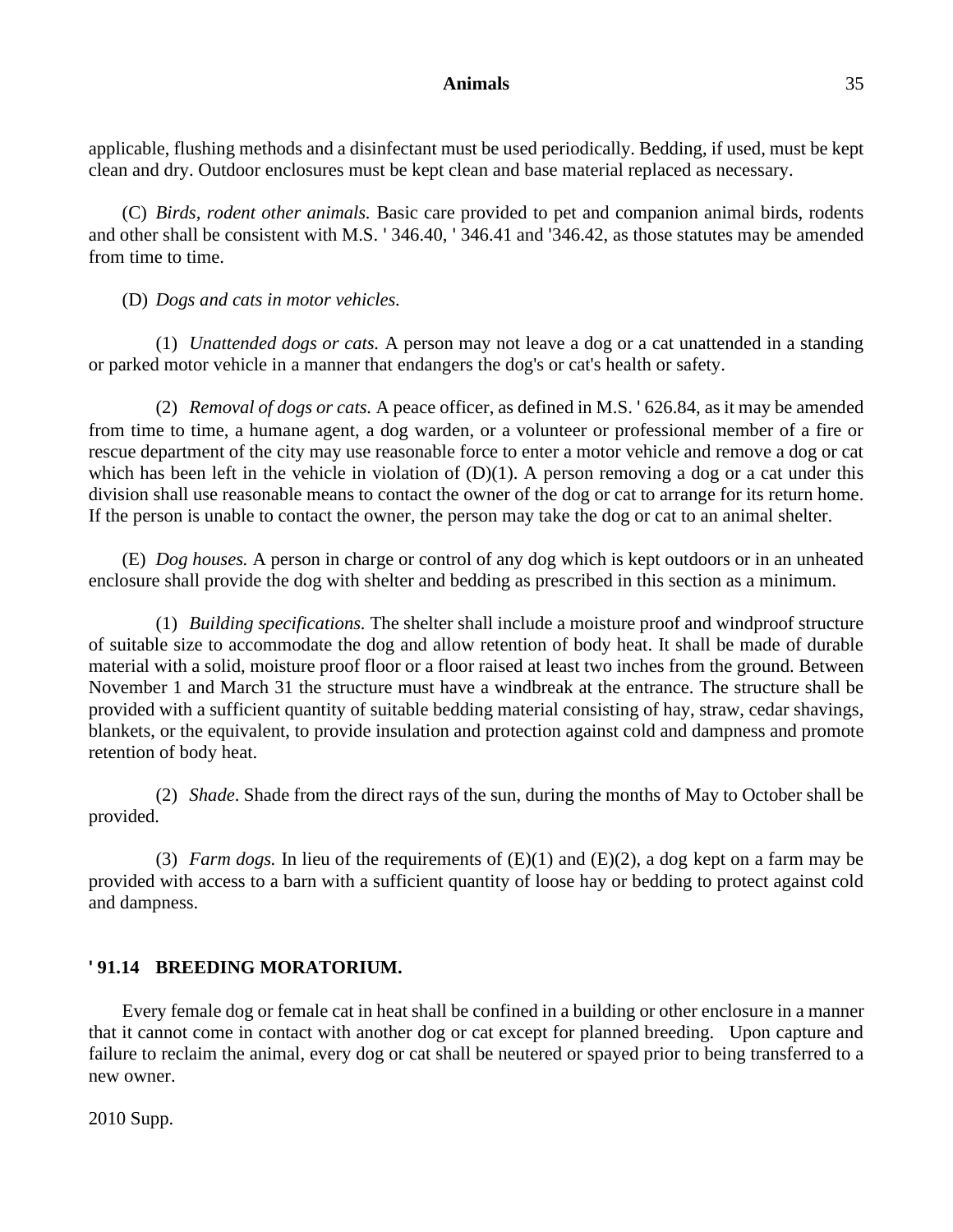applicable, flushing methods and a disinfectant must be used periodically. Bedding, if used, must be kept clean and dry. Outdoor enclosures must be kept clean and base material replaced as necessary.

(C) *Birds, rodent other animals.* Basic care provided to pet and companion animal birds, rodents and other shall be consistent with M.S. ' 346.40, ' 346.41 and '346.42, as those statutes may be amended from time to time.

(D) *Dogs and cats in motor vehicles.*

(1) *Unattended dogs or cats.* A person may not leave a dog or a cat unattended in a standing or parked motor vehicle in a manner that endangers the dog's or cat's health or safety.

(2) *Removal of dogs or cats.* A peace officer, as defined in M.S. ' 626.84, as it may be amended from time to time, a humane agent, a dog warden, or a volunteer or professional member of a fire or rescue department of the city may use reasonable force to enter a motor vehicle and remove a dog or cat which has been left in the vehicle in violation of (D)(1). A person removing a dog or a cat under this division shall use reasonable means to contact the owner of the dog or cat to arrange for its return home. If the person is unable to contact the owner, the person may take the dog or cat to an animal shelter.

(E) *Dog houses.* A person in charge or control of any dog which is kept outdoors or in an unheated enclosure shall provide the dog with shelter and bedding as prescribed in this section as a minimum.

(1) *Building specifications.* The shelter shall include a moisture proof and windproof structure of suitable size to accommodate the dog and allow retention of body heat. It shall be made of durable material with a solid, moisture proof floor or a floor raised at least two inches from the ground. Between November 1 and March 31 the structure must have a windbreak at the entrance. The structure shall be provided with a sufficient quantity of suitable bedding material consisting of hay, straw, cedar shavings, blankets, or the equivalent, to provide insulation and protection against cold and dampness and promote retention of body heat.

(2) *Shade*. Shade from the direct rays of the sun, during the months of May to October shall be provided.

(3) *Farm dogs.* In lieu of the requirements of (E)(1) and (E)(2), a dog kept on a farm may be provided with access to a barn with a sufficient quantity of loose hay or bedding to protect against cold and dampness.

## ' 91.14 BREEDING MORATORIUM.

Every female dog or female cat in heat shall be confined in a building or other enclosure in a manner that it cannot come in contact with another dog or cat except for planned breeding. Upon capture and failure to reclaim the animal, every dog or cat shall be neutered or spayed prior to being transferred to a new owner.

2010 Supp.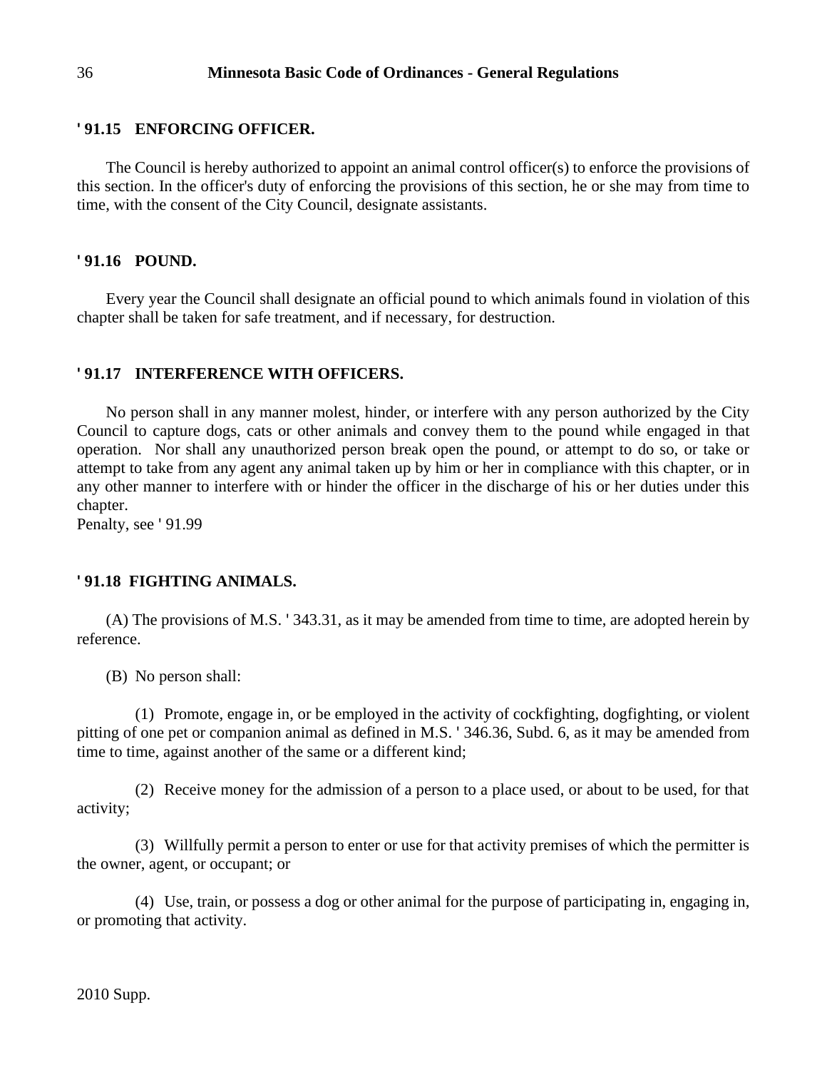## ' 91.15 ENFORCING OFFICER.

The Council is hereby authorized to appoint an animal control officer(s) to enforce the provisions of this section. In the officer's duty of enforcing the provisions of this section, he or she may from time to time, with the consent of the City Council, designate assistants.

## ' 91.16 POUND.

Every year the Council shall designate an official pound to which animals found in violation of this chapter shall be taken for safe treatment, and if necessary, for destruction.

## ' 91.17 INTERFERENCE WITH OFFICERS.

No person shall in any manner molest, hinder, or interfere with any person authorized by the City Council to capture dogs, cats or other animals and convey them to the pound while engaged in that operation. Nor shall any unauthorized person break open the pound, or attempt to do so, or take or attempt to take from any agent any animal taken up by him or her in compliance with this chapter, or in any other manner to interfere with or hinder the officer in the discharge of his or her duties under this chapter.
Penalty, see ' 91.99

## ' 91.18 FIGHTING ANIMALS.

(A) The provisions of M.S. ' 343.31, as it may be amended from time to time, are adopted herein by reference.

(B) No person shall:

(1) Promote, engage in, or be employed in the activity of cockfighting, dogfighting, or violent pitting of one pet or companion animal as defined in M.S. ' 346.36, Subd. 6, as it may be amended from time to time, against another of the same or a different kind;

(2) Receive money for the admission of a person to a place used, or about to be used, for that activity;

(3) Willfully permit a person to enter or use for that activity premises of which the permitter is the owner, agent, or occupant; or

(4) Use, train, or possess a dog or other animal for the purpose of participating in, engaging in, or promoting that activity.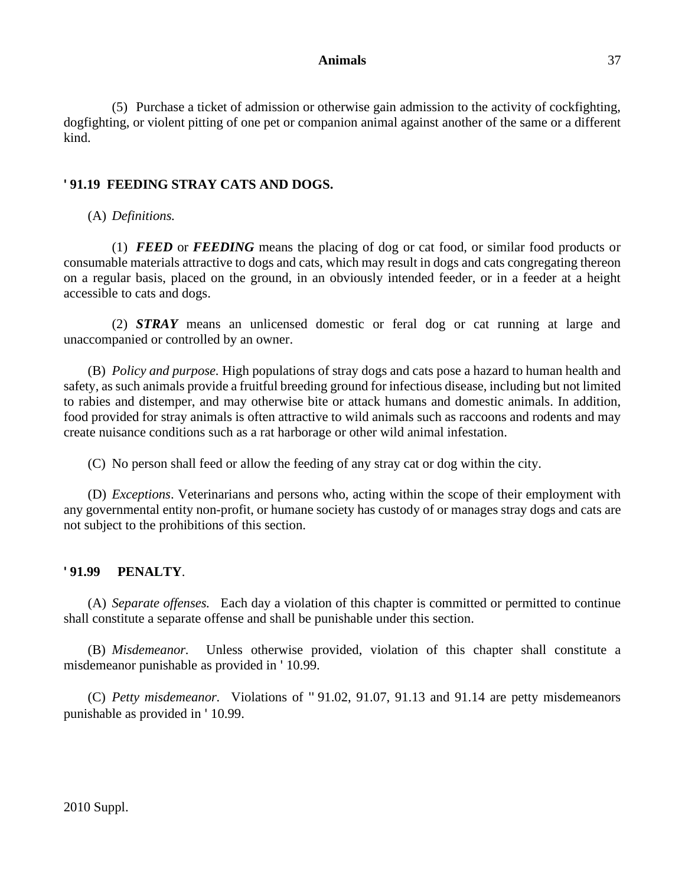(5) Purchase a ticket of admission or otherwise gain admission to the activity of cockfighting, dogfighting, or violent pitting of one pet or companion animal against another of the same or a different kind.

## ' 91.19 FEEDING STRAY CATS AND DOGS.

(A) *Definitions.*

(1) ***FEED*** or ***FEEDING*** means the placing of dog or cat food, or similar food products or consumable materials attractive to dogs and cats, which may result in dogs and cats congregating thereon on a regular basis, placed on the ground, in an obviously intended feeder, or in a feeder at a height accessible to cats and dogs.

(2) ***STRAY*** means an unlicensed domestic or feral dog or cat running at large and unaccompanied or controlled by an owner.

(B) *Policy and purpose.* High populations of stray dogs and cats pose a hazard to human health and safety, as such animals provide a fruitful breeding ground for infectious disease, including but not limited to rabies and distemper, and may otherwise bite or attack humans and domestic animals. In addition, food provided for stray animals is often attractive to wild animals such as raccoons and rodents and may create nuisance conditions such as a rat harborage or other wild animal infestation.

(C) No person shall feed or allow the feeding of any stray cat or dog within the city.

(D) *Exceptions*. Veterinarians and persons who, acting within the scope of their employment with any governmental entity non-profit, or humane society has custody of or manages stray dogs and cats are not subject to the prohibitions of this section.

## ' 91.99 PENALTY.

(A) *Separate offenses.* Each day a violation of this chapter is committed or permitted to continue shall constitute a separate offense and shall be punishable under this section.

(B) *Misdemeanor.* Unless otherwise provided, violation of this chapter shall constitute a misdemeanor punishable as provided in ' 10.99.

(C) *Petty misdemeanor.* Violations of '' 91.02, 91.07, 91.13 and 91.14 are petty misdemeanors punishable as provided in ' 10.99.

2010 Suppl.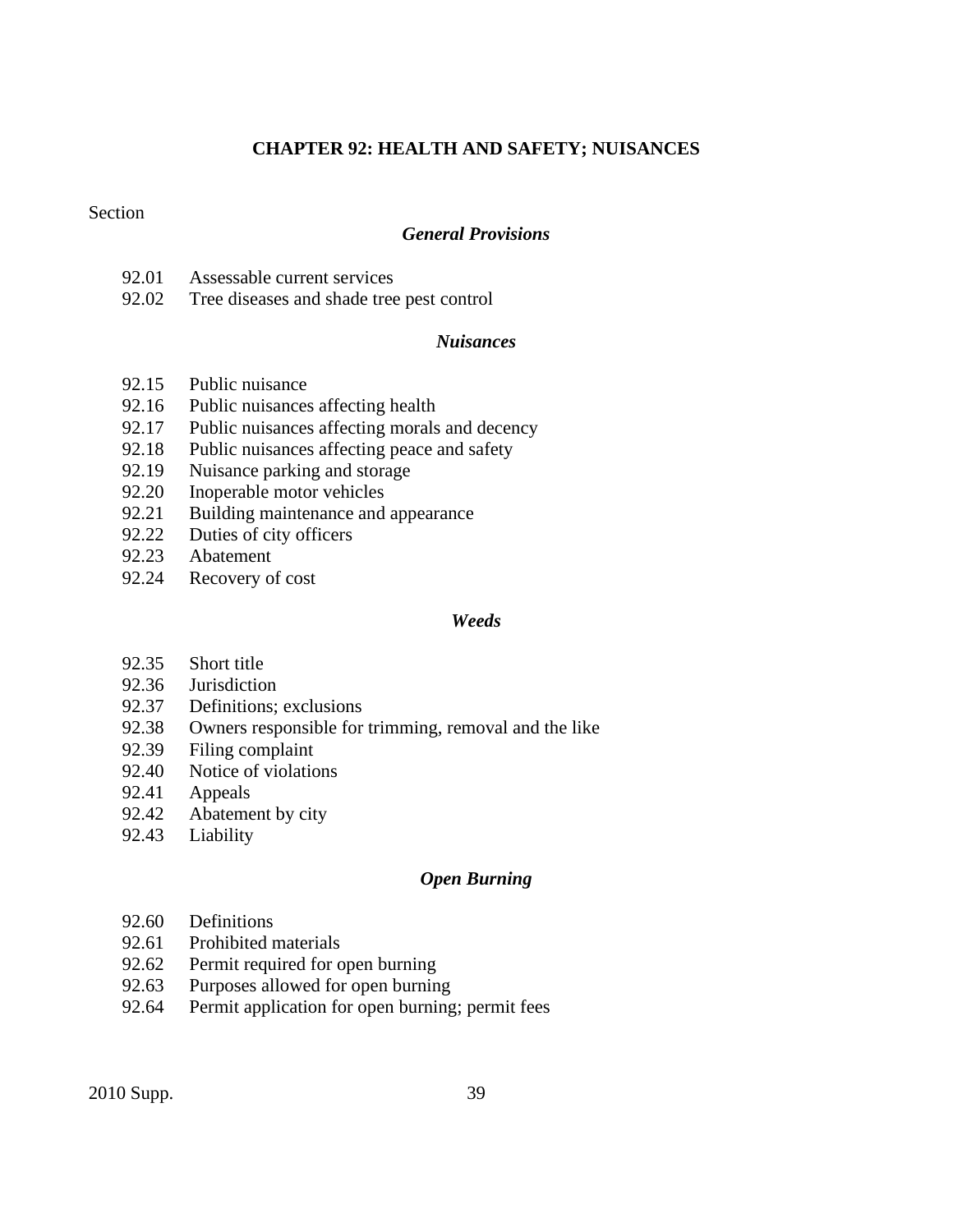# CHAPTER 92: HEALTH AND SAFETY; NUISANCES

Section

### *General Provisions*

92.01 Assessable current services
92.02 Tree diseases and shade tree pest control

### *Nuisances*

92.15 Public nuisance
92.16 Public nuisances affecting health
92.17 Public nuisances affecting morals and decency
92.18 Public nuisances affecting peace and safety
92.19 Nuisance parking and storage
92.20 Inoperable motor vehicles
92.21 Building maintenance and appearance
92.22 Duties of city officers
92.23 Abatement
92.24 Recovery of cost

### *Weeds*

92.35 Short title
92.36 Jurisdiction
92.37 Definitions; exclusions
92.38 Owners responsible for trimming, removal and the like
92.39 Filing complaint
92.40 Notice of violations
92.41 Appeals
92.42 Abatement by city
92.43 Liability

### *Open Burning*

92.60 Definitions
92.61 Prohibited materials
92.62 Permit required for open burning
92.63 Purposes allowed for open burning
92.64 Permit application for open burning; permit fees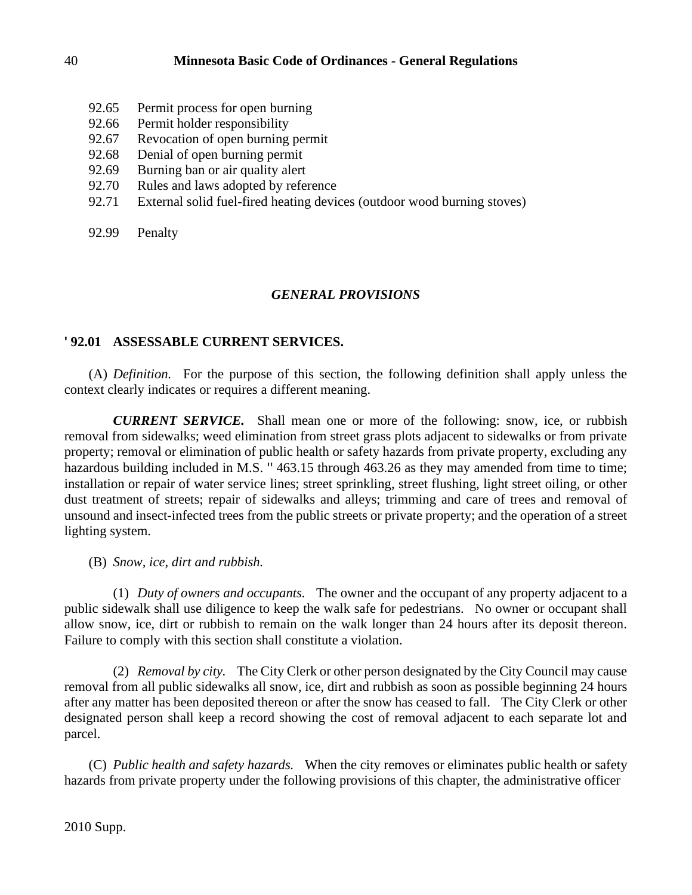92.65 Permit process for open burning
92.66 Permit holder responsibility
92.67 Revocation of open burning permit
92.68 Denial of open burning permit
92.69 Burning ban or air quality alert
92.70 Rules and laws adopted by reference
92.71 External solid fuel-fired heating devices (outdoor wood burning stoves)

92.99 Penalty

## *GENERAL PROVISIONS*

### ' 92.01 ASSESSABLE CURRENT SERVICES.

(A) *Definition.* For the purpose of this section, the following definition shall apply unless the context clearly indicates or requires a different meaning.

***CURRENT SERVICE.*** Shall mean one or more of the following: snow, ice, or rubbish removal from sidewalks; weed elimination from street grass plots adjacent to sidewalks or from private property; removal or elimination of public health or safety hazards from private property, excluding any hazardous building included in M.S. " 463.15 through 463.26 as they may amended from time to time; installation or repair of water service lines; street sprinkling, street flushing, light street oiling, or other dust treatment of streets; repair of sidewalks and alleys; trimming and care of trees and removal of unsound and insect-infected trees from the public streets or private property; and the operation of a street lighting system.

(B) *Snow, ice, dirt and rubbish.*

(1) *Duty of owners and occupants.* The owner and the occupant of any property adjacent to a public sidewalk shall use diligence to keep the walk safe for pedestrians. No owner or occupant shall allow snow, ice, dirt or rubbish to remain on the walk longer than 24 hours after its deposit thereon. Failure to comply with this section shall constitute a violation.

(2) *Removal by city.* The City Clerk or other person designated by the City Council may cause removal from all public sidewalks all snow, ice, dirt and rubbish as soon as possible beginning 24 hours after any matter has been deposited thereon or after the snow has ceased to fall. The City Clerk or other designated person shall keep a record showing the cost of removal adjacent to each separate lot and parcel.

(C) *Public health and safety hazards.* When the city removes or eliminates public health or safety hazards from private property under the following provisions of this chapter, the administrative officer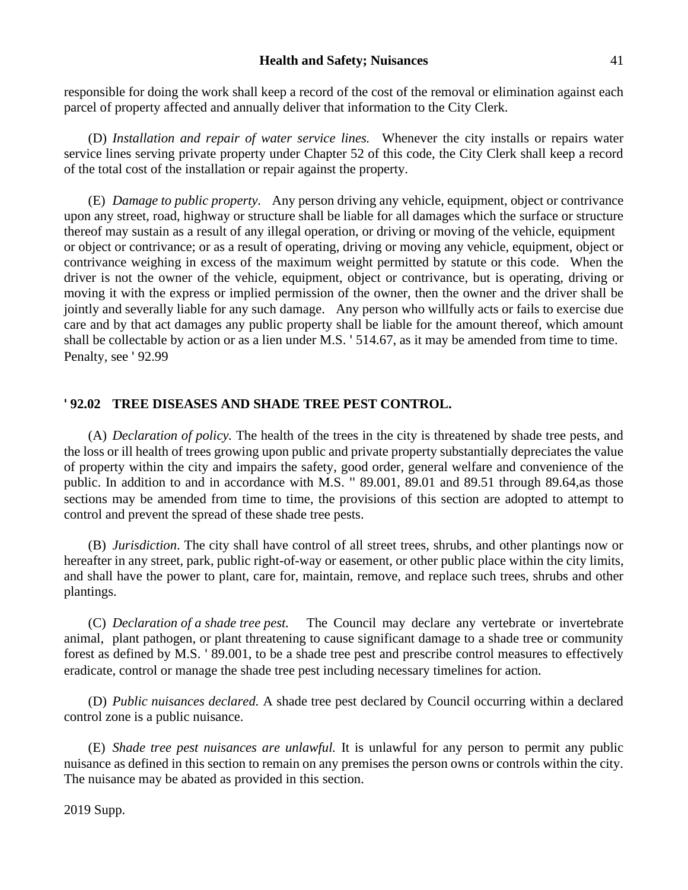responsible for doing the work shall keep a record of the cost of the removal or elimination against each parcel of property affected and annually deliver that information to the City Clerk.

(D) *Installation and repair of water service lines.* Whenever the city installs or repairs water service lines serving private property under Chapter 52 of this code, the City Clerk shall keep a record of the total cost of the installation or repair against the property.

(E) *Damage to public property.* Any person driving any vehicle, equipment, object or contrivance upon any street, road, highway or structure shall be liable for all damages which the surface or structure thereof may sustain as a result of any illegal operation, or driving or moving of the vehicle, equipment or object or contrivance; or as a result of operating, driving or moving any vehicle, equipment, object or contrivance weighing in excess of the maximum weight permitted by statute or this code. When the driver is not the owner of the vehicle, equipment, object or contrivance, but is operating, driving or moving it with the express or implied permission of the owner, then the owner and the driver shall be jointly and severally liable for any such damage. Any person who willfully acts or fails to exercise due care and by that act damages any public property shall be liable for the amount thereof, which amount shall be collectable by action or as a lien under M.S. ' 514.67, as it may be amended from time to time.
Penalty, see ' 92.99

**' 92.02 TREE DISEASES AND SHADE TREE PEST CONTROL.**

(A) *Declaration of policy.* The health of the trees in the city is threatened by shade tree pests, and the loss or ill health of trees growing upon public and private property substantially depreciates the value of property within the city and impairs the safety, good order, general welfare and convenience of the public. In addition to and in accordance with M.S. '' 89.001, 89.01 and 89.51 through 89.64,as those sections may be amended from time to time, the provisions of this section are adopted to attempt to control and prevent the spread of these shade tree pests.

(B) *Jurisdiction*. The city shall have control of all street trees, shrubs, and other plantings now or hereafter in any street, park, public right-of-way or easement, or other public place within the city limits, and shall have the power to plant, care for, maintain, remove, and replace such trees, shrubs and other plantings.

(C) *Declaration of a shade tree pest.* The Council may declare any vertebrate or invertebrate animal, plant pathogen, or plant threatening to cause significant damage to a shade tree or community forest as defined by M.S. ' 89.001, to be a shade tree pest and prescribe control measures to effectively eradicate, control or manage the shade tree pest including necessary timelines for action.

(D) *Public nuisances declared.* A shade tree pest declared by Council occurring within a declared control zone is a public nuisance.

(E) *Shade tree pest nuisances are unlawful.* It is unlawful for any person to permit any public nuisance as defined in this section to remain on any premises the person owns or controls within the city. The nuisance may be abated as provided in this section.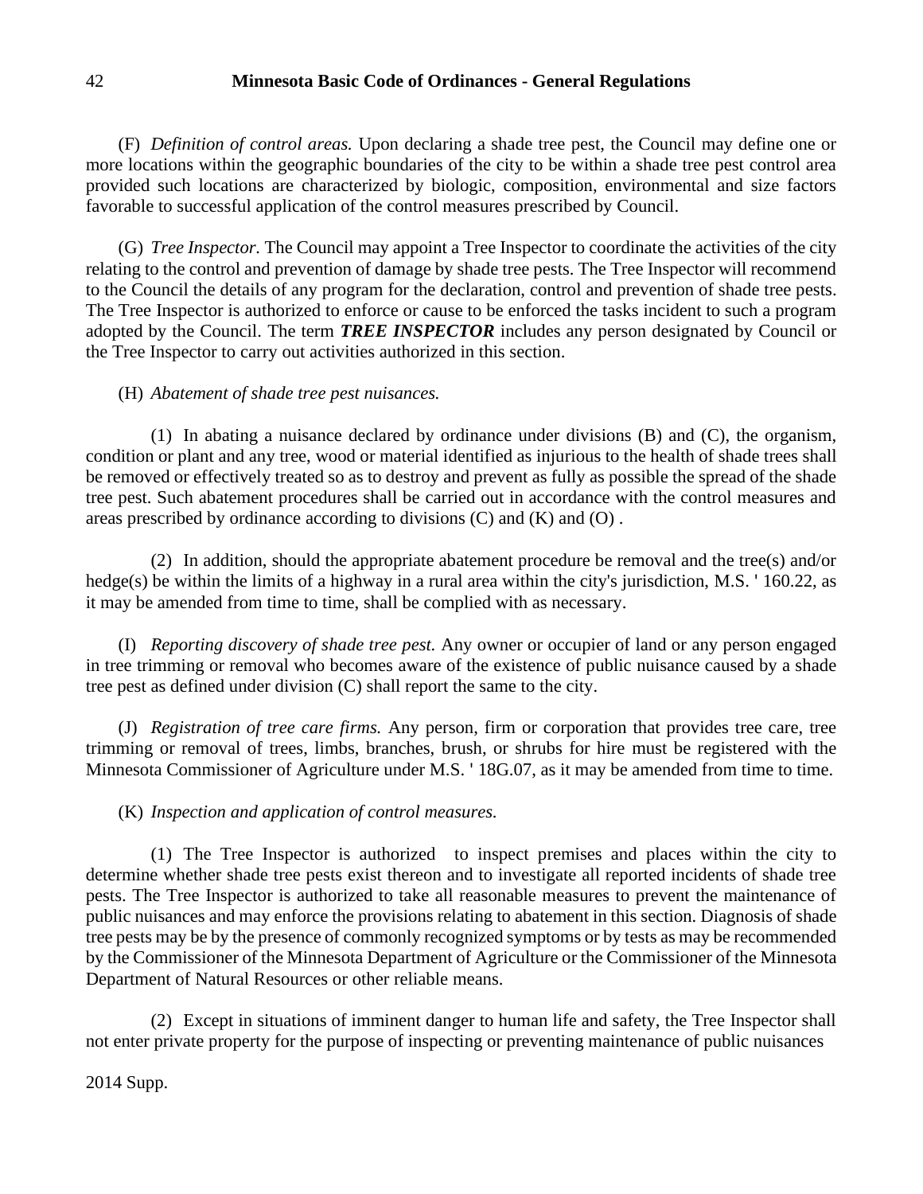(F) *Definition of control areas.* Upon declaring a shade tree pest, the Council may define one or more locations within the geographic boundaries of the city to be within a shade tree pest control area provided such locations are characterized by biologic, composition, environmental and size factors favorable to successful application of the control measures prescribed by Council.

(G) *Tree Inspector.* The Council may appoint a Tree Inspector to coordinate the activities of the city relating to the control and prevention of damage by shade tree pests. The Tree Inspector will recommend to the Council the details of any program for the declaration, control and prevention of shade tree pests. The Tree Inspector is authorized to enforce or cause to be enforced the tasks incident to such a program adopted by the Council. The term ***TREE INSPECTOR*** includes any person designated by Council or the Tree Inspector to carry out activities authorized in this section.

(H) *Abatement of shade tree pest nuisances.*

(1) In abating a nuisance declared by ordinance under divisions (B) and (C), the organism, condition or plant and any tree, wood or material identified as injurious to the health of shade trees shall be removed or effectively treated so as to destroy and prevent as fully as possible the spread of the shade tree pest. Such abatement procedures shall be carried out in accordance with the control measures and areas prescribed by ordinance according to divisions (C) and (K) and (O) .

(2) In addition, should the appropriate abatement procedure be removal and the tree(s) and/or hedge(s) be within the limits of a highway in a rural area within the city's jurisdiction, M.S. ' 160.22, as it may be amended from time to time, shall be complied with as necessary.

(I) *Reporting discovery of shade tree pest.* Any owner or occupier of land or any person engaged in tree trimming or removal who becomes aware of the existence of public nuisance caused by a shade tree pest as defined under division (C) shall report the same to the city.

(J) *Registration of tree care firms.* Any person, firm or corporation that provides tree care, tree trimming or removal of trees, limbs, branches, brush, or shrubs for hire must be registered with the Minnesota Commissioner of Agriculture under M.S. ' 18G.07, as it may be amended from time to time.

(K) *Inspection and application of control measures.*

(1) The Tree Inspector is authorized to inspect premises and places within the city to determine whether shade tree pests exist thereon and to investigate all reported incidents of shade tree pests. The Tree Inspector is authorized to take all reasonable measures to prevent the maintenance of public nuisances and may enforce the provisions relating to abatement in this section. Diagnosis of shade tree pests may be by the presence of commonly recognized symptoms or by tests as may be recommended by the Commissioner of the Minnesota Department of Agriculture or the Commissioner of the Minnesota Department of Natural Resources or other reliable means.

(2) Except in situations of imminent danger to human life and safety, the Tree Inspector shall not enter private property for the purpose of inspecting or preventing maintenance of public nuisances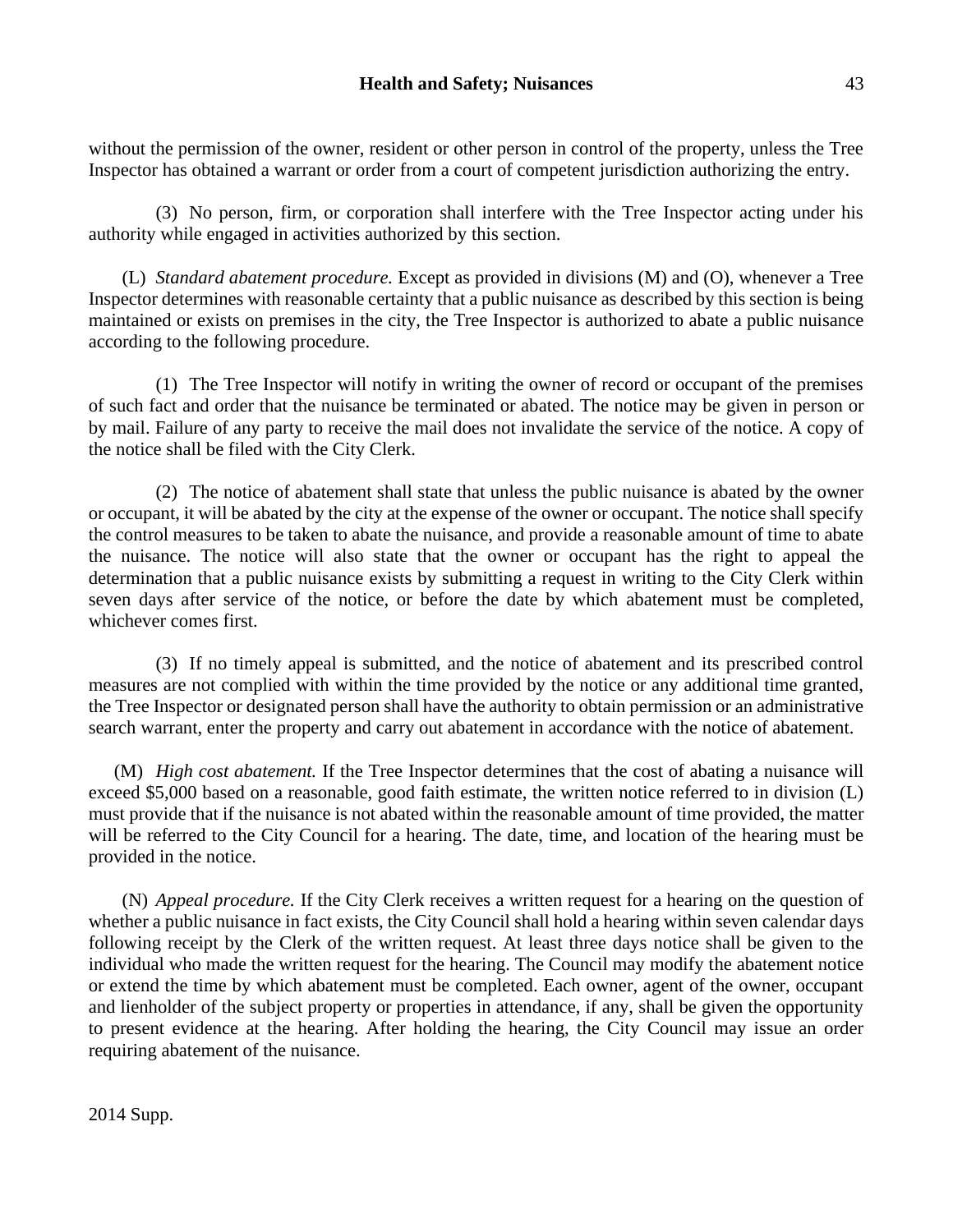without the permission of the owner, resident or other person in control of the property, unless the Tree Inspector has obtained a warrant or order from a court of competent jurisdiction authorizing the entry.

(3) No person, firm, or corporation shall interfere with the Tree Inspector acting under his authority while engaged in activities authorized by this section.

(L) *Standard abatement procedure.* Except as provided in divisions (M) and (O), whenever a Tree Inspector determines with reasonable certainty that a public nuisance as described by this section is being maintained or exists on premises in the city, the Tree Inspector is authorized to abate a public nuisance according to the following procedure.

(1) The Tree Inspector will notify in writing the owner of record or occupant of the premises of such fact and order that the nuisance be terminated or abated. The notice may be given in person or by mail. Failure of any party to receive the mail does not invalidate the service of the notice. A copy of the notice shall be filed with the City Clerk.

(2) The notice of abatement shall state that unless the public nuisance is abated by the owner or occupant, it will be abated by the city at the expense of the owner or occupant. The notice shall specify the control measures to be taken to abate the nuisance, and provide a reasonable amount of time to abate the nuisance. The notice will also state that the owner or occupant has the right to appeal the determination that a public nuisance exists by submitting a request in writing to the City Clerk within seven days after service of the notice, or before the date by which abatement must be completed, whichever comes first.

(3) If no timely appeal is submitted, and the notice of abatement and its prescribed control measures are not complied with within the time provided by the notice or any additional time granted, the Tree Inspector or designated person shall have the authority to obtain permission or an administrative search warrant, enter the property and carry out abatement in accordance with the notice of abatement.

(M) *High cost abatement.* If the Tree Inspector determines that the cost of abating a nuisance will exceed $5,000 based on a reasonable, good faith estimate, the written notice referred to in division (L) must provide that if the nuisance is not abated within the reasonable amount of time provided, the matter will be referred to the City Council for a hearing. The date, time, and location of the hearing must be provided in the notice.

(N) *Appeal procedure.* If the City Clerk receives a written request for a hearing on the question of whether a public nuisance in fact exists, the City Council shall hold a hearing within seven calendar days following receipt by the Clerk of the written request. At least three days notice shall be given to the individual who made the written request for the hearing. The Council may modify the abatement notice or extend the time by which abatement must be completed. Each owner, agent of the owner, occupant and lienholder of the subject property or properties in attendance, if any, shall be given the opportunity to present evidence at the hearing. After holding the hearing, the City Council may issue an order requiring abatement of the nuisance.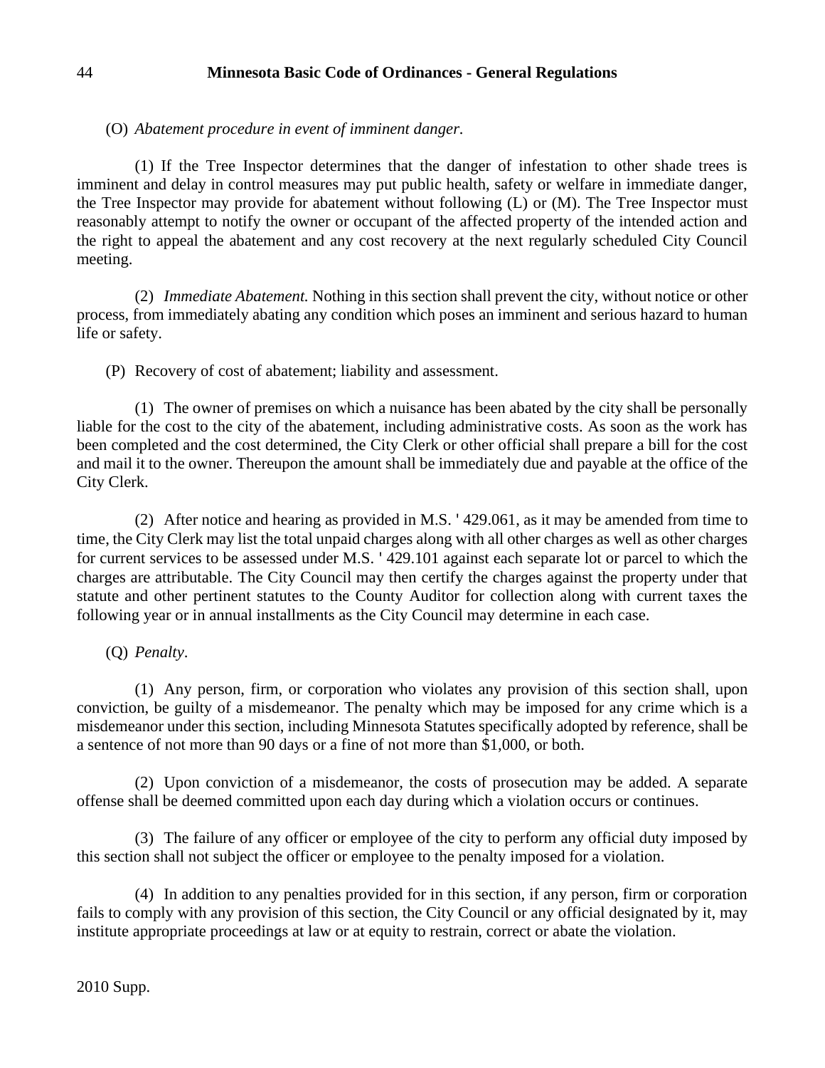(O) *Abatement procedure in event of imminent danger.*

(1) If the Tree Inspector determines that the danger of infestation to other shade trees is imminent and delay in control measures may put public health, safety or welfare in immediate danger, the Tree Inspector may provide for abatement without following (L) or (M). The Tree Inspector must reasonably attempt to notify the owner or occupant of the affected property of the intended action and the right to appeal the abatement and any cost recovery at the next regularly scheduled City Council meeting.

(2) *Immediate Abatement.* Nothing in this section shall prevent the city, without notice or other process, from immediately abating any condition which poses an imminent and serious hazard to human life or safety.

(P) Recovery of cost of abatement; liability and assessment.

(1) The owner of premises on which a nuisance has been abated by the city shall be personally liable for the cost to the city of the abatement, including administrative costs. As soon as the work has been completed and the cost determined, the City Clerk or other official shall prepare a bill for the cost and mail it to the owner. Thereupon the amount shall be immediately due and payable at the office of the City Clerk.

(2) After notice and hearing as provided in M.S. ' 429.061, as it may be amended from time to time, the City Clerk may list the total unpaid charges along with all other charges as well as other charges for current services to be assessed under M.S. ' 429.101 against each separate lot or parcel to which the charges are attributable. The City Council may then certify the charges against the property under that statute and other pertinent statutes to the County Auditor for collection along with current taxes the following year or in annual installments as the City Council may determine in each case.

(Q) *Penalty*.

(1) Any person, firm, or corporation who violates any provision of this section shall, upon conviction, be guilty of a misdemeanor. The penalty which may be imposed for any crime which is a misdemeanor under this section, including Minnesota Statutes specifically adopted by reference, shall be a sentence of not more than 90 days or a fine of not more than $1,000, or both.

(2) Upon conviction of a misdemeanor, the costs of prosecution may be added. A separate offense shall be deemed committed upon each day during which a violation occurs or continues.

(3) The failure of any officer or employee of the city to perform any official duty imposed by this section shall not subject the officer or employee to the penalty imposed for a violation.

(4) In addition to any penalties provided for in this section, if any person, firm or corporation fails to comply with any provision of this section, the City Council or any official designated by it, may institute appropriate proceedings at law or at equity to restrain, correct or abate the violation.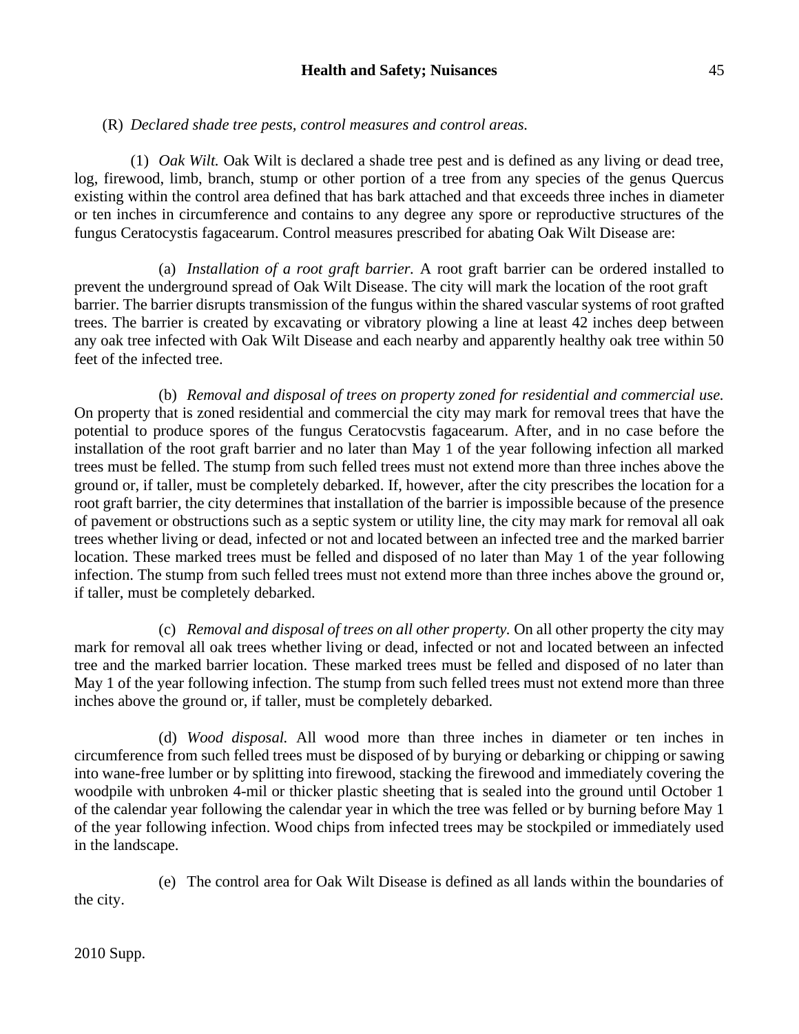(R) *Declared shade tree pests, control measures and control areas.*

(1) *Oak Wilt.* Oak Wilt is declared a shade tree pest and is defined as any living or dead tree, log, firewood, limb, branch, stump or other portion of a tree from any species of the genus Quercus existing within the control area defined that has bark attached and that exceeds three inches in diameter or ten inches in circumference and contains to any degree any spore or reproductive structures of the fungus Ceratocystis fagacearum. Control measures prescribed for abating Oak Wilt Disease are:

(a) *Installation of a root graft barrier.* A root graft barrier can be ordered installed to prevent the underground spread of Oak Wilt Disease. The city will mark the location of the root graft barrier. The barrier disrupts transmission of the fungus within the shared vascular systems of root grafted trees. The barrier is created by excavating or vibratory plowing a line at least 42 inches deep between any oak tree infected with Oak Wilt Disease and each nearby and apparently healthy oak tree within 50 feet of the infected tree.

(b) *Removal and disposal of trees on property zoned for residential and commercial use.* On property that is zoned residential and commercial the city may mark for removal trees that have the potential to produce spores of the fungus Ceratocvstis fagacearum. After, and in no case before the installation of the root graft barrier and no later than May 1 of the year following infection all marked trees must be felled. The stump from such felled trees must not extend more than three inches above the ground or, if taller, must be completely debarked. If, however, after the city prescribes the location for a root graft barrier, the city determines that installation of the barrier is impossible because of the presence of pavement or obstructions such as a septic system or utility line, the city may mark for removal all oak trees whether living or dead, infected or not and located between an infected tree and the marked barrier location. These marked trees must be felled and disposed of no later than May 1 of the year following infection. The stump from such felled trees must not extend more than three inches above the ground or, if taller, must be completely debarked.

(c) *Removal and disposal of trees on all other property.* On all other property the city may mark for removal all oak trees whether living or dead, infected or not and located between an infected tree and the marked barrier location. These marked trees must be felled and disposed of no later than May 1 of the year following infection. The stump from such felled trees must not extend more than three inches above the ground or, if taller, must be completely debarked.

(d) *Wood disposal.* All wood more than three inches in diameter or ten inches in circumference from such felled trees must be disposed of by burying or debarking or chipping or sawing into wane-free lumber or by splitting into firewood, stacking the firewood and immediately covering the woodpile with unbroken 4-mil or thicker plastic sheeting that is sealed into the ground until October 1 of the calendar year following the calendar year in which the tree was felled or by burning before May 1 of the year following infection. Wood chips from infected trees may be stockpiled or immediately used in the landscape.

(e) The control area for Oak Wilt Disease is defined as all lands within the boundaries of the city.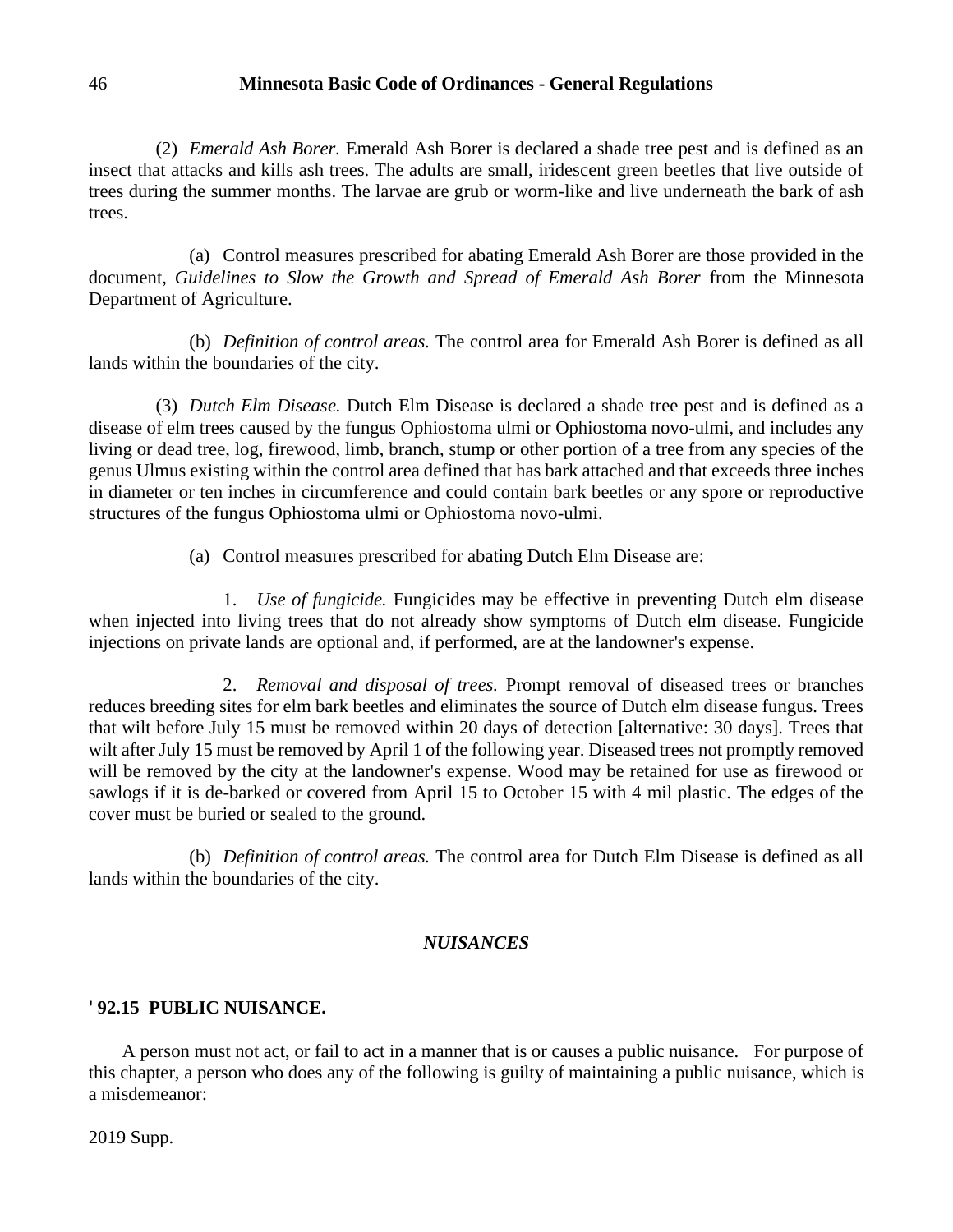(2) *Emerald Ash Borer.* Emerald Ash Borer is declared a shade tree pest and is defined as an insect that attacks and kills ash trees. The adults are small, iridescent green beetles that live outside of trees during the summer months. The larvae are grub or worm-like and live underneath the bark of ash trees.

(a) Control measures prescribed for abating Emerald Ash Borer are those provided in the document, *Guidelines to Slow the Growth and Spread of Emerald Ash Borer* from the Minnesota Department of Agriculture.

(b) *Definition of control areas.* The control area for Emerald Ash Borer is defined as all lands within the boundaries of the city.

(3) *Dutch Elm Disease.* Dutch Elm Disease is declared a shade tree pest and is defined as a disease of elm trees caused by the fungus Ophiostoma ulmi or Ophiostoma novo-ulmi, and includes any living or dead tree, log, firewood, limb, branch, stump or other portion of a tree from any species of the genus Ulmus existing within the control area defined that has bark attached and that exceeds three inches in diameter or ten inches in circumference and could contain bark beetles or any spore or reproductive structures of the fungus Ophiostoma ulmi or Ophiostoma novo-ulmi.

(a) Control measures prescribed for abating Dutch Elm Disease are:

1. *Use of fungicide.* Fungicides may be effective in preventing Dutch elm disease when injected into living trees that do not already show symptoms of Dutch elm disease. Fungicide injections on private lands are optional and, if performed, are at the landowner's expense.

2. *Removal and disposal of trees.* Prompt removal of diseased trees or branches reduces breeding sites for elm bark beetles and eliminates the source of Dutch elm disease fungus. Trees that wilt before July 15 must be removed within 20 days of detection [alternative: 30 days]. Trees that wilt after July 15 must be removed by April 1 of the following year. Diseased trees not promptly removed will be removed by the city at the landowner's expense. Wood may be retained for use as firewood or sawlogs if it is de-barked or covered from April 15 to October 15 with 4 mil plastic. The edges of the cover must be buried or sealed to the ground.

(b) *Definition of control areas.* The control area for Dutch Elm Disease is defined as all lands within the boundaries of the city.

## *NUISANCES*

### ' 92.15 PUBLIC NUISANCE.

A person must not act, or fail to act in a manner that is or causes a public nuisance. For purpose of this chapter, a person who does any of the following is guilty of maintaining a public nuisance, which is a misdemeanor: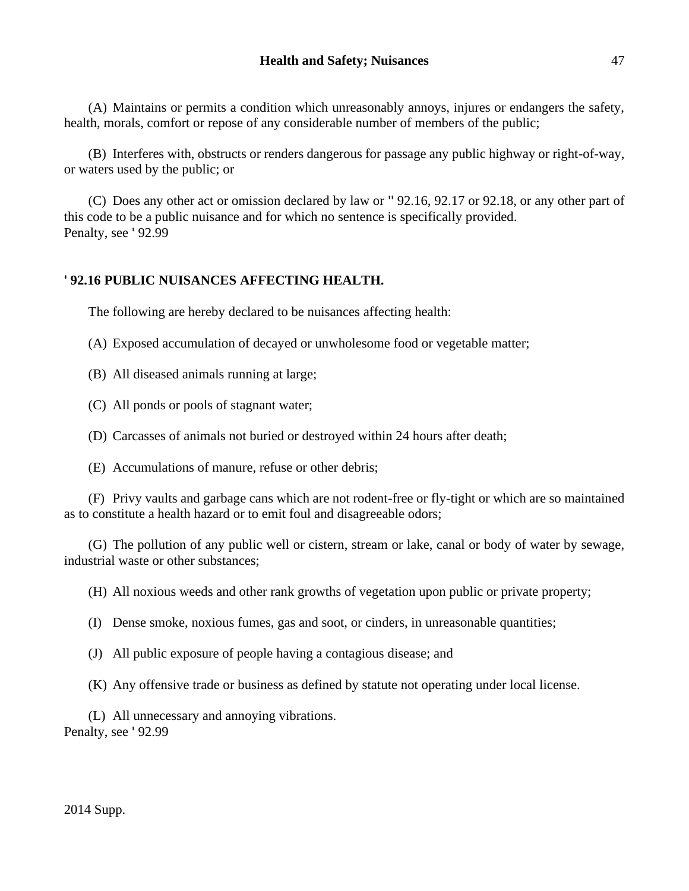(A) Maintains or permits a condition which unreasonably annoys, injures or endangers the safety, health, morals, comfort or repose of any considerable number of members of the public;

(B) Interferes with, obstructs or renders dangerous for passage any public highway or right-of-way, or waters used by the public; or

(C) Does any other act or omission declared by law or '' 92.16, 92.17 or 92.18, or any other part of this code to be a public nuisance and for which no sentence is specifically provided.
Penalty, see ' 92.99

## ' 92.16 PUBLIC NUISANCES AFFECTING HEALTH.

The following are hereby declared to be nuisances affecting health:

(A) Exposed accumulation of decayed or unwholesome food or vegetable matter;

(B) All diseased animals running at large;

(C) All ponds or pools of stagnant water;

(D) Carcasses of animals not buried or destroyed within 24 hours after death;

(E) Accumulations of manure, refuse or other debris;

(F) Privy vaults and garbage cans which are not rodent-free or fly-tight or which are so maintained as to constitute a health hazard or to emit foul and disagreeable odors;

(G) The pollution of any public well or cistern, stream or lake, canal or body of water by sewage, industrial waste or other substances;

(H) All noxious weeds and other rank growths of vegetation upon public or private property;

(I) Dense smoke, noxious fumes, gas and soot, or cinders, in unreasonable quantities;

(J) All public exposure of people having a contagious disease; and

(K) Any offensive trade or business as defined by statute not operating under local license.

(L) All unnecessary and annoying vibrations.
Penalty, see ' 92.99

2014 Supp.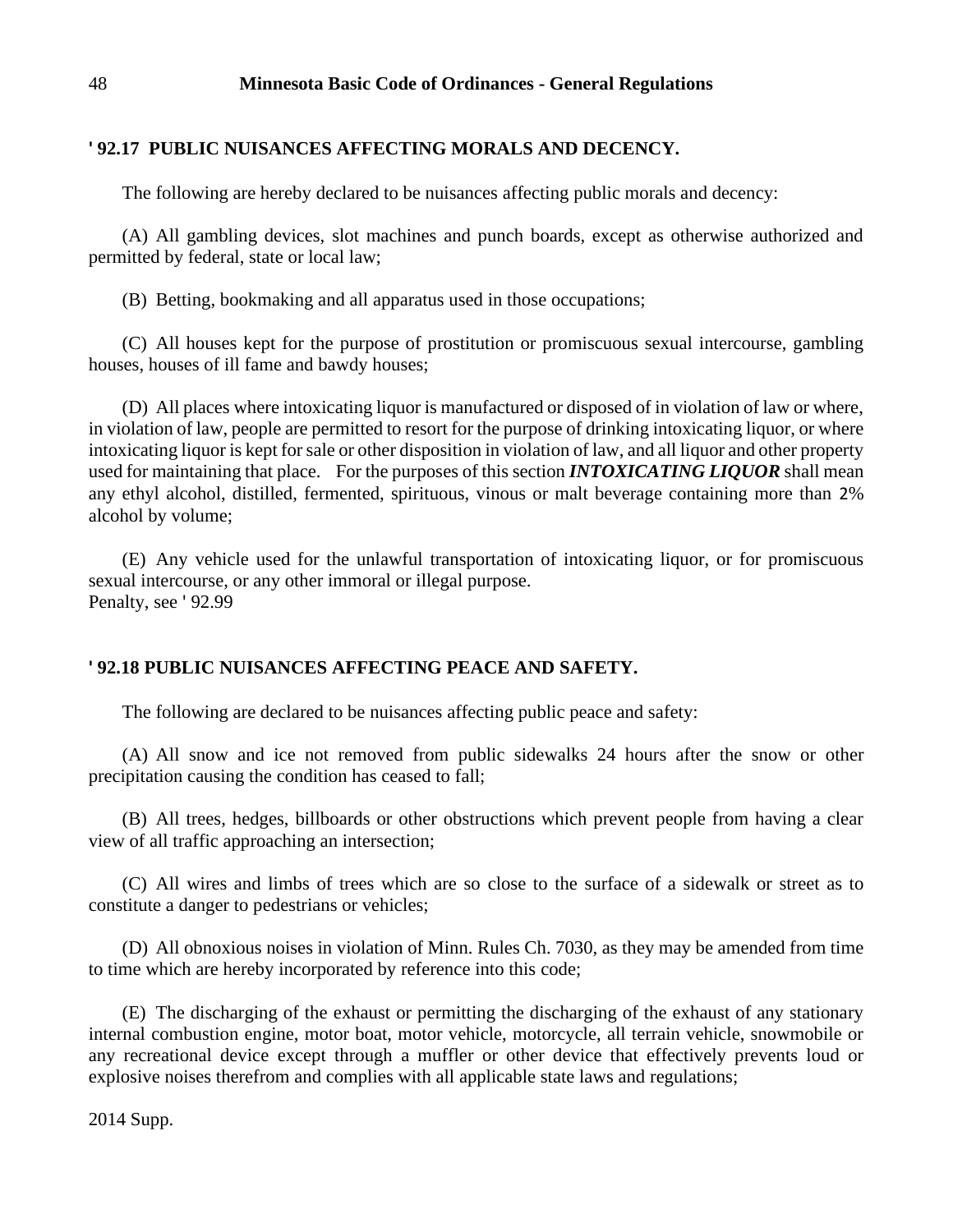## ' 92.17 PUBLIC NUISANCES AFFECTING MORALS AND DECENCY.

The following are hereby declared to be nuisances affecting public morals and decency:

(A) All gambling devices, slot machines and punch boards, except as otherwise authorized and permitted by federal, state or local law;

(B) Betting, bookmaking and all apparatus used in those occupations;

(C) All houses kept for the purpose of prostitution or promiscuous sexual intercourse, gambling houses, houses of ill fame and bawdy houses;

(D) All places where intoxicating liquor is manufactured or disposed of in violation of law or where, in violation of law, people are permitted to resort for the purpose of drinking intoxicating liquor, or where intoxicating liquor is kept for sale or other disposition in violation of law, and all liquor and other property used for maintaining that place. For the purposes of this section ***INTOXICATING LIQUOR*** shall mean any ethyl alcohol, distilled, fermented, spirituous, vinous or malt beverage containing more than 2% alcohol by volume;

(E) Any vehicle used for the unlawful transportation of intoxicating liquor, or for promiscuous sexual intercourse, or any other immoral or illegal purpose.
Penalty, see ' 92.99

## ' 92.18 PUBLIC NUISANCES AFFECTING PEACE AND SAFETY.

The following are declared to be nuisances affecting public peace and safety:

(A) All snow and ice not removed from public sidewalks 24 hours after the snow or other precipitation causing the condition has ceased to fall;

(B) All trees, hedges, billboards or other obstructions which prevent people from having a clear view of all traffic approaching an intersection;

(C) All wires and limbs of trees which are so close to the surface of a sidewalk or street as to constitute a danger to pedestrians or vehicles;

(D) All obnoxious noises in violation of Minn. Rules Ch. 7030, as they may be amended from time to time which are hereby incorporated by reference into this code;

(E) The discharging of the exhaust or permitting the discharging of the exhaust of any stationary internal combustion engine, motor boat, motor vehicle, motorcycle, all terrain vehicle, snowmobile or any recreational device except through a muffler or other device that effectively prevents loud or explosive noises therefrom and complies with all applicable state laws and regulations;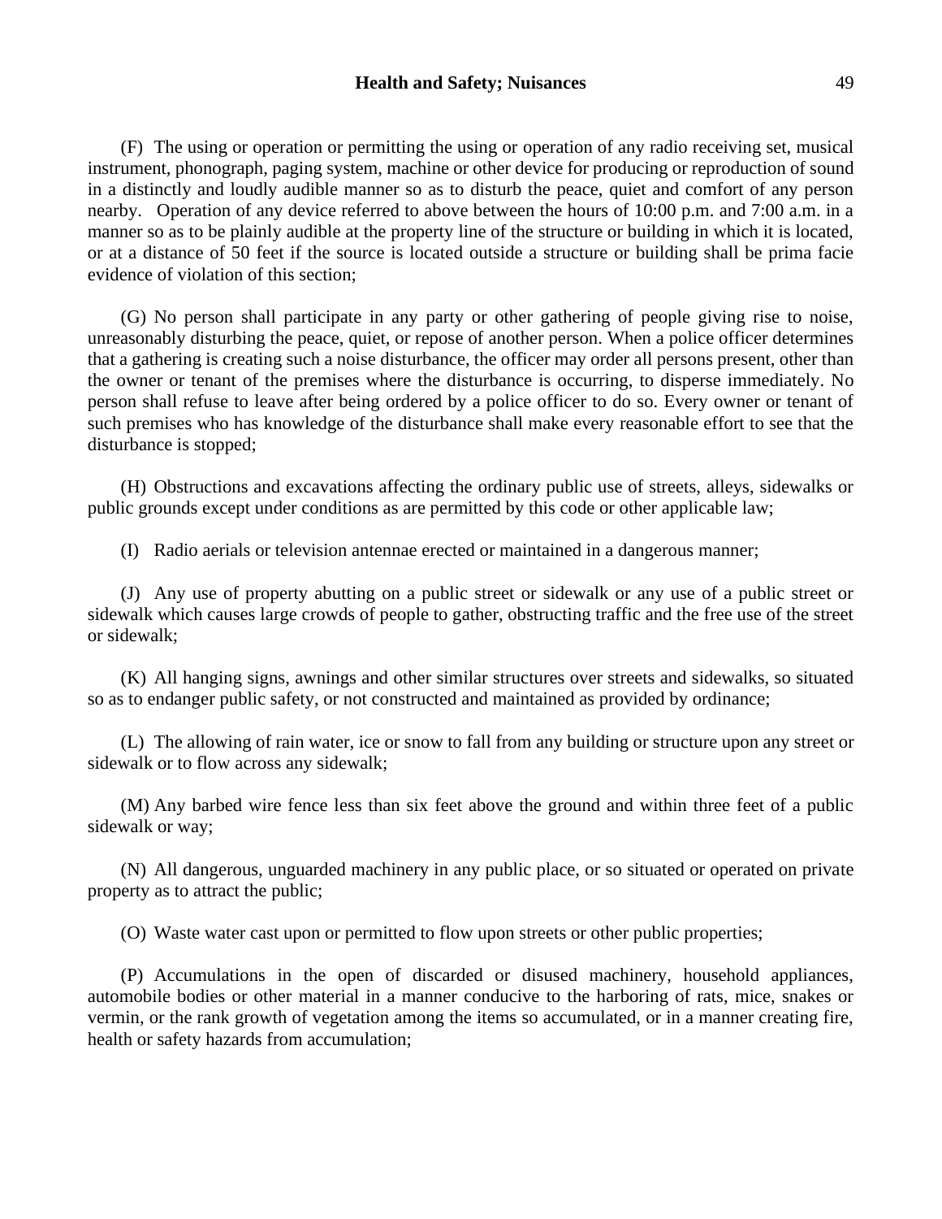(F) The using or operation or permitting the using or operation of any radio receiving set, musical instrument, phonograph, paging system, machine or other device for producing or reproduction of sound in a distinctly and loudly audible manner so as to disturb the peace, quiet and comfort of any person nearby. Operation of any device referred to above between the hours of 10:00 p.m. and 7:00 a.m. in a manner so as to be plainly audible at the property line of the structure or building in which it is located, or at a distance of 50 feet if the source is located outside a structure or building shall be prima facie evidence of violation of this section;

(G) No person shall participate in any party or other gathering of people giving rise to noise, unreasonably disturbing the peace, quiet, or repose of another person. When a police officer determines that a gathering is creating such a noise disturbance, the officer may order all persons present, other than the owner or tenant of the premises where the disturbance is occurring, to disperse immediately. No person shall refuse to leave after being ordered by a police officer to do so. Every owner or tenant of such premises who has knowledge of the disturbance shall make every reasonable effort to see that the disturbance is stopped;

(H) Obstructions and excavations affecting the ordinary public use of streets, alleys, sidewalks or public grounds except under conditions as are permitted by this code or other applicable law;

(I) Radio aerials or television antennae erected or maintained in a dangerous manner;

(J) Any use of property abutting on a public street or sidewalk or any use of a public street or sidewalk which causes large crowds of people to gather, obstructing traffic and the free use of the street or sidewalk;

(K) All hanging signs, awnings and other similar structures over streets and sidewalks, so situated so as to endanger public safety, or not constructed and maintained as provided by ordinance;

(L) The allowing of rain water, ice or snow to fall from any building or structure upon any street or sidewalk or to flow across any sidewalk;

(M) Any barbed wire fence less than six feet above the ground and within three feet of a public sidewalk or way;

(N) All dangerous, unguarded machinery in any public place, or so situated or operated on private property as to attract the public;

(O) Waste water cast upon or permitted to flow upon streets or other public properties;

(P) Accumulations in the open of discarded or disused machinery, household appliances, automobile bodies or other material in a manner conducive to the harboring of rats, mice, snakes or vermin, or the rank growth of vegetation among the items so accumulated, or in a manner creating fire, health or safety hazards from accumulation;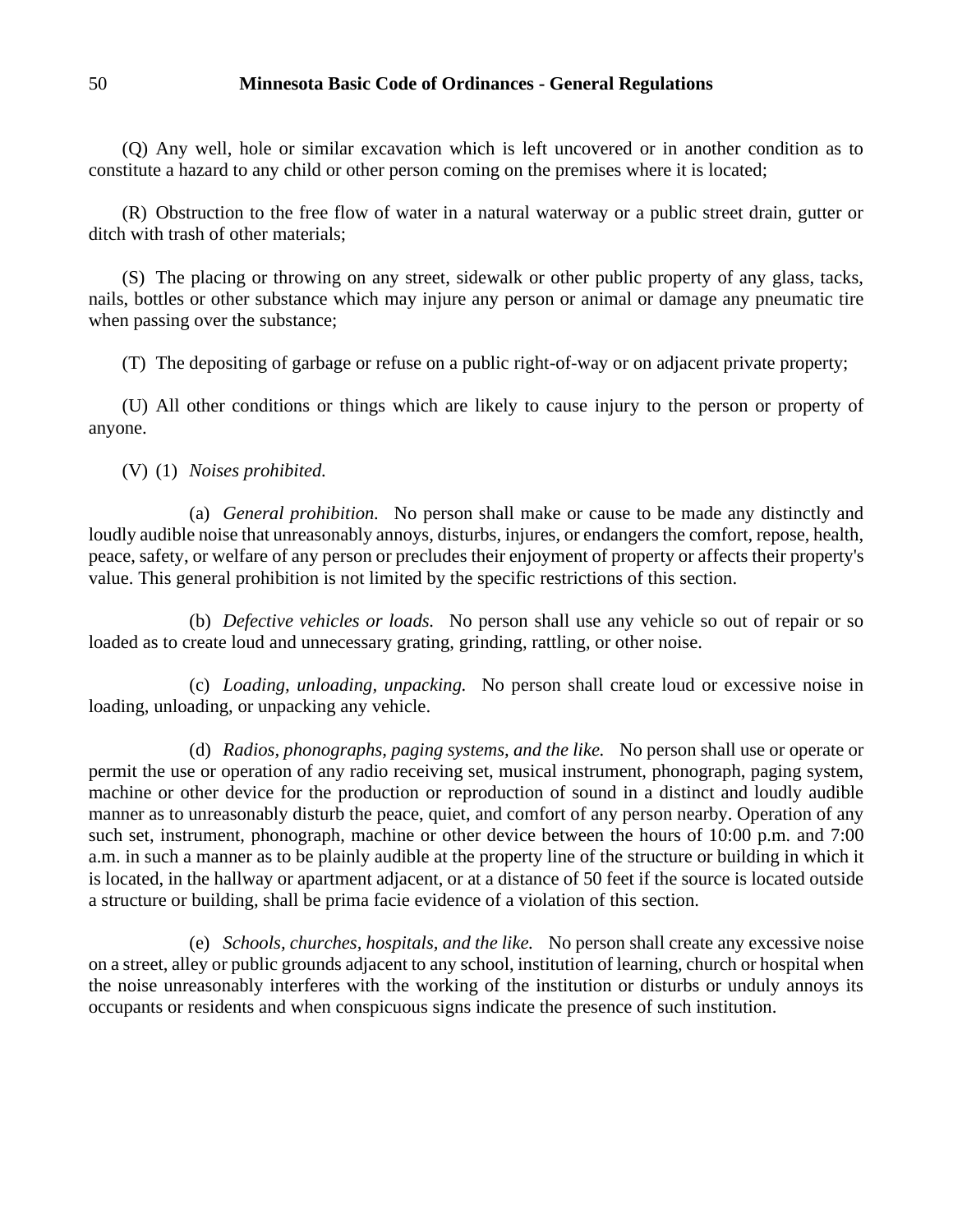(Q) Any well, hole or similar excavation which is left uncovered or in another condition as to constitute a hazard to any child or other person coming on the premises where it is located;

(R) Obstruction to the free flow of water in a natural waterway or a public street drain, gutter or ditch with trash of other materials;

(S) The placing or throwing on any street, sidewalk or other public property of any glass, tacks, nails, bottles or other substance which may injure any person or animal or damage any pneumatic tire when passing over the substance;

(T) The depositing of garbage or refuse on a public right-of-way or on adjacent private property;

(U) All other conditions or things which are likely to cause injury to the person or property of anyone.

(V) (1) *Noises prohibited.*

(a) *General prohibition.* No person shall make or cause to be made any distinctly and loudly audible noise that unreasonably annoys, disturbs, injures, or endangers the comfort, repose, health, peace, safety, or welfare of any person or precludes their enjoyment of property or affects their property's value. This general prohibition is not limited by the specific restrictions of this section.

(b) *Defective vehicles or loads.* No person shall use any vehicle so out of repair or so loaded as to create loud and unnecessary grating, grinding, rattling, or other noise.

(c) *Loading, unloading, unpacking.* No person shall create loud or excessive noise in loading, unloading, or unpacking any vehicle.

(d) *Radios, phonographs, paging systems, and the like.* No person shall use or operate or permit the use or operation of any radio receiving set, musical instrument, phonograph, paging system, machine or other device for the production or reproduction of sound in a distinct and loudly audible manner as to unreasonably disturb the peace, quiet, and comfort of any person nearby. Operation of any such set, instrument, phonograph, machine or other device between the hours of 10:00 p.m. and 7:00 a.m. in such a manner as to be plainly audible at the property line of the structure or building in which it is located, in the hallway or apartment adjacent, or at a distance of 50 feet if the source is located outside a structure or building, shall be prima facie evidence of a violation of this section.

(e) *Schools, churches, hospitals, and the like.* No person shall create any excessive noise on a street, alley or public grounds adjacent to any school, institution of learning, church or hospital when the noise unreasonably interferes with the working of the institution or disturbs or unduly annoys its occupants or residents and when conspicuous signs indicate the presence of such institution.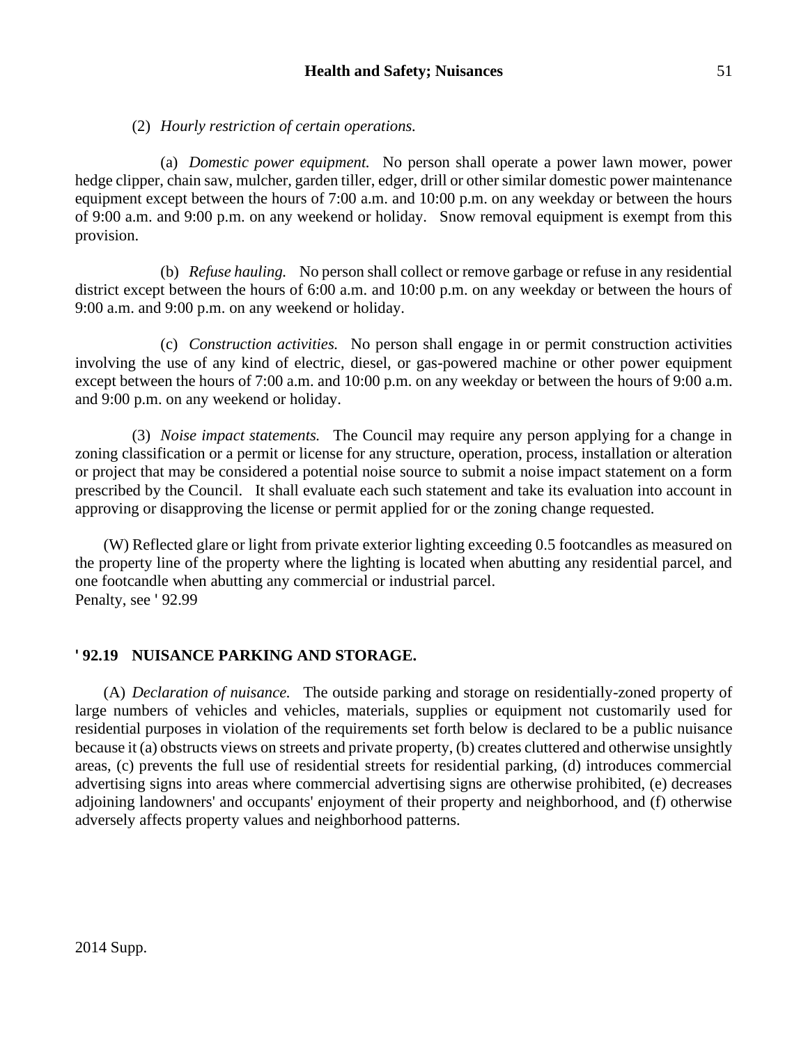(2) *Hourly restriction of certain operations.*

(a) *Domestic power equipment.* No person shall operate a power lawn mower, power hedge clipper, chain saw, mulcher, garden tiller, edger, drill or other similar domestic power maintenance equipment except between the hours of 7:00 a.m. and 10:00 p.m. on any weekday or between the hours of 9:00 a.m. and 9:00 p.m. on any weekend or holiday. Snow removal equipment is exempt from this provision.

(b) *Refuse hauling.* No person shall collect or remove garbage or refuse in any residential district except between the hours of 6:00 a.m. and 10:00 p.m. on any weekday or between the hours of 9:00 a.m. and 9:00 p.m. on any weekend or holiday.

(c) *Construction activities.* No person shall engage in or permit construction activities involving the use of any kind of electric, diesel, or gas-powered machine or other power equipment except between the hours of 7:00 a.m. and 10:00 p.m. on any weekday or between the hours of 9:00 a.m. and 9:00 p.m. on any weekend or holiday.

(3) *Noise impact statements.* The Council may require any person applying for a change in zoning classification or a permit or license for any structure, operation, process, installation or alteration or project that may be considered a potential noise source to submit a noise impact statement on a form prescribed by the Council. It shall evaluate each such statement and take its evaluation into account in approving or disapproving the license or permit applied for or the zoning change requested.

(W) Reflected glare or light from private exterior lighting exceeding 0.5 footcandles as measured on the property line of the property where the lighting is located when abutting any residential parcel, and one footcandle when abutting any commercial or industrial parcel.
Penalty, see ' 92.99

## ' 92.19 NUISANCE PARKING AND STORAGE.

(A) *Declaration of nuisance.* The outside parking and storage on residentially-zoned property of large numbers of vehicles and vehicles, materials, supplies or equipment not customarily used for residential purposes in violation of the requirements set forth below is declared to be a public nuisance because it (a) obstructs views on streets and private property, (b) creates cluttered and otherwise unsightly areas, (c) prevents the full use of residential streets for residential parking, (d) introduces commercial advertising signs into areas where commercial advertising signs are otherwise prohibited, (e) decreases adjoining landowners' and occupants' enjoyment of their property and neighborhood, and (f) otherwise adversely affects property values and neighborhood patterns.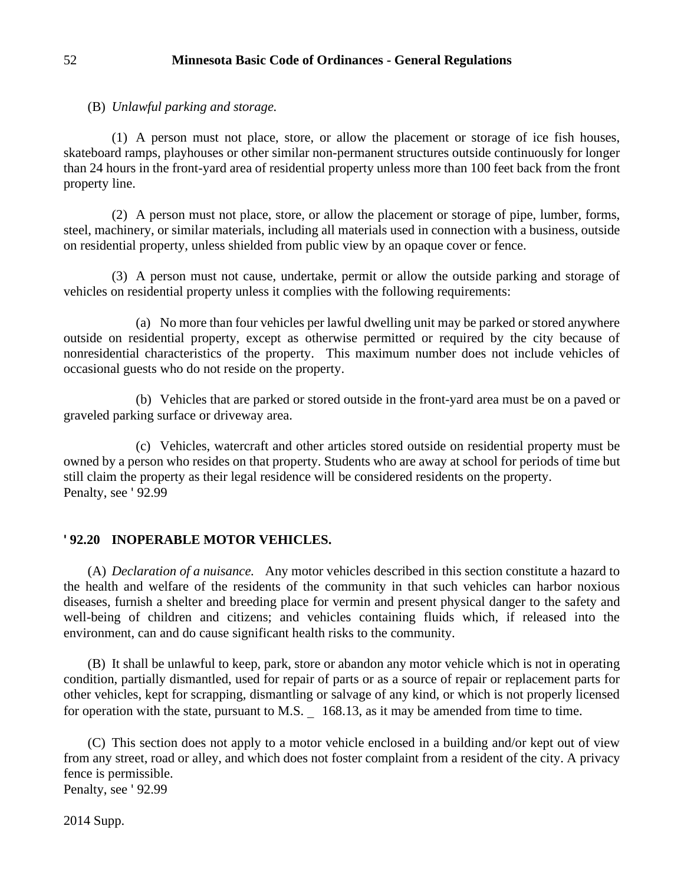(B) *Unlawful parking and storage.*

(1) A person must not place, store, or allow the placement or storage of ice fish houses, skateboard ramps, playhouses or other similar non-permanent structures outside continuously for longer than 24 hours in the front-yard area of residential property unless more than 100 feet back from the front property line.

(2) A person must not place, store, or allow the placement or storage of pipe, lumber, forms, steel, machinery, or similar materials, including all materials used in connection with a business, outside on residential property, unless shielded from public view by an opaque cover or fence.

(3) A person must not cause, undertake, permit or allow the outside parking and storage of vehicles on residential property unless it complies with the following requirements:

(a) No more than four vehicles per lawful dwelling unit may be parked or stored anywhere outside on residential property, except as otherwise permitted or required by the city because of nonresidential characteristics of the property. This maximum number does not include vehicles of occasional guests who do not reside on the property.

(b) Vehicles that are parked or stored outside in the front-yard area must be on a paved or graveled parking surface or driveway area.

(c) Vehicles, watercraft and other articles stored outside on residential property must be owned by a person who resides on that property. Students who are away at school for periods of time but still claim the property as their legal residence will be considered residents on the property.
Penalty, see ' 92.99

**' 92.20 INOPERABLE MOTOR VEHICLES.**

(A) *Declaration of a nuisance.* Any motor vehicles described in this section constitute a hazard to the health and welfare of the residents of the community in that such vehicles can harbor noxious diseases, furnish a shelter and breeding place for vermin and present physical danger to the safety and well-being of children and citizens; and vehicles containing fluids which, if released into the environment, can and do cause significant health risks to the community.

(B) It shall be unlawful to keep, park, store or abandon any motor vehicle which is not in operating condition, partially dismantled, used for repair of parts or as a source of repair or replacement parts for other vehicles, kept for scrapping, dismantling or salvage of any kind, or which is not properly licensed for operation with the state, pursuant to M.S. _ 168.13, as it may be amended from time to time.

(C) This section does not apply to a motor vehicle enclosed in a building and/or kept out of view from any street, road or alley, and which does not foster complaint from a resident of the city. A privacy fence is permissible.
Penalty, see ' 92.99

2014 Supp.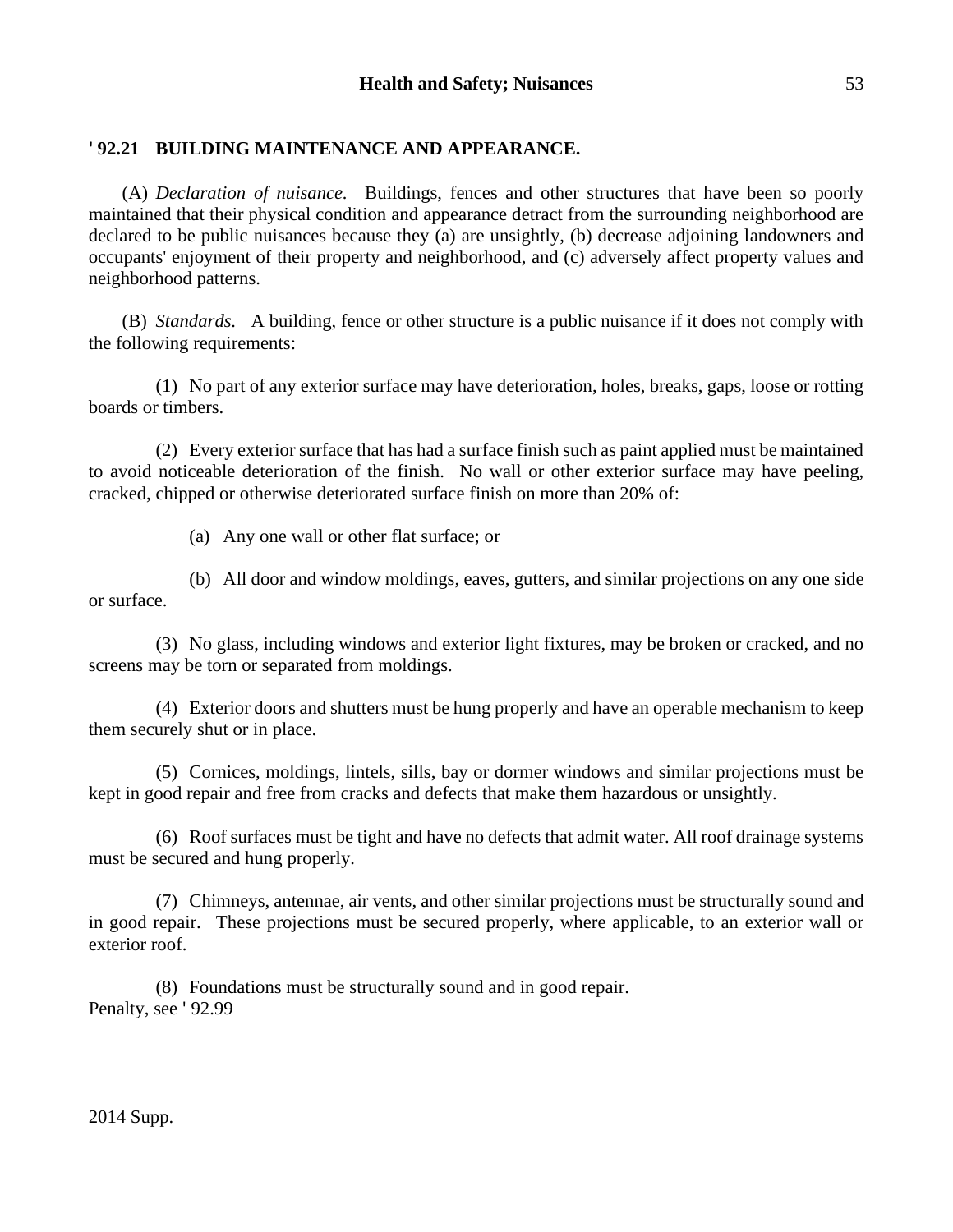## ' 92.21 BUILDING MAINTENANCE AND APPEARANCE.

(A) *Declaration of nuisance.* Buildings, fences and other structures that have been so poorly maintained that their physical condition and appearance detract from the surrounding neighborhood are declared to be public nuisances because they (a) are unsightly, (b) decrease adjoining landowners and occupants' enjoyment of their property and neighborhood, and (c) adversely affect property values and neighborhood patterns.

(B) *Standards.* A building, fence or other structure is a public nuisance if it does not comply with the following requirements:

(1) No part of any exterior surface may have deterioration, holes, breaks, gaps, loose or rotting boards or timbers.

(2) Every exterior surface that has had a surface finish such as paint applied must be maintained to avoid noticeable deterioration of the finish. No wall or other exterior surface may have peeling, cracked, chipped or otherwise deteriorated surface finish on more than 20% of:

(a) Any one wall or other flat surface; or

(b) All door and window moldings, eaves, gutters, and similar projections on any one side or surface.

(3) No glass, including windows and exterior light fixtures, may be broken or cracked, and no screens may be torn or separated from moldings.

(4) Exterior doors and shutters must be hung properly and have an operable mechanism to keep them securely shut or in place.

(5) Cornices, moldings, lintels, sills, bay or dormer windows and similar projections must be kept in good repair and free from cracks and defects that make them hazardous or unsightly.

(6) Roof surfaces must be tight and have no defects that admit water. All roof drainage systems must be secured and hung properly.

(7) Chimneys, antennae, air vents, and other similar projections must be structurally sound and in good repair. These projections must be secured properly, where applicable, to an exterior wall or exterior roof.

(8) Foundations must be structurally sound and in good repair.
Penalty, see ' 92.99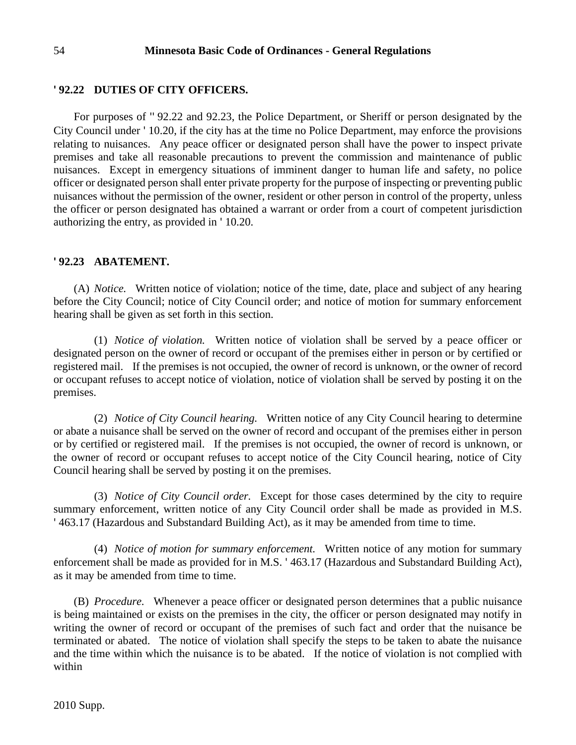## ' 92.22 DUTIES OF CITY OFFICERS.

For purposes of '' 92.22 and 92.23, the Police Department, or Sheriff or person designated by the City Council under ' 10.20, if the city has at the time no Police Department, may enforce the provisions relating to nuisances. Any peace officer or designated person shall have the power to inspect private premises and take all reasonable precautions to prevent the commission and maintenance of public nuisances. Except in emergency situations of imminent danger to human life and safety, no police officer or designated person shall enter private property for the purpose of inspecting or preventing public nuisances without the permission of the owner, resident or other person in control of the property, unless the officer or person designated has obtained a warrant or order from a court of competent jurisdiction authorizing the entry, as provided in ' 10.20.

## ' 92.23 ABATEMENT.

(A) *Notice.* Written notice of violation; notice of the time, date, place and subject of any hearing before the City Council; notice of City Council order; and notice of motion for summary enforcement hearing shall be given as set forth in this section.

(1) *Notice of violation.* Written notice of violation shall be served by a peace officer or designated person on the owner of record or occupant of the premises either in person or by certified or registered mail. If the premises is not occupied, the owner of record is unknown, or the owner of record or occupant refuses to accept notice of violation, notice of violation shall be served by posting it on the premises.

(2) *Notice of City Council hearing.* Written notice of any City Council hearing to determine or abate a nuisance shall be served on the owner of record and occupant of the premises either in person or by certified or registered mail. If the premises is not occupied, the owner of record is unknown, or the owner of record or occupant refuses to accept notice of the City Council hearing, notice of City Council hearing shall be served by posting it on the premises.

(3) *Notice of City Council order.* Except for those cases determined by the city to require summary enforcement, written notice of any City Council order shall be made as provided in M.S. ' 463.17 (Hazardous and Substandard Building Act), as it may be amended from time to time.

(4) *Notice of motion for summary enforcement.* Written notice of any motion for summary enforcement shall be made as provided for in M.S. ' 463.17 (Hazardous and Substandard Building Act), as it may be amended from time to time.

(B) *Procedure.* Whenever a peace officer or designated person determines that a public nuisance is being maintained or exists on the premises in the city, the officer or person designated may notify in writing the owner of record or occupant of the premises of such fact and order that the nuisance be terminated or abated. The notice of violation shall specify the steps to be taken to abate the nuisance and the time within which the nuisance is to be abated. If the notice of violation is not complied with within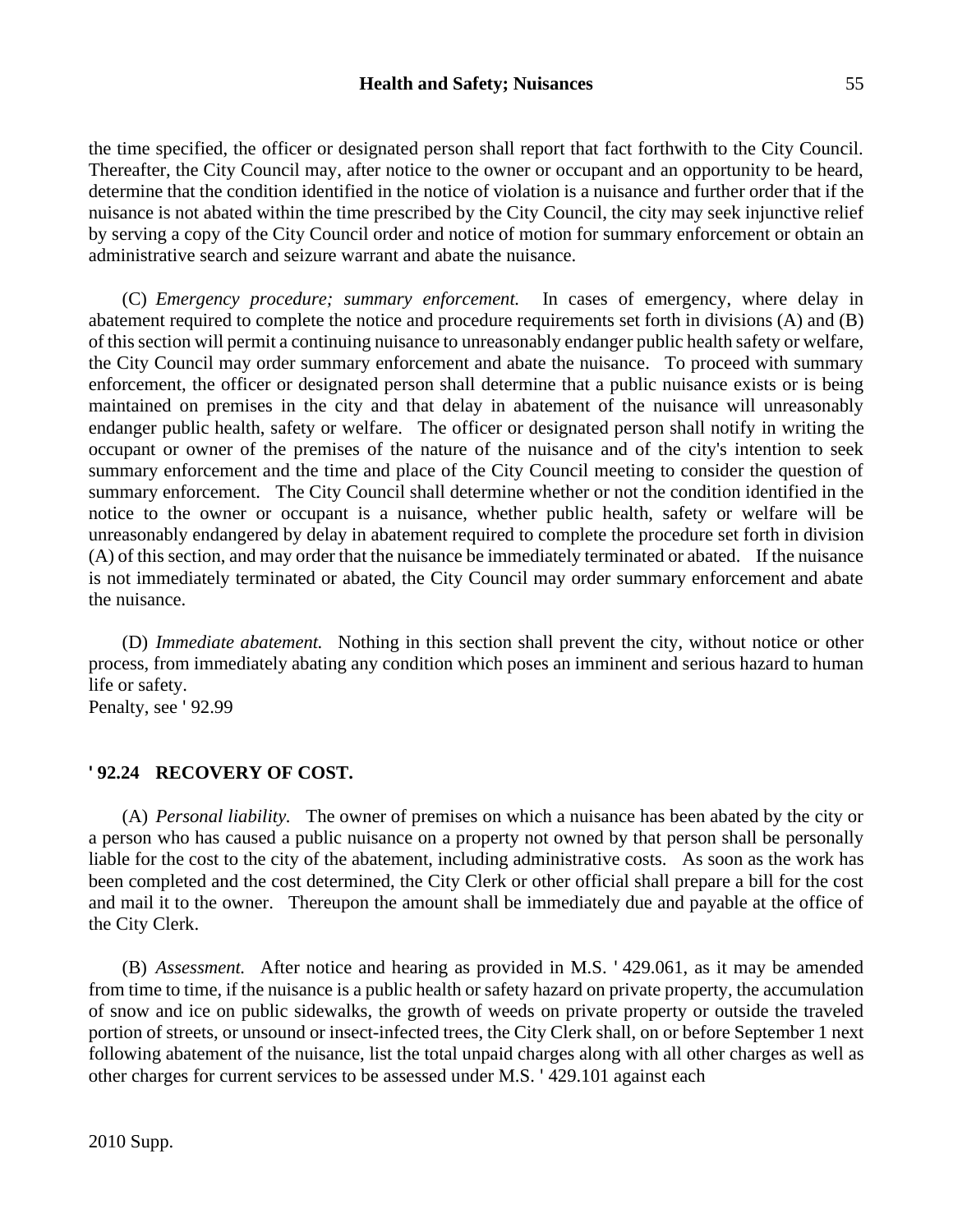the time specified, the officer or designated person shall report that fact forthwith to the City Council. Thereafter, the City Council may, after notice to the owner or occupant and an opportunity to be heard, determine that the condition identified in the notice of violation is a nuisance and further order that if the nuisance is not abated within the time prescribed by the City Council, the city may seek injunctive relief by serving a copy of the City Council order and notice of motion for summary enforcement or obtain an administrative search and seizure warrant and abate the nuisance.

(C) *Emergency procedure; summary enforcement.* In cases of emergency, where delay in abatement required to complete the notice and procedure requirements set forth in divisions (A) and (B) of this section will permit a continuing nuisance to unreasonably endanger public health safety or welfare, the City Council may order summary enforcement and abate the nuisance. To proceed with summary enforcement, the officer or designated person shall determine that a public nuisance exists or is being maintained on premises in the city and that delay in abatement of the nuisance will unreasonably endanger public health, safety or welfare. The officer or designated person shall notify in writing the occupant or owner of the premises of the nature of the nuisance and of the city's intention to seek summary enforcement and the time and place of the City Council meeting to consider the question of summary enforcement. The City Council shall determine whether or not the condition identified in the notice to the owner or occupant is a nuisance, whether public health, safety or welfare will be unreasonably endangered by delay in abatement required to complete the procedure set forth in division (A) of this section, and may order that the nuisance be immediately terminated or abated. If the nuisance is not immediately terminated or abated, the City Council may order summary enforcement and abate the nuisance.

(D) *Immediate abatement.* Nothing in this section shall prevent the city, without notice or other process, from immediately abating any condition which poses an imminent and serious hazard to human life or safety.
Penalty, see ' 92.99

**' 92.24 RECOVERY OF COST.**

(A) *Personal liability.* The owner of premises on which a nuisance has been abated by the city or a person who has caused a public nuisance on a property not owned by that person shall be personally liable for the cost to the city of the abatement, including administrative costs. As soon as the work has been completed and the cost determined, the City Clerk or other official shall prepare a bill for the cost and mail it to the owner. Thereupon the amount shall be immediately due and payable at the office of the City Clerk.

(B) *Assessment.* After notice and hearing as provided in M.S. ' 429.061, as it may be amended from time to time, if the nuisance is a public health or safety hazard on private property, the accumulation of snow and ice on public sidewalks, the growth of weeds on private property or outside the traveled portion of streets, or unsound or insect-infected trees, the City Clerk shall, on or before September 1 next following abatement of the nuisance, list the total unpaid charges along with all other charges as well as other charges for current services to be assessed under M.S. ' 429.101 against each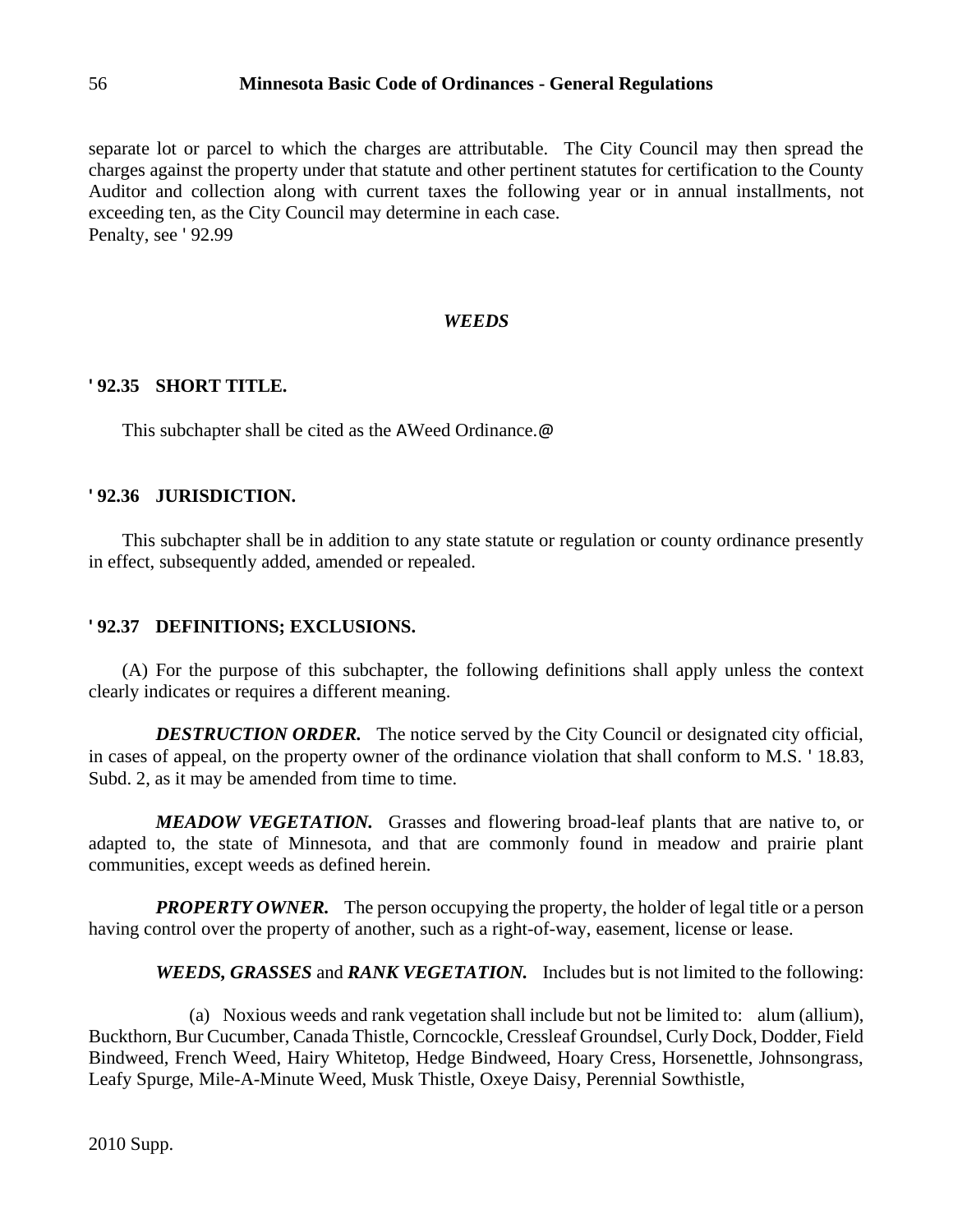separate lot or parcel to which the charges are attributable. The City Council may then spread the charges against the property under that statute and other pertinent statutes for certification to the County Auditor and collection along with current taxes the following year or in annual installments, not exceeding ten, as the City Council may determine in each case.
Penalty, see ' 92.99

### *WEEDS*

**' 92.35 SHORT TITLE.**

This subchapter shall be cited as the AWeed Ordinance.@

**' 92.36 JURISDICTION.**

This subchapter shall be in addition to any state statute or regulation or county ordinance presently in effect, subsequently added, amended or repealed.

**' 92.37 DEFINITIONS; EXCLUSIONS.**

(A) For the purpose of this subchapter, the following definitions shall apply unless the context clearly indicates or requires a different meaning.

***DESTRUCTION ORDER.*** The notice served by the City Council or designated city official, in cases of appeal, on the property owner of the ordinance violation that shall conform to M.S. ' 18.83, Subd. 2, as it may be amended from time to time.

***MEADOW VEGETATION.*** Grasses and flowering broad-leaf plants that are native to, or adapted to, the state of Minnesota, and that are commonly found in meadow and prairie plant communities, except weeds as defined herein.

***PROPERTY OWNER.*** The person occupying the property, the holder of legal title or a person having control over the property of another, such as a right-of-way, easement, license or lease.

***WEEDS, GRASSES*** and ***RANK VEGETATION.*** Includes but is not limited to the following:

(a) Noxious weeds and rank vegetation shall include but not be limited to: alum (allium), Buckthorn, Bur Cucumber, Canada Thistle, Corncockle, Cressleaf Groundsel, Curly Dock, Dodder, Field Bindweed, French Weed, Hairy Whitetop, Hedge Bindweed, Hoary Cress, Horsenettle, Johnsongrass, Leafy Spurge, Mile-A-Minute Weed, Musk Thistle, Oxeye Daisy, Perennial Sowthistle,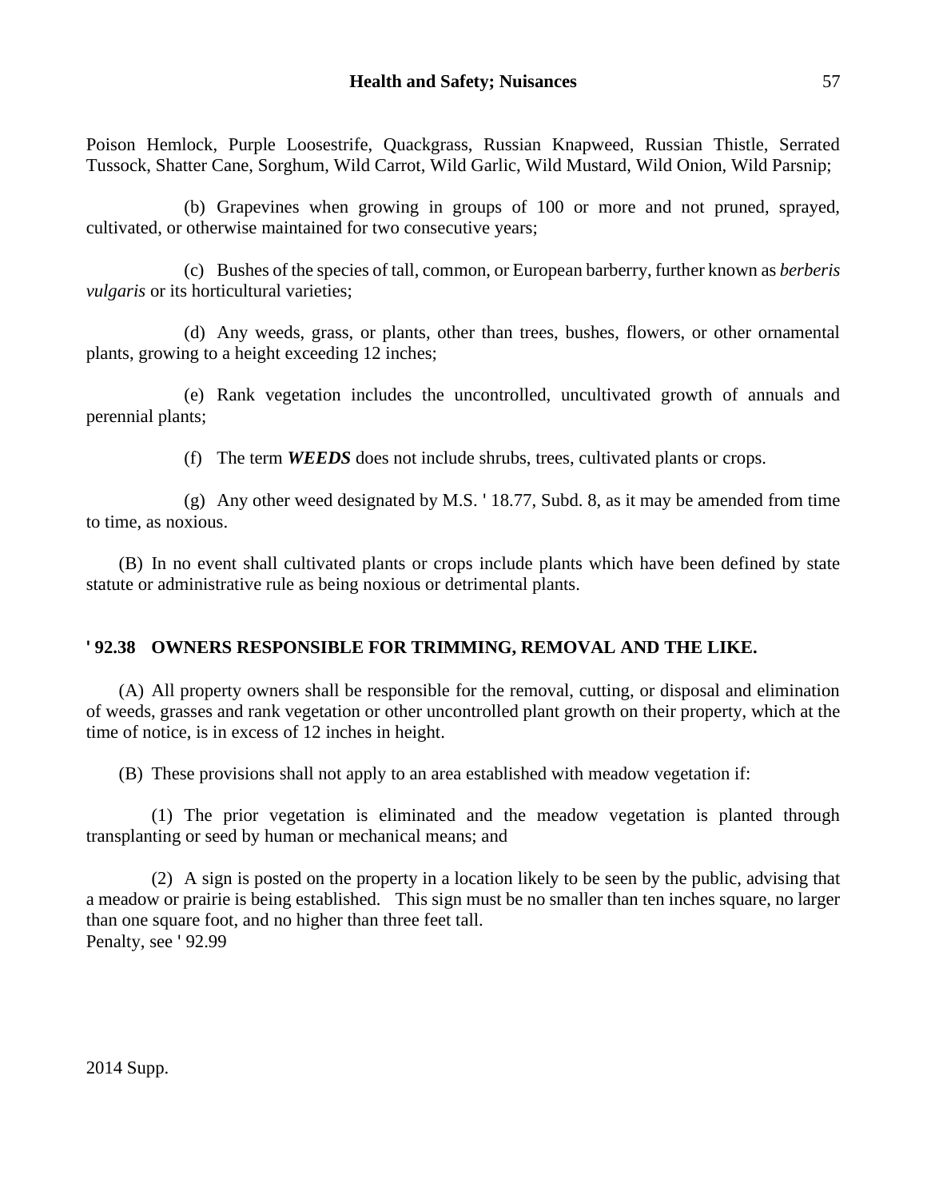Poison Hemlock, Purple Loosestrife, Quackgrass, Russian Knapweed, Russian Thistle, Serrated Tussock, Shatter Cane, Sorghum, Wild Carrot, Wild Garlic, Wild Mustard, Wild Onion, Wild Parsnip;

(b) Grapevines when growing in groups of 100 or more and not pruned, sprayed, cultivated, or otherwise maintained for two consecutive years;

(c) Bushes of the species of tall, common, or European barberry, further known as *berberis vulgaris* or its horticultural varieties;

(d) Any weeds, grass, or plants, other than trees, bushes, flowers, or other ornamental plants, growing to a height exceeding 12 inches;

(e) Rank vegetation includes the uncontrolled, uncultivated growth of annuals and perennial plants;

(f) The term ***WEEDS*** does not include shrubs, trees, cultivated plants or crops.

(g) Any other weed designated by M.S. ' 18.77, Subd. 8, as it may be amended from time to time, as noxious.

(B) In no event shall cultivated plants or crops include plants which have been defined by state statute or administrative rule as being noxious or detrimental plants.

**' 92.38 OWNERS RESPONSIBLE FOR TRIMMING, REMOVAL AND THE LIKE.**

(A) All property owners shall be responsible for the removal, cutting, or disposal and elimination of weeds, grasses and rank vegetation or other uncontrolled plant growth on their property, which at the time of notice, is in excess of 12 inches in height.

(B) These provisions shall not apply to an area established with meadow vegetation if:

(1) The prior vegetation is eliminated and the meadow vegetation is planted through transplanting or seed by human or mechanical means; and

(2) A sign is posted on the property in a location likely to be seen by the public, advising that a meadow or prairie is being established. This sign must be no smaller than ten inches square, no larger than one square foot, and no higher than three feet tall.
Penalty, see ' 92.99

2014 Supp.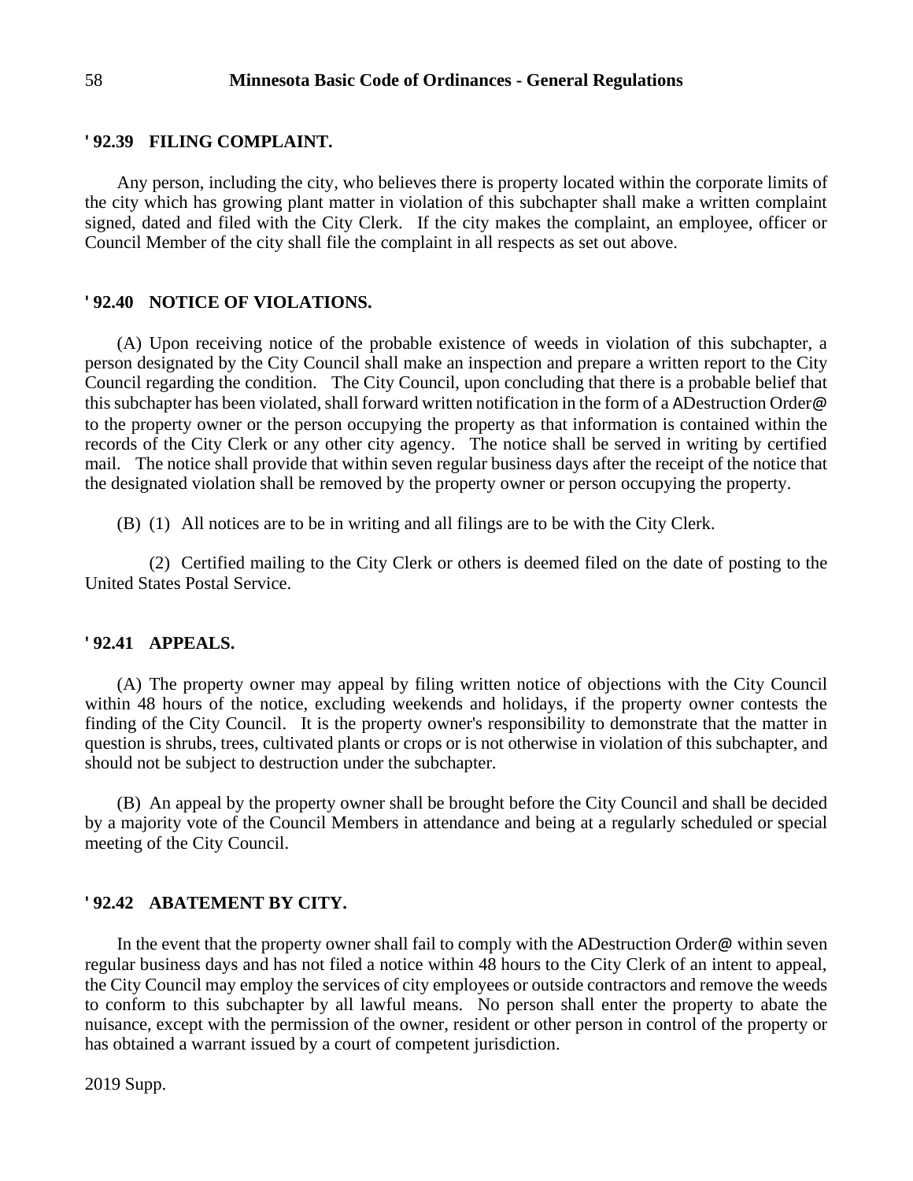## ' 92.39 FILING COMPLAINT.

Any person, including the city, who believes there is property located within the corporate limits of the city which has growing plant matter in violation of this subchapter shall make a written complaint signed, dated and filed with the City Clerk. If the city makes the complaint, an employee, officer or Council Member of the city shall file the complaint in all respects as set out above.

## ' 92.40 NOTICE OF VIOLATIONS.

(A) Upon receiving notice of the probable existence of weeds in violation of this subchapter, a person designated by the City Council shall make an inspection and prepare a written report to the City Council regarding the condition. The City Council, upon concluding that there is a probable belief that this subchapter has been violated, shall forward written notification in the form of a ADestruction Order@ to the property owner or the person occupying the property as that information is contained within the records of the City Clerk or any other city agency. The notice shall be served in writing by certified mail. The notice shall provide that within seven regular business days after the receipt of the notice that the designated violation shall be removed by the property owner or person occupying the property.

(B) (1) All notices are to be in writing and all filings are to be with the City Clerk.

(2) Certified mailing to the City Clerk or others is deemed filed on the date of posting to the United States Postal Service.

## ' 92.41 APPEALS.

(A) The property owner may appeal by filing written notice of objections with the City Council within 48 hours of the notice, excluding weekends and holidays, if the property owner contests the finding of the City Council. It is the property owner's responsibility to demonstrate that the matter in question is shrubs, trees, cultivated plants or crops or is not otherwise in violation of this subchapter, and should not be subject to destruction under the subchapter.

(B) An appeal by the property owner shall be brought before the City Council and shall be decided by a majority vote of the Council Members in attendance and being at a regularly scheduled or special meeting of the City Council.

## ' 92.42 ABATEMENT BY CITY.

In the event that the property owner shall fail to comply with the ADestruction Order@ within seven regular business days and has not filed a notice within 48 hours to the City Clerk of an intent to appeal, the City Council may employ the services of city employees or outside contractors and remove the weeds to conform to this subchapter by all lawful means. No person shall enter the property to abate the nuisance, except with the permission of the owner, resident or other person in control of the property or has obtained a warrant issued by a court of competent jurisdiction.

2019 Supp.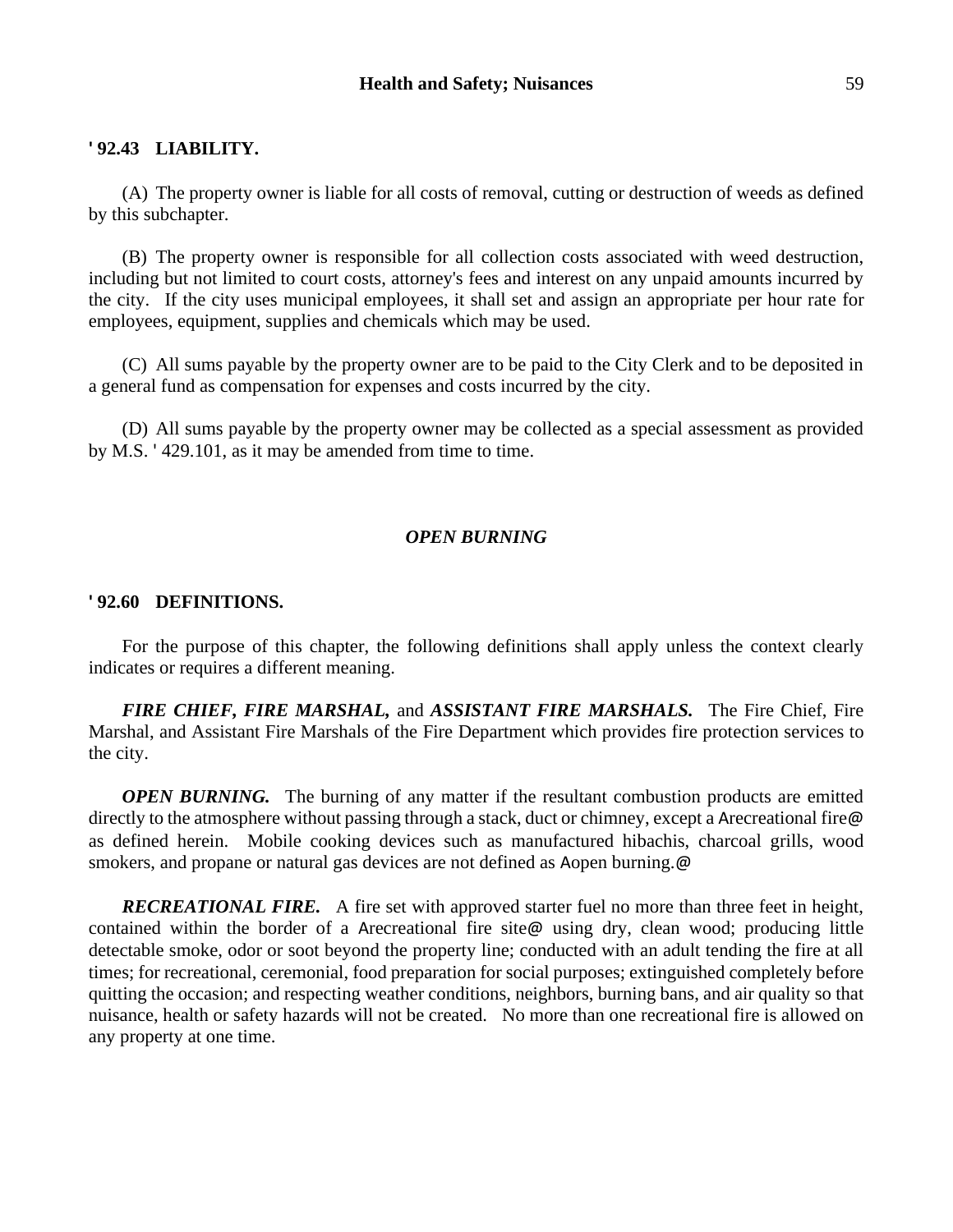## ' 92.43 LIABILITY.

(A) The property owner is liable for all costs of removal, cutting or destruction of weeds as defined by this subchapter.

(B) The property owner is responsible for all collection costs associated with weed destruction, including but not limited to court costs, attorney's fees and interest on any unpaid amounts incurred by the city. If the city uses municipal employees, it shall set and assign an appropriate per hour rate for employees, equipment, supplies and chemicals which may be used.

(C) All sums payable by the property owner are to be paid to the City Clerk and to be deposited in a general fund as compensation for expenses and costs incurred by the city.

(D) All sums payable by the property owner may be collected as a special assessment as provided by M.S. ' 429.101, as it may be amended from time to time.

### *OPEN BURNING*

## ' 92.60 DEFINITIONS.

For the purpose of this chapter, the following definitions shall apply unless the context clearly indicates or requires a different meaning.

***FIRE CHIEF, FIRE MARSHAL,*** and ***ASSISTANT FIRE MARSHALS.*** The Fire Chief, Fire Marshal, and Assistant Fire Marshals of the Fire Department which provides fire protection services to the city.

***OPEN BURNING.*** The burning of any matter if the resultant combustion products are emitted directly to the atmosphere without passing through a stack, duct or chimney, except a Arecreational fire@ as defined herein. Mobile cooking devices such as manufactured hibachis, charcoal grills, wood smokers, and propane or natural gas devices are not defined as Aopen burning.@

***RECREATIONAL FIRE.*** A fire set with approved starter fuel no more than three feet in height, contained within the border of a Arecreational fire site@ using dry, clean wood; producing little detectable smoke, odor or soot beyond the property line; conducted with an adult tending the fire at all times; for recreational, ceremonial, food preparation for social purposes; extinguished completely before quitting the occasion; and respecting weather conditions, neighbors, burning bans, and air quality so that nuisance, health or safety hazards will not be created. No more than one recreational fire is allowed on any property at one time.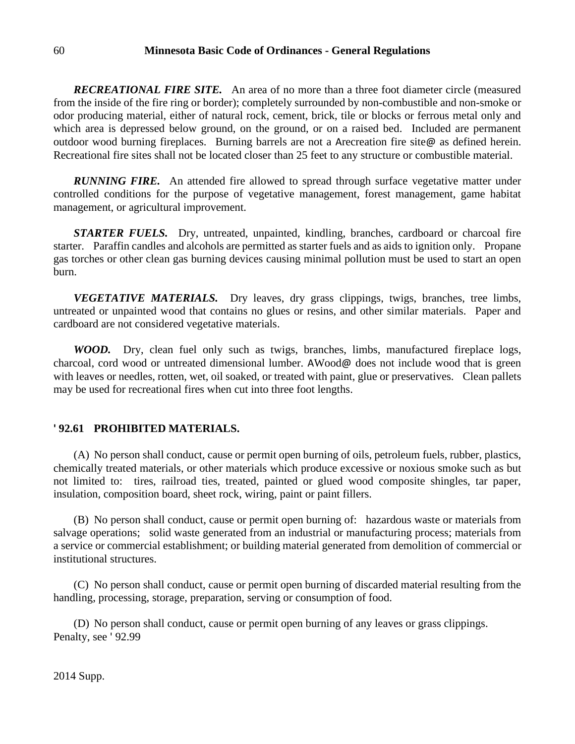***RECREATIONAL FIRE SITE.*** An area of no more than a three foot diameter circle (measured from the inside of the fire ring or border); completely surrounded by non-combustible and non-smoke or odor producing material, either of natural rock, cement, brick, tile or blocks or ferrous metal only and which area is depressed below ground, on the ground, or on a raised bed. Included are permanent outdoor wood burning fireplaces. Burning barrels are not a Arecreation fire site@ as defined herein. Recreational fire sites shall not be located closer than 25 feet to any structure or combustible material.

***RUNNING FIRE.*** An attended fire allowed to spread through surface vegetative matter under controlled conditions for the purpose of vegetative management, forest management, game habitat management, or agricultural improvement.

***STARTER FUELS.*** Dry, untreated, unpainted, kindling, branches, cardboard or charcoal fire starter. Paraffin candles and alcohols are permitted as starter fuels and as aids to ignition only. Propane gas torches or other clean gas burning devices causing minimal pollution must be used to start an open burn.

***VEGETATIVE MATERIALS.*** Dry leaves, dry grass clippings, twigs, branches, tree limbs, untreated or unpainted wood that contains no glues or resins, and other similar materials. Paper and cardboard are not considered vegetative materials.

***WOOD.*** Dry, clean fuel only such as twigs, branches, limbs, manufactured fireplace logs, charcoal, cord wood or untreated dimensional lumber. AWood@ does not include wood that is green with leaves or needles, rotten, wet, oil soaked, or treated with paint, glue or preservatives. Clean pallets may be used for recreational fires when cut into three foot lengths.

**' 92.61 PROHIBITED MATERIALS.**

(A) No person shall conduct, cause or permit open burning of oils, petroleum fuels, rubber, plastics, chemically treated materials, or other materials which produce excessive or noxious smoke such as but not limited to: tires, railroad ties, treated, painted or glued wood composite shingles, tar paper, insulation, composition board, sheet rock, wiring, paint or paint fillers.

(B) No person shall conduct, cause or permit open burning of: hazardous waste or materials from salvage operations; solid waste generated from an industrial or manufacturing process; materials from a service or commercial establishment; or building material generated from demolition of commercial or institutional structures.

(C) No person shall conduct, cause or permit open burning of discarded material resulting from the handling, processing, storage, preparation, serving or consumption of food.

(D) No person shall conduct, cause or permit open burning of any leaves or grass clippings.
Penalty, see ' 92.99

2014 Supp.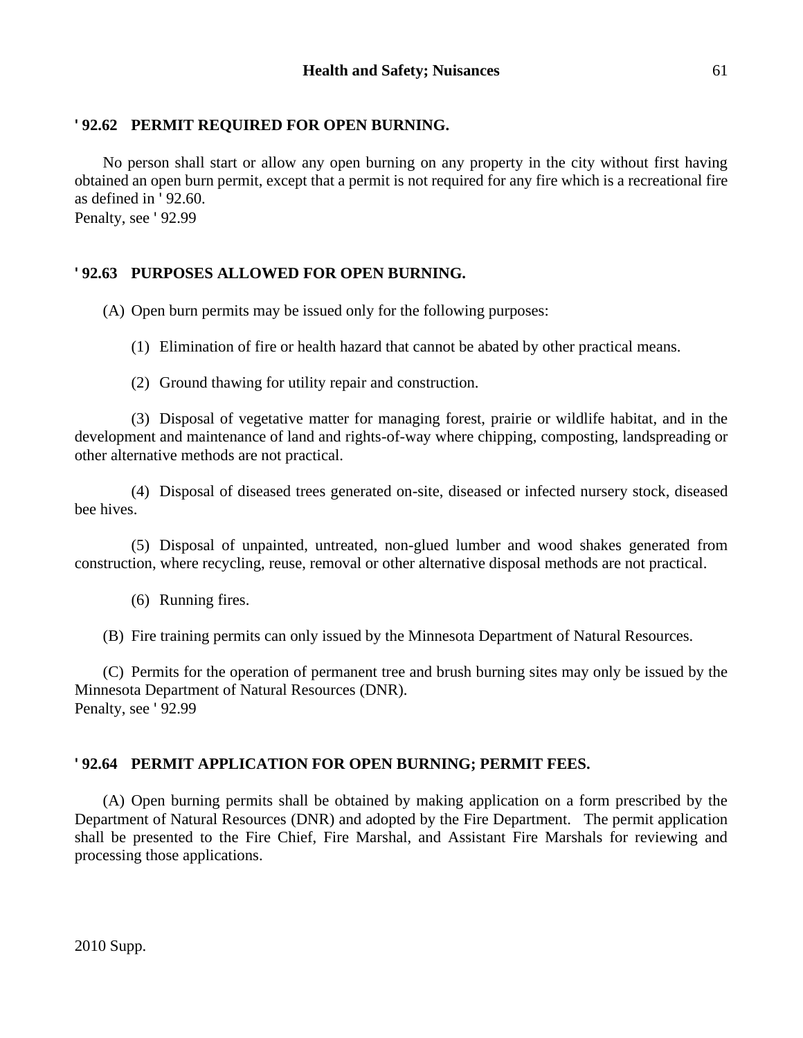### ' 92.62 PERMIT REQUIRED FOR OPEN BURNING.

No person shall start or allow any open burning on any property in the city without first having obtained an open burn permit, except that a permit is not required for any fire which is a recreational fire as defined in ' 92.60.

Penalty, see ' 92.99

### ' 92.63 PURPOSES ALLOWED FOR OPEN BURNING.

(A) Open burn permits may be issued only for the following purposes:

(1) Elimination of fire or health hazard that cannot be abated by other practical means.

(2) Ground thawing for utility repair and construction.

(3) Disposal of vegetative matter for managing forest, prairie or wildlife habitat, and in the development and maintenance of land and rights-of-way where chipping, composting, landspreading or other alternative methods are not practical.

(4) Disposal of diseased trees generated on-site, diseased or infected nursery stock, diseased bee hives.

(5) Disposal of unpainted, untreated, non-glued lumber and wood shakes generated from construction, where recycling, reuse, removal or other alternative disposal methods are not practical.

(6) Running fires.

(B) Fire training permits can only issued by the Minnesota Department of Natural Resources.

(C) Permits for the operation of permanent tree and brush burning sites may only be issued by the Minnesota Department of Natural Resources (DNR).

Penalty, see ' 92.99

### ' 92.64 PERMIT APPLICATION FOR OPEN BURNING; PERMIT FEES.

(A) Open burning permits shall be obtained by making application on a form prescribed by the Department of Natural Resources (DNR) and adopted by the Fire Department. The permit application shall be presented to the Fire Chief, Fire Marshal, and Assistant Fire Marshals for reviewing and processing those applications.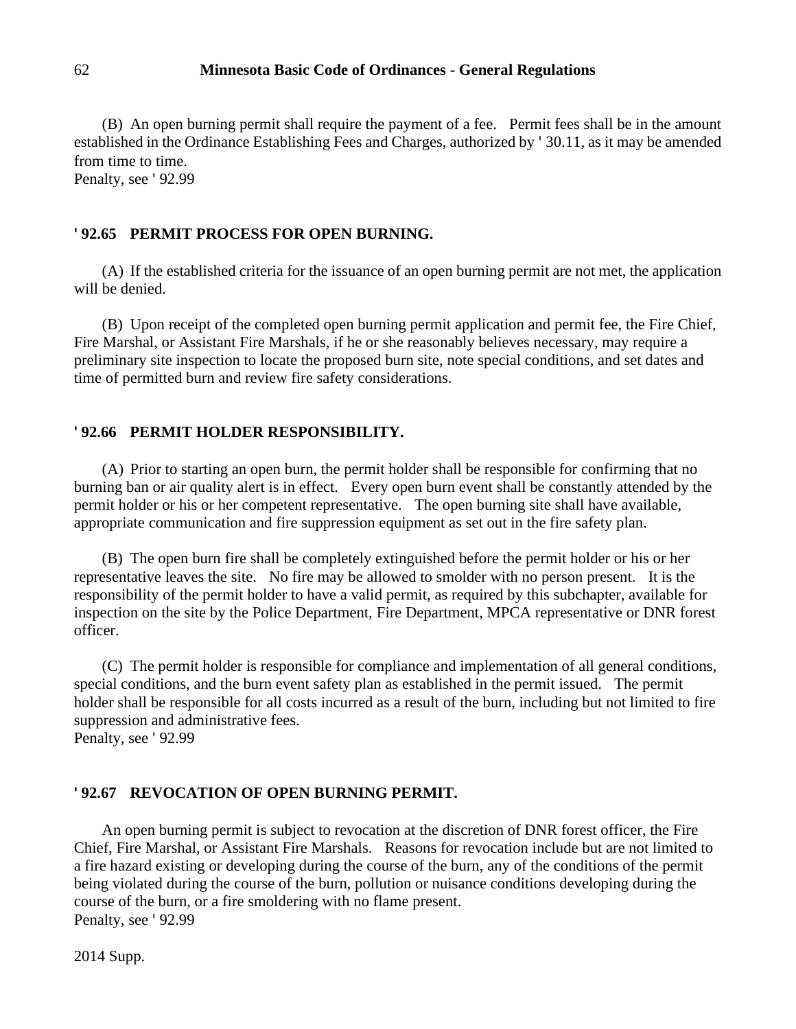(B) An open burning permit shall require the payment of a fee. Permit fees shall be in the amount established in the Ordinance Establishing Fees and Charges, authorized by ' 30.11, as it may be amended from time to time.
Penalty, see ' 92.99

**' 92.65 PERMIT PROCESS FOR OPEN BURNING.**

(A) If the established criteria for the issuance of an open burning permit are not met, the application will be denied.

(B) Upon receipt of the completed open burning permit application and permit fee, the Fire Chief, Fire Marshal, or Assistant Fire Marshals, if he or she reasonably believes necessary, may require a preliminary site inspection to locate the proposed burn site, note special conditions, and set dates and time of permitted burn and review fire safety considerations.

**' 92.66 PERMIT HOLDER RESPONSIBILITY.**

(A) Prior to starting an open burn, the permit holder shall be responsible for confirming that no burning ban or air quality alert is in effect. Every open burn event shall be constantly attended by the permit holder or his or her competent representative. The open burning site shall have available, appropriate communication and fire suppression equipment as set out in the fire safety plan.

(B) The open burn fire shall be completely extinguished before the permit holder or his or her representative leaves the site. No fire may be allowed to smolder with no person present. It is the responsibility of the permit holder to have a valid permit, as required by this subchapter, available for inspection on the site by the Police Department, Fire Department, MPCA representative or DNR forest officer.

(C) The permit holder is responsible for compliance and implementation of all general conditions, special conditions, and the burn event safety plan as established in the permit issued. The permit holder shall be responsible for all costs incurred as a result of the burn, including but not limited to fire suppression and administrative fees.
Penalty, see ' 92.99

**' 92.67 REVOCATION OF OPEN BURNING PERMIT.**

An open burning permit is subject to revocation at the discretion of DNR forest officer, the Fire Chief, Fire Marshal, or Assistant Fire Marshals. Reasons for revocation include but are not limited to a fire hazard existing or developing during the course of the burn, any of the conditions of the permit being violated during the course of the burn, pollution or nuisance conditions developing during the course of the burn, or a fire smoldering with no flame present.
Penalty, see ' 92.99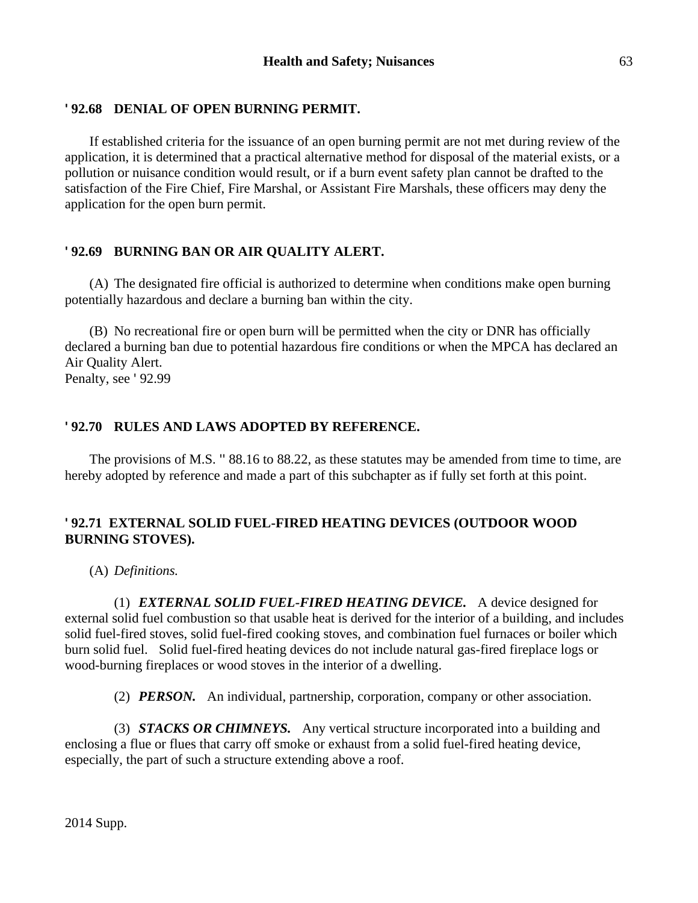## ' 92.68 DENIAL OF OPEN BURNING PERMIT.

If established criteria for the issuance of an open burning permit are not met during review of the application, it is determined that a practical alternative method for disposal of the material exists, or a pollution or nuisance condition would result, or if a burn event safety plan cannot be drafted to the satisfaction of the Fire Chief, Fire Marshal, or Assistant Fire Marshals, these officers may deny the application for the open burn permit.

## ' 92.69 BURNING BAN OR AIR QUALITY ALERT.

(A) The designated fire official is authorized to determine when conditions make open burning potentially hazardous and declare a burning ban within the city.

(B) No recreational fire or open burn will be permitted when the city or DNR has officially declared a burning ban due to potential hazardous fire conditions or when the MPCA has declared an Air Quality Alert.
Penalty, see ' 92.99

## ' 92.70 RULES AND LAWS ADOPTED BY REFERENCE.

The provisions of M.S. '' 88.16 to 88.22, as these statutes may be amended from time to time, are hereby adopted by reference and made a part of this subchapter as if fully set forth at this point.

## ' 92.71 EXTERNAL SOLID FUEL-FIRED HEATING DEVICES (OUTDOOR WOOD BURNING STOVES).

(A) *Definitions.*

(1) ***EXTERNAL SOLID FUEL-FIRED HEATING DEVICE.*** A device designed for external solid fuel combustion so that usable heat is derived for the interior of a building, and includes solid fuel-fired stoves, solid fuel-fired cooking stoves, and combination fuel furnaces or boiler which burn solid fuel. Solid fuel-fired heating devices do not include natural gas-fired fireplace logs or wood-burning fireplaces or wood stoves in the interior of a dwelling.

(2) ***PERSON.*** An individual, partnership, corporation, company or other association.

(3) ***STACKS OR CHIMNEYS.*** Any vertical structure incorporated into a building and enclosing a flue or flues that carry off smoke or exhaust from a solid fuel-fired heating device, especially, the part of such a structure extending above a roof.

2014 Supp.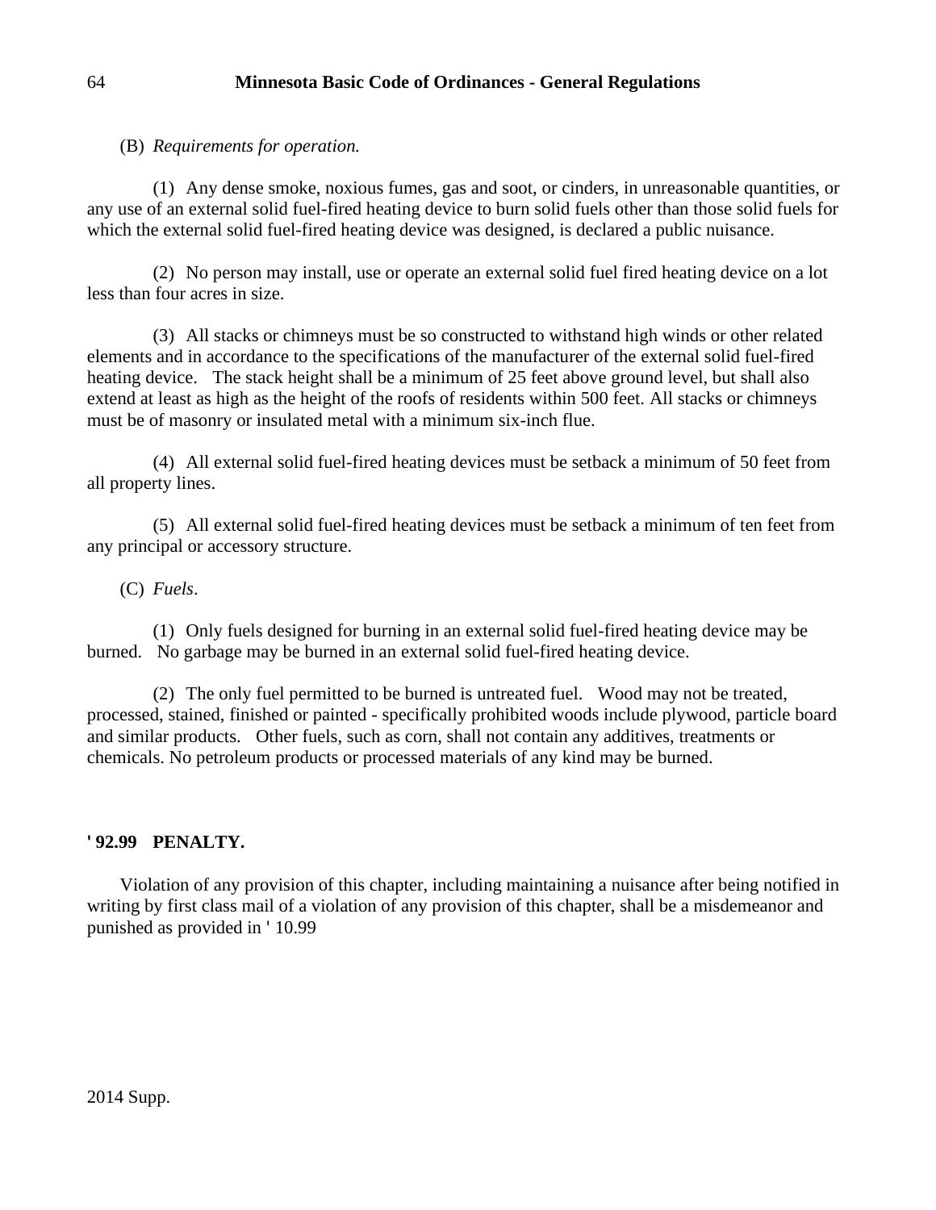(B) *Requirements for operation.*

(1) Any dense smoke, noxious fumes, gas and soot, or cinders, in unreasonable quantities, or any use of an external solid fuel-fired heating device to burn solid fuels other than those solid fuels for which the external solid fuel-fired heating device was designed, is declared a public nuisance.

(2) No person may install, use or operate an external solid fuel fired heating device on a lot less than four acres in size.

(3) All stacks or chimneys must be so constructed to withstand high winds or other related elements and in accordance to the specifications of the manufacturer of the external solid fuel-fired heating device. The stack height shall be a minimum of 25 feet above ground level, but shall also extend at least as high as the height of the roofs of residents within 500 feet. All stacks or chimneys must be of masonry or insulated metal with a minimum six-inch flue.

(4) All external solid fuel-fired heating devices must be setback a minimum of 50 feet from all property lines.

(5) All external solid fuel-fired heating devices must be setback a minimum of ten feet from any principal or accessory structure.

(C) *Fuels*.

(1) Only fuels designed for burning in an external solid fuel-fired heating device may be burned. No garbage may be burned in an external solid fuel-fired heating device.

(2) The only fuel permitted to be burned is untreated fuel. Wood may not be treated, processed, stained, finished or painted - specifically prohibited woods include plywood, particle board and similar products. Other fuels, such as corn, shall not contain any additives, treatments or chemicals. No petroleum products or processed materials of any kind may be burned.

**' 92.99 PENALTY.**

Violation of any provision of this chapter, including maintaining a nuisance after being notified in writing by first class mail of a violation of any provision of this chapter, shall be a misdemeanor and punished as provided in ' 10.99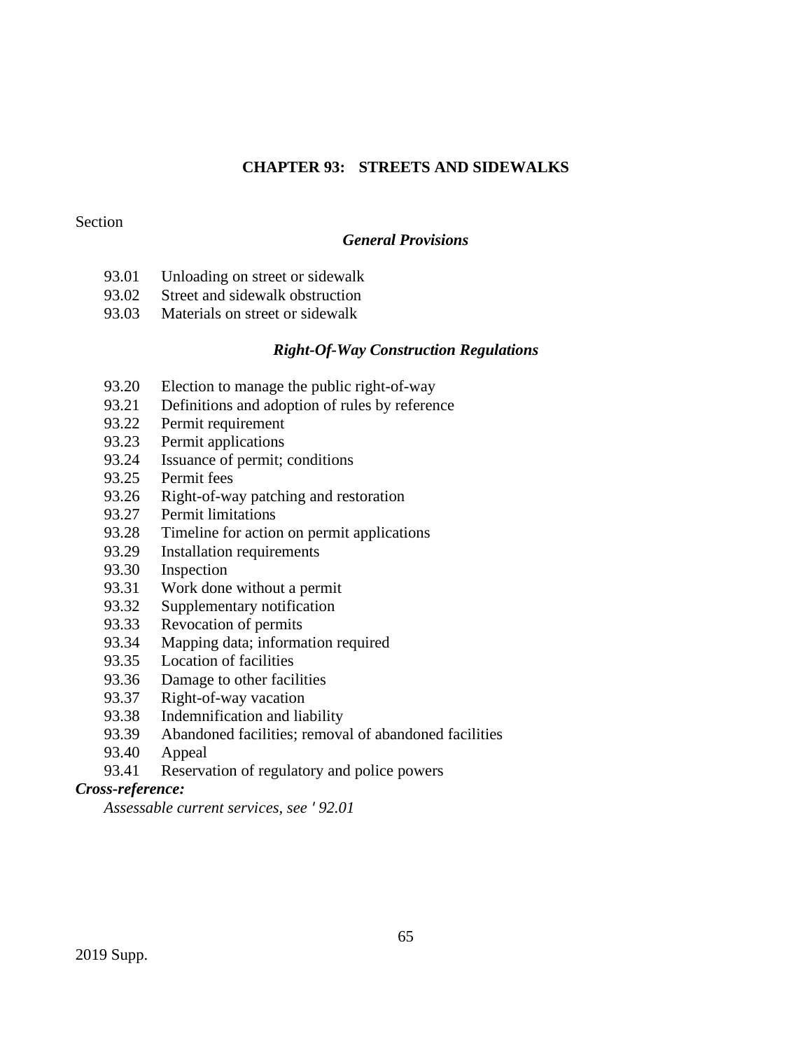# CHAPTER 93: STREETS AND SIDEWALKS

Section

### *General Provisions*

93.01 Unloading on street or sidewalk
93.02 Street and sidewalk obstruction
93.03 Materials on street or sidewalk

### *Right-Of-Way Construction Regulations*

93.20 Election to manage the public right-of-way
93.21 Definitions and adoption of rules by reference
93.22 Permit requirement
93.23 Permit applications
93.24 Issuance of permit; conditions
93.25 Permit fees
93.26 Right-of-way patching and restoration
93.27 Permit limitations
93.28 Timeline for action on permit applications
93.29 Installation requirements
93.30 Inspection
93.31 Work done without a permit
93.32 Supplementary notification
93.33 Revocation of permits
93.34 Mapping data; information required
93.35 Location of facilities
93.36 Damage to other facilities
93.37 Right-of-way vacation
93.38 Indemnification and liability
93.39 Abandoned facilities; removal of abandoned facilities
93.40 Appeal
93.41 Reservation of regulatory and police powers

***Cross-reference:***

*Assessable current services, see ' 92.01*

2019 Supp.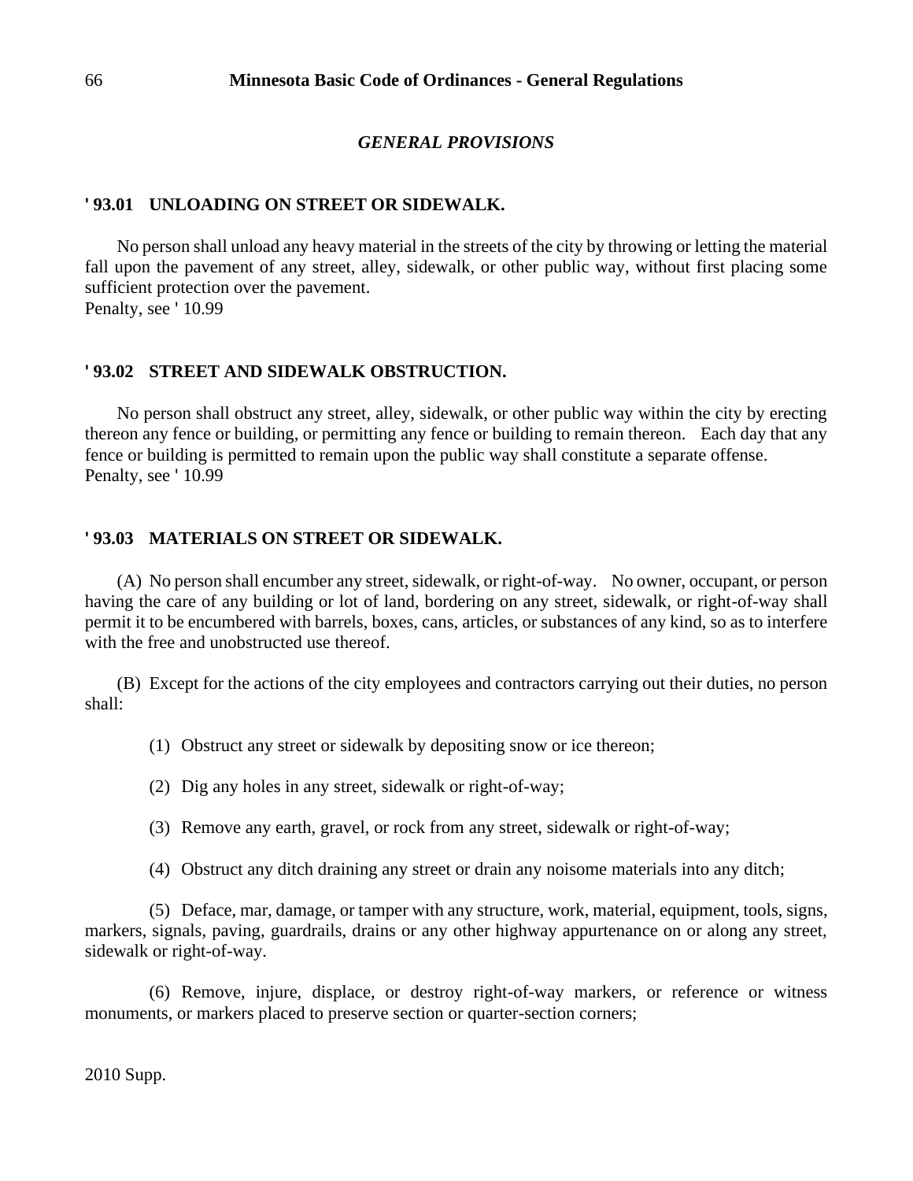## *GENERAL PROVISIONS*

### ' 93.01 UNLOADING ON STREET OR SIDEWALK.

No person shall unload any heavy material in the streets of the city by throwing or letting the material fall upon the pavement of any street, alley, sidewalk, or other public way, without first placing some sufficient protection over the pavement.
Penalty, see ' 10.99

### ' 93.02 STREET AND SIDEWALK OBSTRUCTION.

No person shall obstruct any street, alley, sidewalk, or other public way within the city by erecting thereon any fence or building, or permitting any fence or building to remain thereon. Each day that any fence or building is permitted to remain upon the public way shall constitute a separate offense.
Penalty, see ' 10.99

### ' 93.03 MATERIALS ON STREET OR SIDEWALK.

(A) No person shall encumber any street, sidewalk, or right-of-way. No owner, occupant, or person having the care of any building or lot of land, bordering on any street, sidewalk, or right-of-way shall permit it to be encumbered with barrels, boxes, cans, articles, or substances of any kind, so as to interfere with the free and unobstructed use thereof.

(B) Except for the actions of the city employees and contractors carrying out their duties, no person shall:

(1) Obstruct any street or sidewalk by depositing snow or ice thereon;

(2) Dig any holes in any street, sidewalk or right-of-way;

(3) Remove any earth, gravel, or rock from any street, sidewalk or right-of-way;

(4) Obstruct any ditch draining any street or drain any noisome materials into any ditch;

(5) Deface, mar, damage, or tamper with any structure, work, material, equipment, tools, signs, markers, signals, paving, guardrails, drains or any other highway appurtenance on or along any street, sidewalk or right-of-way.

(6) Remove, injure, displace, or destroy right-of-way markers, or reference or witness monuments, or markers placed to preserve section or quarter-section corners;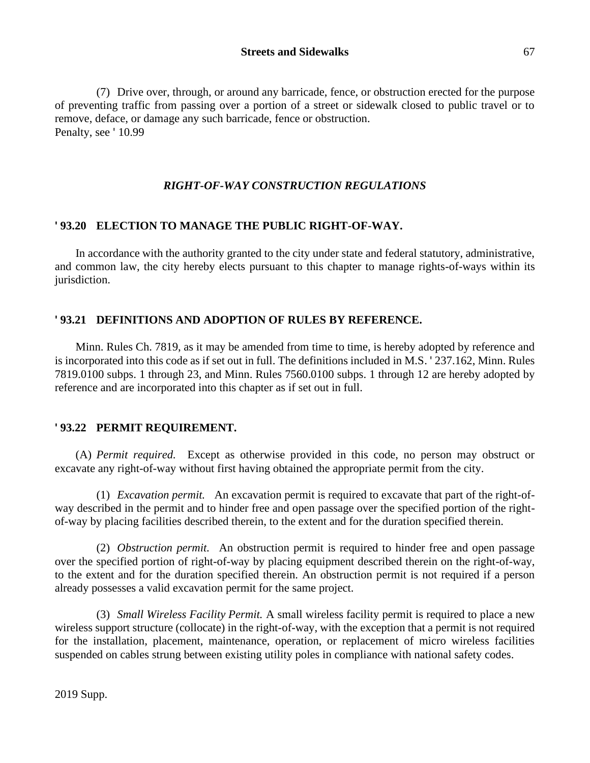(7) Drive over, through, or around any barricade, fence, or obstruction erected for the purpose of preventing traffic from passing over a portion of a street or sidewalk closed to public travel or to remove, deface, or damage any such barricade, fence or obstruction.
Penalty, see ' 10.99

### *RIGHT-OF-WAY CONSTRUCTION REGULATIONS*

#### ' 93.20 ELECTION TO MANAGE THE PUBLIC RIGHT-OF-WAY.

In accordance with the authority granted to the city under state and federal statutory, administrative, and common law, the city hereby elects pursuant to this chapter to manage rights-of-ways within its jurisdiction.

#### ' 93.21 DEFINITIONS AND ADOPTION OF RULES BY REFERENCE.

Minn. Rules Ch. 7819, as it may be amended from time to time, is hereby adopted by reference and is incorporated into this code as if set out in full. The definitions included in M.S. ' 237.162, Minn. Rules 7819.0100 subps. 1 through 23, and Minn. Rules 7560.0100 subps. 1 through 12 are hereby adopted by reference and are incorporated into this chapter as if set out in full.

#### ' 93.22 PERMIT REQUIREMENT.

(A) *Permit required.* Except as otherwise provided in this code, no person may obstruct or excavate any right-of-way without first having obtained the appropriate permit from the city.

(1) *Excavation permit.* An excavation permit is required to excavate that part of the right-of-way described in the permit and to hinder free and open passage over the specified portion of the right-of-way by placing facilities described therein, to the extent and for the duration specified therein.

(2) *Obstruction permit.* An obstruction permit is required to hinder free and open passage over the specified portion of right-of-way by placing equipment described therein on the right-of-way, to the extent and for the duration specified therein. An obstruction permit is not required if a person already possesses a valid excavation permit for the same project.

(3) *Small Wireless Facility Permit.* A small wireless facility permit is required to place a new wireless support structure (collocate) in the right-of-way, with the exception that a permit is not required for the installation, placement, maintenance, operation, or replacement of micro wireless facilities suspended on cables strung between existing utility poles in compliance with national safety codes.

2019 Supp.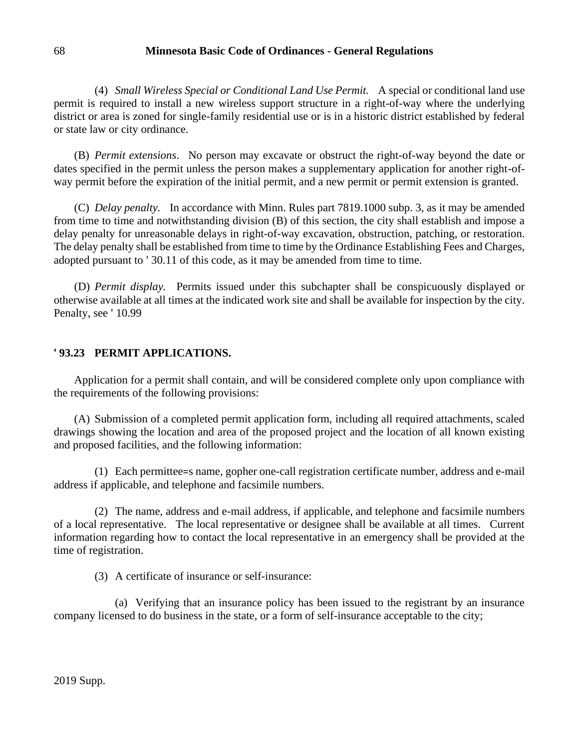(4) *Small Wireless Special or Conditional Land Use Permit.* A special or conditional land use permit is required to install a new wireless support structure in a right-of-way where the underlying district or area is zoned for single-family residential use or is in a historic district established by federal or state law or city ordinance.

(B) *Permit extensions*. No person may excavate or obstruct the right-of-way beyond the date or dates specified in the permit unless the person makes a supplementary application for another right-of-way permit before the expiration of the initial permit, and a new permit or permit extension is granted.

(C) *Delay penalty.* In accordance with Minn. Rules part 7819.1000 subp. 3, as it may be amended from time to time and notwithstanding division (B) of this section, the city shall establish and impose a delay penalty for unreasonable delays in right-of-way excavation, obstruction, patching, or restoration. The delay penalty shall be established from time to time by the Ordinance Establishing Fees and Charges, adopted pursuant to ' 30.11 of this code, as it may be amended from time to time.

(D) *Permit display.* Permits issued under this subchapter shall be conspicuously displayed or otherwise available at all times at the indicated work site and shall be available for inspection by the city. Penalty, see ' 10.99

## ' 93.23 PERMIT APPLICATIONS.

Application for a permit shall contain, and will be considered complete only upon compliance with the requirements of the following provisions:

(A) Submission of a completed permit application form, including all required attachments, scaled drawings showing the location and area of the proposed project and the location of all known existing and proposed facilities, and the following information:

(1) Each permittee=s name, gopher one-call registration certificate number, address and e-mail address if applicable, and telephone and facsimile numbers.

(2) The name, address and e-mail address, if applicable, and telephone and facsimile numbers of a local representative. The local representative or designee shall be available at all times. Current information regarding how to contact the local representative in an emergency shall be provided at the time of registration.

(3) A certificate of insurance or self-insurance:

(a) Verifying that an insurance policy has been issued to the registrant by an insurance company licensed to do business in the state, or a form of self-insurance acceptable to the city;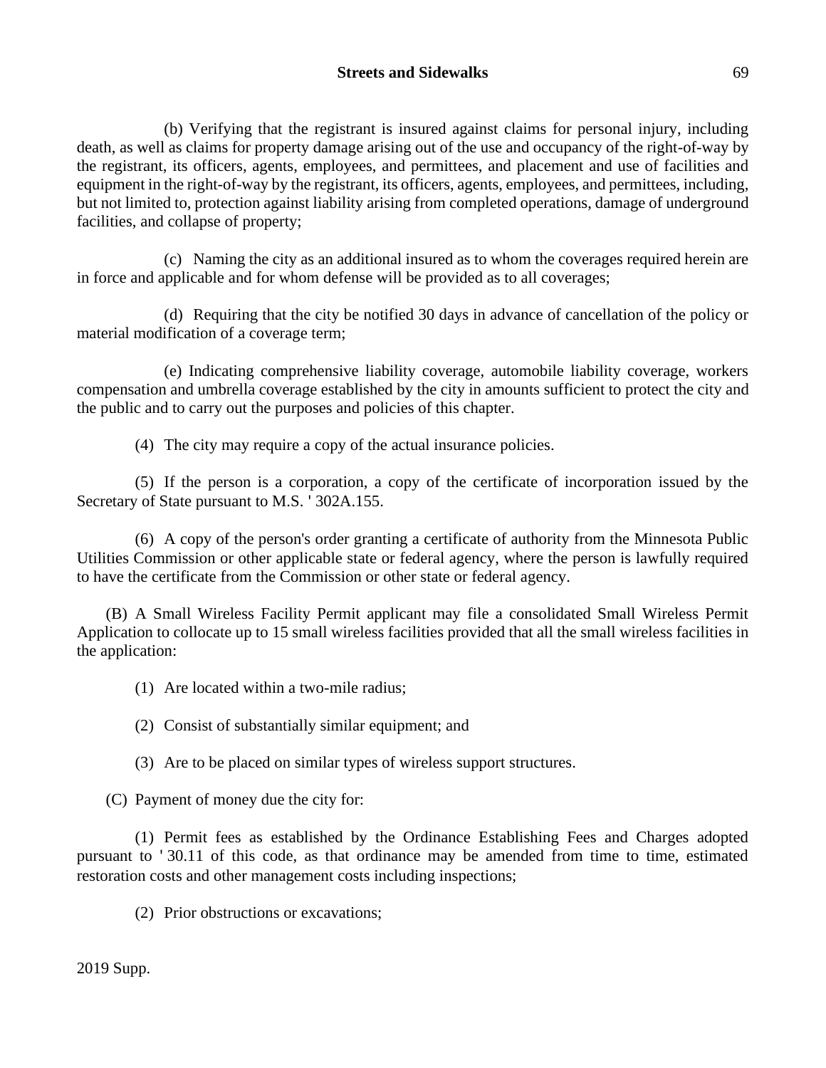(b) Verifying that the registrant is insured against claims for personal injury, including death, as well as claims for property damage arising out of the use and occupancy of the right-of-way by the registrant, its officers, agents, employees, and permittees, and placement and use of facilities and equipment in the right-of-way by the registrant, its officers, agents, employees, and permittees, including, but not limited to, protection against liability arising from completed operations, damage of underground facilities, and collapse of property;

(c) Naming the city as an additional insured as to whom the coverages required herein are in force and applicable and for whom defense will be provided as to all coverages;

(d) Requiring that the city be notified 30 days in advance of cancellation of the policy or material modification of a coverage term;

(e) Indicating comprehensive liability coverage, automobile liability coverage, workers compensation and umbrella coverage established by the city in amounts sufficient to protect the city and the public and to carry out the purposes and policies of this chapter.

(4) The city may require a copy of the actual insurance policies.

(5) If the person is a corporation, a copy of the certificate of incorporation issued by the Secretary of State pursuant to M.S. ' 302A.155.

(6) A copy of the person's order granting a certificate of authority from the Minnesota Public Utilities Commission or other applicable state or federal agency, where the person is lawfully required to have the certificate from the Commission or other state or federal agency.

(B) A Small Wireless Facility Permit applicant may file a consolidated Small Wireless Permit Application to collocate up to 15 small wireless facilities provided that all the small wireless facilities in the application:

(1) Are located within a two-mile radius;

(2) Consist of substantially similar equipment; and

(3) Are to be placed on similar types of wireless support structures.

(C) Payment of money due the city for:

(1) Permit fees as established by the Ordinance Establishing Fees and Charges adopted pursuant to ' 30.11 of this code, as that ordinance may be amended from time to time, estimated restoration costs and other management costs including inspections;

(2) Prior obstructions or excavations;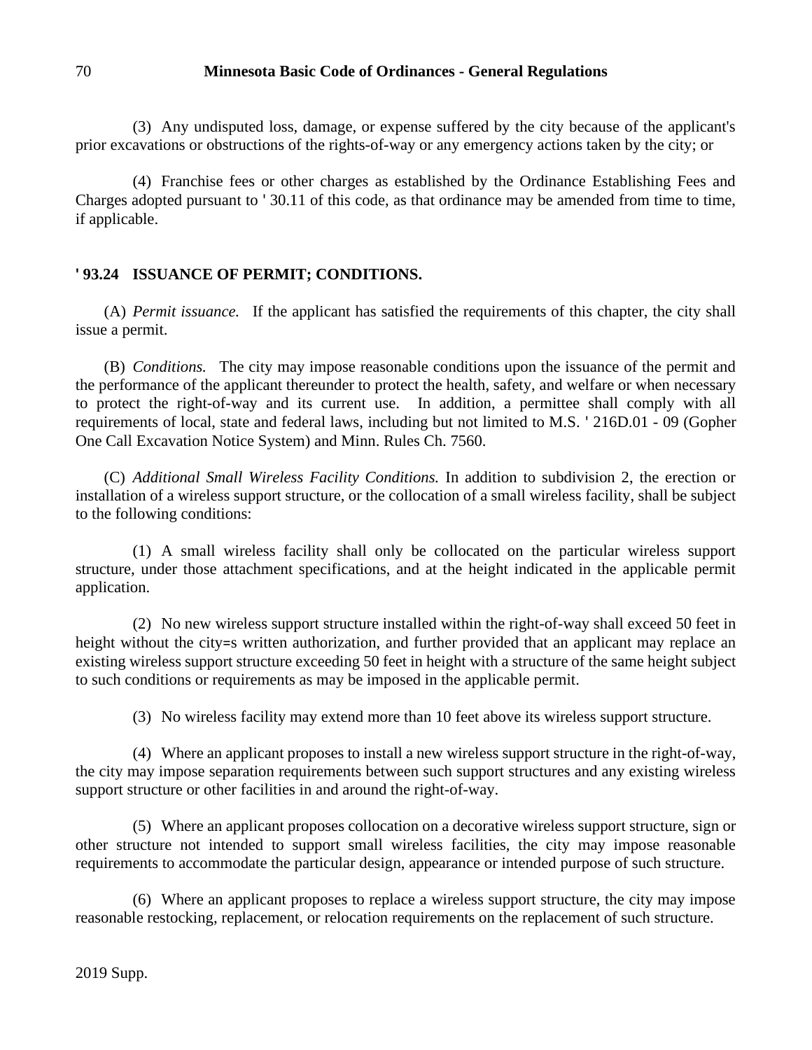(3) Any undisputed loss, damage, or expense suffered by the city because of the applicant's prior excavations or obstructions of the rights-of-way or any emergency actions taken by the city; or

(4) Franchise fees or other charges as established by the Ordinance Establishing Fees and Charges adopted pursuant to ' 30.11 of this code, as that ordinance may be amended from time to time, if applicable.

## ' 93.24 ISSUANCE OF PERMIT; CONDITIONS.

(A) *Permit issuance.* If the applicant has satisfied the requirements of this chapter, the city shall issue a permit.

(B) *Conditions.* The city may impose reasonable conditions upon the issuance of the permit and the performance of the applicant thereunder to protect the health, safety, and welfare or when necessary to protect the right-of-way and its current use. In addition, a permittee shall comply with all requirements of local, state and federal laws, including but not limited to M.S. ' 216D.01 - 09 (Gopher One Call Excavation Notice System) and Minn. Rules Ch. 7560.

(C) *Additional Small Wireless Facility Conditions.* In addition to subdivision 2, the erection or installation of a wireless support structure, or the collocation of a small wireless facility, shall be subject to the following conditions:

(1) A small wireless facility shall only be collocated on the particular wireless support structure, under those attachment specifications, and at the height indicated in the applicable permit application.

(2) No new wireless support structure installed within the right-of-way shall exceed 50 feet in height without the city=s written authorization, and further provided that an applicant may replace an existing wireless support structure exceeding 50 feet in height with a structure of the same height subject to such conditions or requirements as may be imposed in the applicable permit.

(3) No wireless facility may extend more than 10 feet above its wireless support structure.

(4) Where an applicant proposes to install a new wireless support structure in the right-of-way, the city may impose separation requirements between such support structures and any existing wireless support structure or other facilities in and around the right-of-way.

(5) Where an applicant proposes collocation on a decorative wireless support structure, sign or other structure not intended to support small wireless facilities, the city may impose reasonable requirements to accommodate the particular design, appearance or intended purpose of such structure.

(6) Where an applicant proposes to replace a wireless support structure, the city may impose reasonable restocking, replacement, or relocation requirements on the replacement of such structure.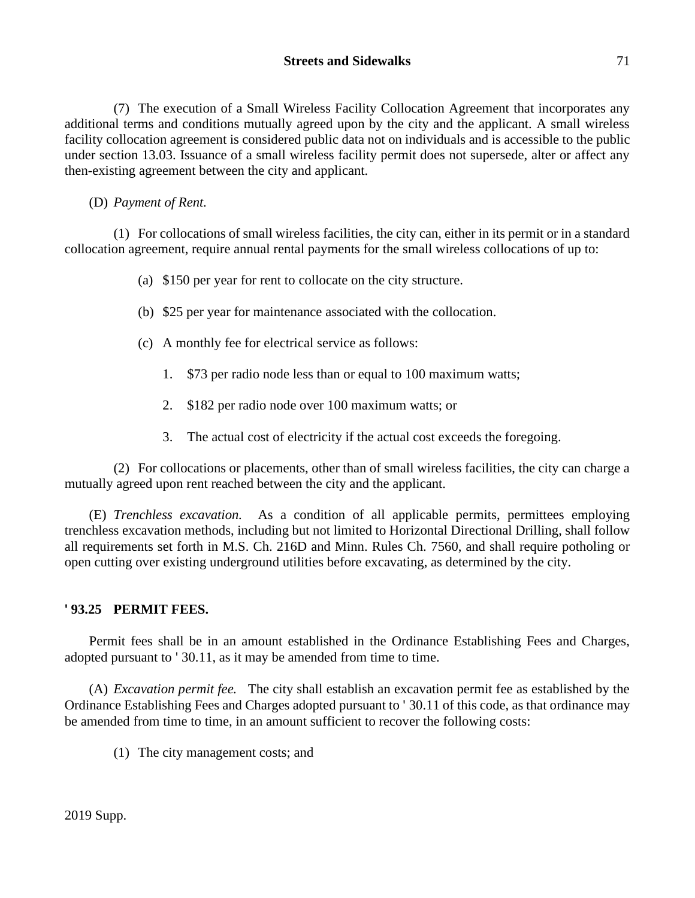(7) The execution of a Small Wireless Facility Collocation Agreement that incorporates any additional terms and conditions mutually agreed upon by the city and the applicant. A small wireless facility collocation agreement is considered public data not on individuals and is accessible to the public under section 13.03. Issuance of a small wireless facility permit does not supersede, alter or affect any then-existing agreement between the city and applicant.

(D) *Payment of Rent.*

(1) For collocations of small wireless facilities, the city can, either in its permit or in a standard collocation agreement, require annual rental payments for the small wireless collocations of up to:

(a) $150 per year for rent to collocate on the city structure.

(b) $25 per year for maintenance associated with the collocation.

(c) A monthly fee for electrical service as follows:

1. $73 per radio node less than or equal to 100 maximum watts;

2. $182 per radio node over 100 maximum watts; or

3. The actual cost of electricity if the actual cost exceeds the foregoing.

(2) For collocations or placements, other than of small wireless facilities, the city can charge a mutually agreed upon rent reached between the city and the applicant.

(E) *Trenchless excavation.* As a condition of all applicable permits, permittees employing trenchless excavation methods, including but not limited to Horizontal Directional Drilling, shall follow all requirements set forth in M.S. Ch. 216D and Minn. Rules Ch. 7560, and shall require potholing or open cutting over existing underground utilities before excavating, as determined by the city.

**' 93.25 PERMIT FEES.**

Permit fees shall be in an amount established in the Ordinance Establishing Fees and Charges, adopted pursuant to ' 30.11, as it may be amended from time to time.

(A) *Excavation permit fee.* The city shall establish an excavation permit fee as established by the Ordinance Establishing Fees and Charges adopted pursuant to ' 30.11 of this code, as that ordinance may be amended from time to time, in an amount sufficient to recover the following costs:

(1) The city management costs; and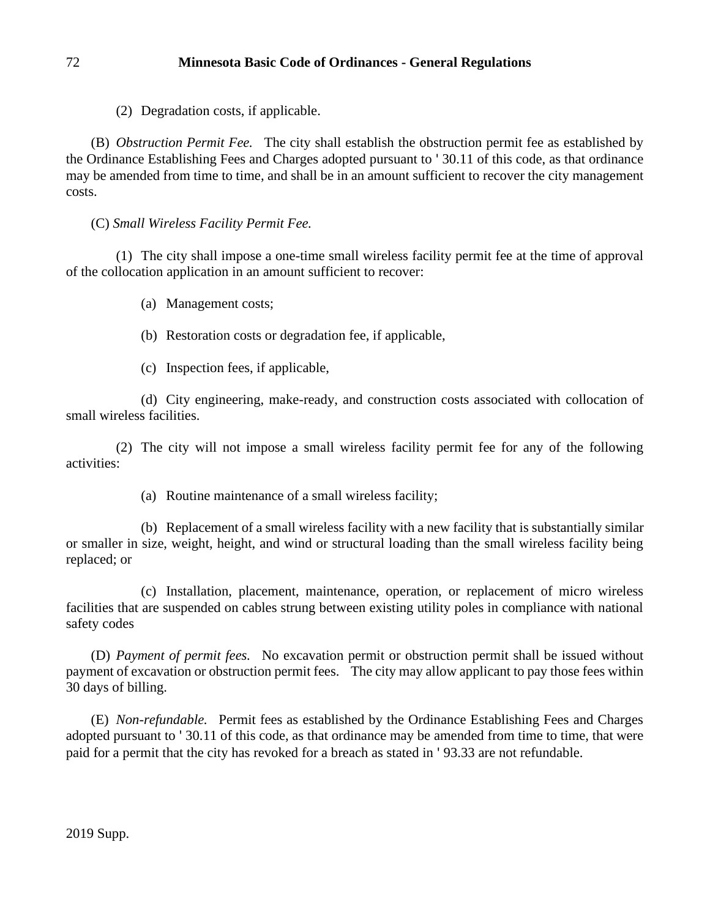(2) Degradation costs, if applicable.

(B) *Obstruction Permit Fee.* The city shall establish the obstruction permit fee as established by the Ordinance Establishing Fees and Charges adopted pursuant to ' 30.11 of this code, as that ordinance may be amended from time to time, and shall be in an amount sufficient to recover the city management costs.

(C) *Small Wireless Facility Permit Fee.*

(1) The city shall impose a one-time small wireless facility permit fee at the time of approval of the collocation application in an amount sufficient to recover:

(a) Management costs;

(b) Restoration costs or degradation fee, if applicable,

(c) Inspection fees, if applicable,

(d) City engineering, make-ready, and construction costs associated with collocation of small wireless facilities.

(2) The city will not impose a small wireless facility permit fee for any of the following activities:

(a) Routine maintenance of a small wireless facility;

(b) Replacement of a small wireless facility with a new facility that is substantially similar or smaller in size, weight, height, and wind or structural loading than the small wireless facility being replaced; or

(c) Installation, placement, maintenance, operation, or replacement of micro wireless facilities that are suspended on cables strung between existing utility poles in compliance with national safety codes

(D) *Payment of permit fees.* No excavation permit or obstruction permit shall be issued without payment of excavation or obstruction permit fees. The city may allow applicant to pay those fees within 30 days of billing.

(E) *Non-refundable.* Permit fees as established by the Ordinance Establishing Fees and Charges adopted pursuant to ' 30.11 of this code, as that ordinance may be amended from time to time, that were paid for a permit that the city has revoked for a breach as stated in ' 93.33 are not refundable.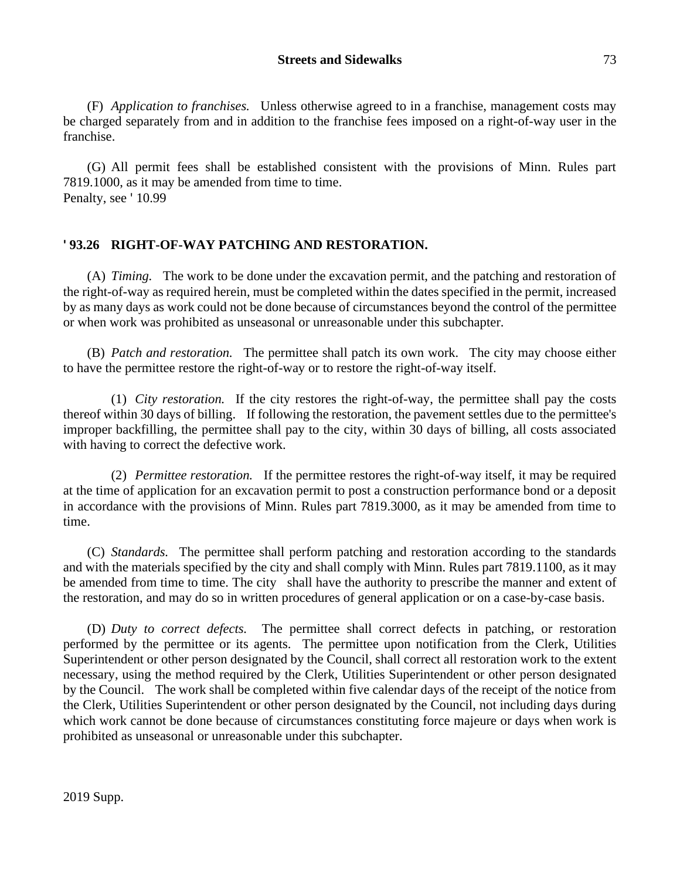(F) *Application to franchises.* Unless otherwise agreed to in a franchise, management costs may be charged separately from and in addition to the franchise fees imposed on a right-of-way user in the franchise.

(G) All permit fees shall be established consistent with the provisions of Minn. Rules part 7819.1000, as it may be amended from time to time.
Penalty, see ' 10.99

## ' 93.26 RIGHT-OF-WAY PATCHING AND RESTORATION.

(A) *Timing.* The work to be done under the excavation permit, and the patching and restoration of the right-of-way as required herein, must be completed within the dates specified in the permit, increased by as many days as work could not be done because of circumstances beyond the control of the permittee or when work was prohibited as unseasonal or unreasonable under this subchapter.

(B) *Patch and restoration.* The permittee shall patch its own work. The city may choose either to have the permittee restore the right-of-way or to restore the right-of-way itself.

(1) *City restoration.* If the city restores the right-of-way, the permittee shall pay the costs thereof within 30 days of billing. If following the restoration, the pavement settles due to the permittee's improper backfilling, the permittee shall pay to the city, within 30 days of billing, all costs associated with having to correct the defective work.

(2) *Permittee restoration.* If the permittee restores the right-of-way itself, it may be required at the time of application for an excavation permit to post a construction performance bond or a deposit in accordance with the provisions of Minn. Rules part 7819.3000, as it may be amended from time to time.

(C) *Standards.* The permittee shall perform patching and restoration according to the standards and with the materials specified by the city and shall comply with Minn. Rules part 7819.1100, as it may be amended from time to time. The city shall have the authority to prescribe the manner and extent of the restoration, and may do so in written procedures of general application or on a case-by-case basis.

(D) *Duty to correct defects.* The permittee shall correct defects in patching, or restoration performed by the permittee or its agents. The permittee upon notification from the Clerk, Utilities Superintendent or other person designated by the Council, shall correct all restoration work to the extent necessary, using the method required by the Clerk, Utilities Superintendent or other person designated by the Council. The work shall be completed within five calendar days of the receipt of the notice from the Clerk, Utilities Superintendent or other person designated by the Council, not including days during which work cannot be done because of circumstances constituting force majeure or days when work is prohibited as unseasonal or unreasonable under this subchapter.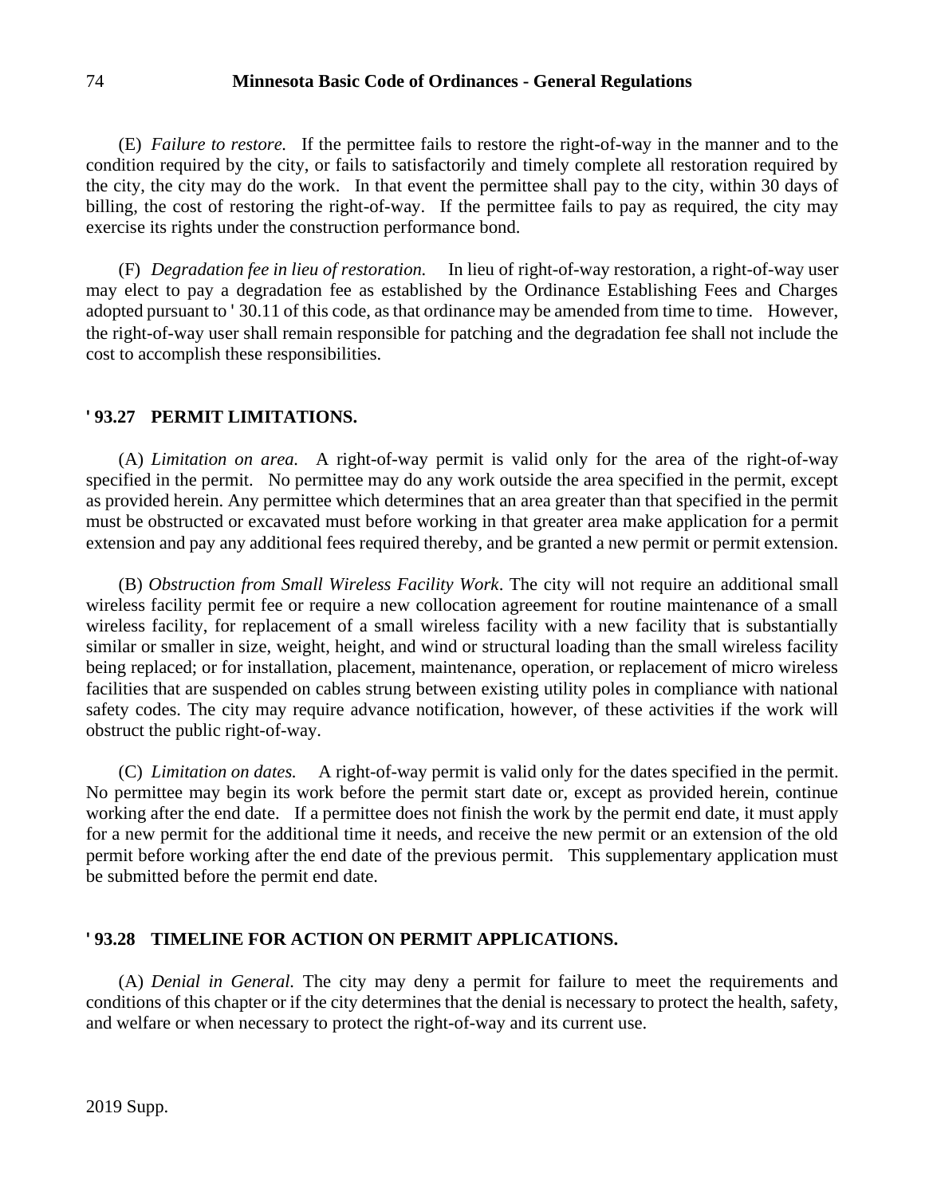(E) *Failure to restore.* If the permittee fails to restore the right-of-way in the manner and to the condition required by the city, or fails to satisfactorily and timely complete all restoration required by the city, the city may do the work. In that event the permittee shall pay to the city, within 30 days of billing, the cost of restoring the right-of-way. If the permittee fails to pay as required, the city may exercise its rights under the construction performance bond.

(F) *Degradation fee in lieu of restoration.* In lieu of right-of-way restoration, a right-of-way user may elect to pay a degradation fee as established by the Ordinance Establishing Fees and Charges adopted pursuant to ' 30.11 of this code, as that ordinance may be amended from time to time. However, the right-of-way user shall remain responsible for patching and the degradation fee shall not include the cost to accomplish these responsibilities.

## ' 93.27 PERMIT LIMITATIONS.

(A) *Limitation on area.* A right-of-way permit is valid only for the area of the right-of-way specified in the permit. No permittee may do any work outside the area specified in the permit, except as provided herein. Any permittee which determines that an area greater than that specified in the permit must be obstructed or excavated must before working in that greater area make application for a permit extension and pay any additional fees required thereby, and be granted a new permit or permit extension.

(B) *Obstruction from Small Wireless Facility Work*. The city will not require an additional small wireless facility permit fee or require a new collocation agreement for routine maintenance of a small wireless facility, for replacement of a small wireless facility with a new facility that is substantially similar or smaller in size, weight, height, and wind or structural loading than the small wireless facility being replaced; or for installation, placement, maintenance, operation, or replacement of micro wireless facilities that are suspended on cables strung between existing utility poles in compliance with national safety codes. The city may require advance notification, however, of these activities if the work will obstruct the public right-of-way.

(C) *Limitation on dates.* A right-of-way permit is valid only for the dates specified in the permit. No permittee may begin its work before the permit start date or, except as provided herein, continue working after the end date. If a permittee does not finish the work by the permit end date, it must apply for a new permit for the additional time it needs, and receive the new permit or an extension of the old permit before working after the end date of the previous permit. This supplementary application must be submitted before the permit end date.

## ' 93.28 TIMELINE FOR ACTION ON PERMIT APPLICATIONS.

(A) *Denial in General.* The city may deny a permit for failure to meet the requirements and conditions of this chapter or if the city determines that the denial is necessary to protect the health, safety, and welfare or when necessary to protect the right-of-way and its current use.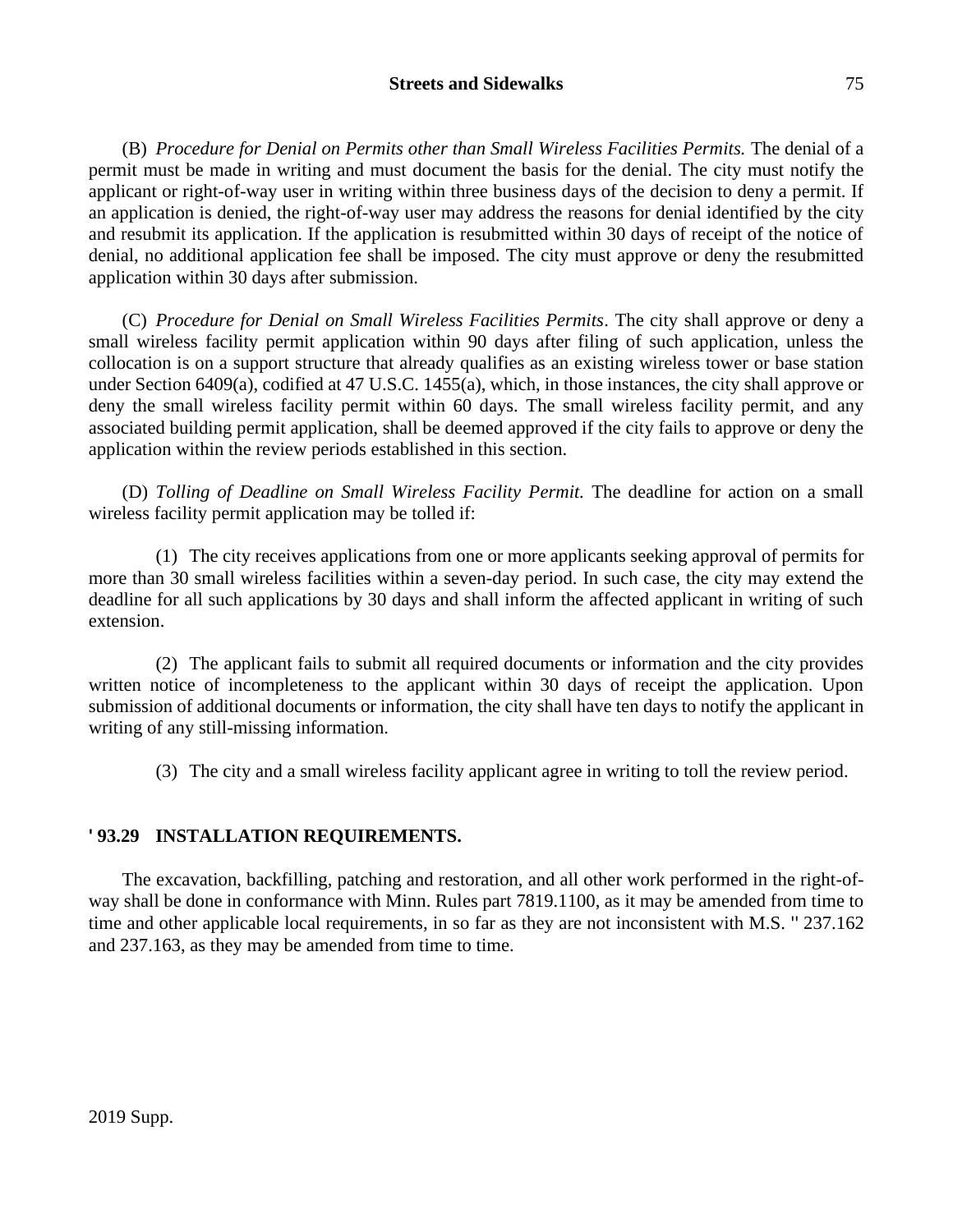(B) *Procedure for Denial on Permits other than Small Wireless Facilities Permits.* The denial of a permit must be made in writing and must document the basis for the denial. The city must notify the applicant or right-of-way user in writing within three business days of the decision to deny a permit. If an application is denied, the right-of-way user may address the reasons for denial identified by the city and resubmit its application. If the application is resubmitted within 30 days of receipt of the notice of denial, no additional application fee shall be imposed. The city must approve or deny the resubmitted application within 30 days after submission.

(C) *Procedure for Denial on Small Wireless Facilities Permits*. The city shall approve or deny a small wireless facility permit application within 90 days after filing of such application, unless the collocation is on a support structure that already qualifies as an existing wireless tower or base station under Section 6409(a), codified at 47 U.S.C. 1455(a), which, in those instances, the city shall approve or deny the small wireless facility permit within 60 days. The small wireless facility permit, and any associated building permit application, shall be deemed approved if the city fails to approve or deny the application within the review periods established in this section.

(D) *Tolling of Deadline on Small Wireless Facility Permit.* The deadline for action on a small wireless facility permit application may be tolled if:

(1) The city receives applications from one or more applicants seeking approval of permits for more than 30 small wireless facilities within a seven-day period. In such case, the city may extend the deadline for all such applications by 30 days and shall inform the affected applicant in writing of such extension.

(2) The applicant fails to submit all required documents or information and the city provides written notice of incompleteness to the applicant within 30 days of receipt the application. Upon submission of additional documents or information, the city shall have ten days to notify the applicant in writing of any still-missing information.

(3) The city and a small wireless facility applicant agree in writing to toll the review period.

**' 93.29 INSTALLATION REQUIREMENTS.**

The excavation, backfilling, patching and restoration, and all other work performed in the right-of-way shall be done in conformance with Minn. Rules part 7819.1100, as it may be amended from time to time and other applicable local requirements, in so far as they are not inconsistent with M.S. '' 237.162 and 237.163, as they may be amended from time to time.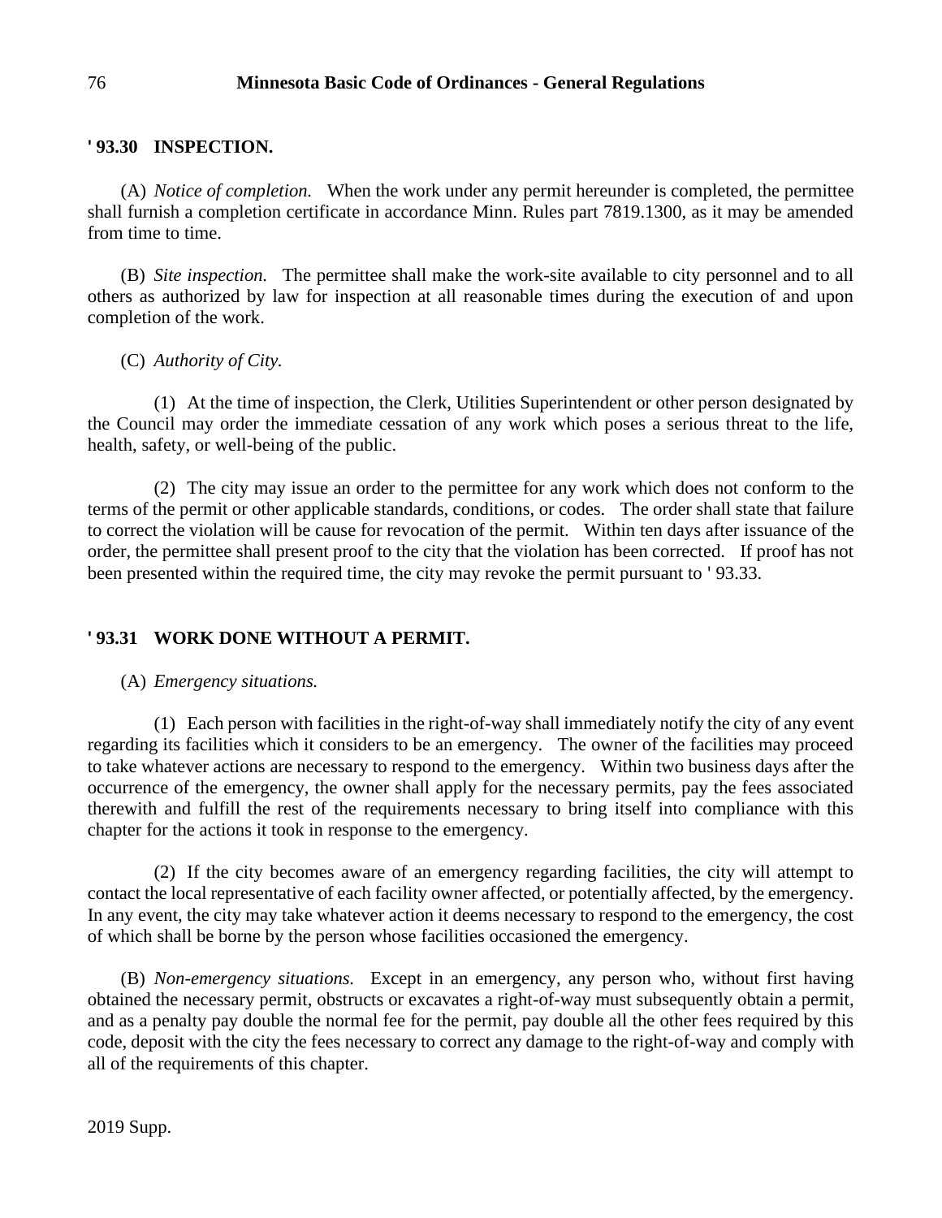## ' 93.30 INSPECTION.

(A) *Notice of completion.* When the work under any permit hereunder is completed, the permittee shall furnish a completion certificate in accordance Minn. Rules part 7819.1300, as it may be amended from time to time.

(B) *Site inspection.* The permittee shall make the work-site available to city personnel and to all others as authorized by law for inspection at all reasonable times during the execution of and upon completion of the work.

(C) *Authority of City.*

(1) At the time of inspection, the Clerk, Utilities Superintendent or other person designated by the Council may order the immediate cessation of any work which poses a serious threat to the life, health, safety, or well-being of the public.

(2) The city may issue an order to the permittee for any work which does not conform to the terms of the permit or other applicable standards, conditions, or codes. The order shall state that failure to correct the violation will be cause for revocation of the permit. Within ten days after issuance of the order, the permittee shall present proof to the city that the violation has been corrected. If proof has not been presented within the required time, the city may revoke the permit pursuant to ' 93.33.

## ' 93.31 WORK DONE WITHOUT A PERMIT.

(A) *Emergency situations.*

(1) Each person with facilities in the right-of-way shall immediately notify the city of any event regarding its facilities which it considers to be an emergency. The owner of the facilities may proceed to take whatever actions are necessary to respond to the emergency. Within two business days after the occurrence of the emergency, the owner shall apply for the necessary permits, pay the fees associated therewith and fulfill the rest of the requirements necessary to bring itself into compliance with this chapter for the actions it took in response to the emergency.

(2) If the city becomes aware of an emergency regarding facilities, the city will attempt to contact the local representative of each facility owner affected, or potentially affected, by the emergency. In any event, the city may take whatever action it deems necessary to respond to the emergency, the cost of which shall be borne by the person whose facilities occasioned the emergency.

(B) *Non-emergency situations.* Except in an emergency, any person who, without first having obtained the necessary permit, obstructs or excavates a right-of-way must subsequently obtain a permit, and as a penalty pay double the normal fee for the permit, pay double all the other fees required by this code, deposit with the city the fees necessary to correct any damage to the right-of-way and comply with all of the requirements of this chapter.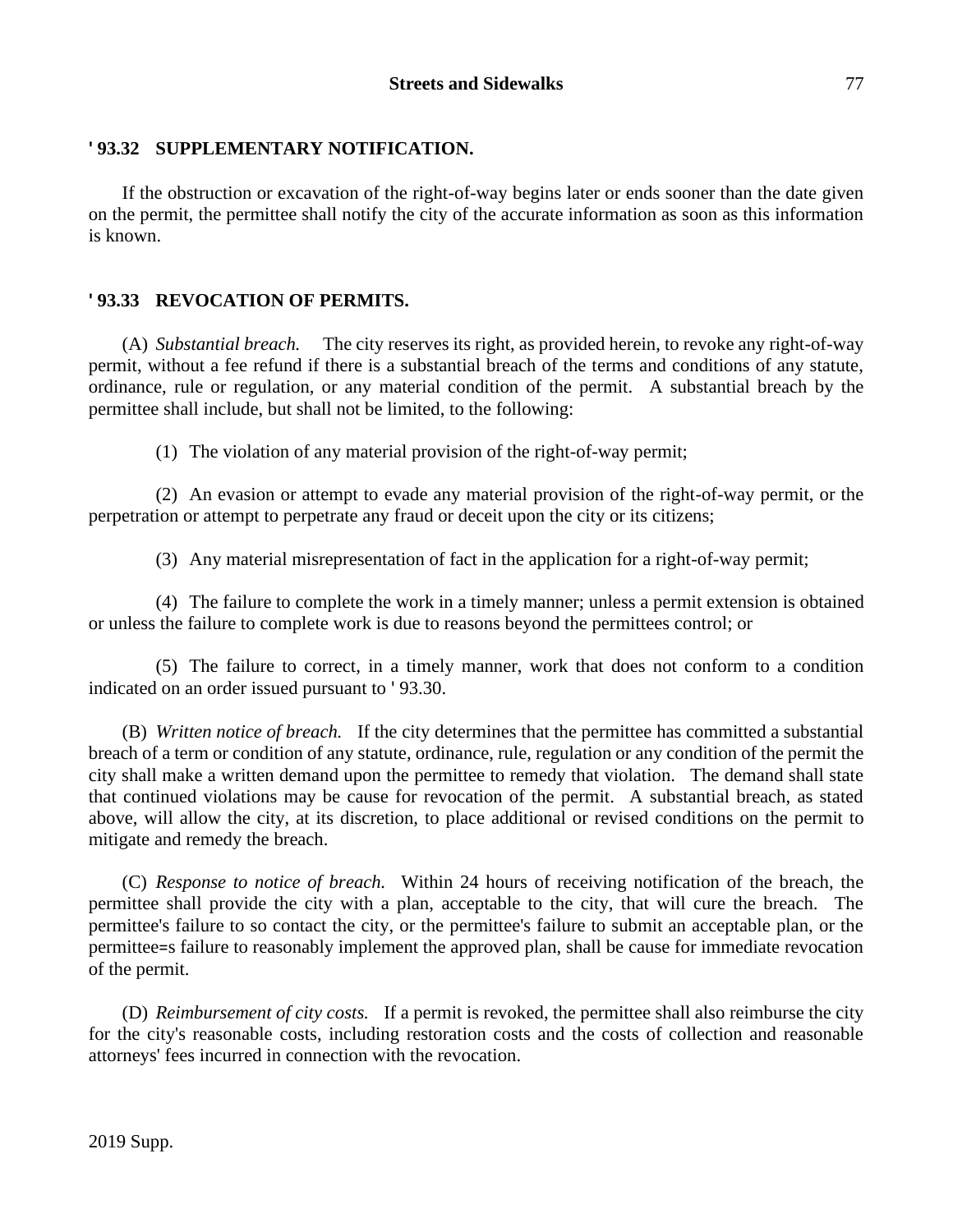## ' 93.32 SUPPLEMENTARY NOTIFICATION.

If the obstruction or excavation of the right-of-way begins later or ends sooner than the date given on the permit, the permittee shall notify the city of the accurate information as soon as this information is known.

## ' 93.33 REVOCATION OF PERMITS.

(A) *Substantial breach.* The city reserves its right, as provided herein, to revoke any right-of-way permit, without a fee refund if there is a substantial breach of the terms and conditions of any statute, ordinance, rule or regulation, or any material condition of the permit. A substantial breach by the permittee shall include, but shall not be limited, to the following:

(1) The violation of any material provision of the right-of-way permit;

(2) An evasion or attempt to evade any material provision of the right-of-way permit, or the perpetration or attempt to perpetrate any fraud or deceit upon the city or its citizens;

(3) Any material misrepresentation of fact in the application for a right-of-way permit;

(4) The failure to complete the work in a timely manner; unless a permit extension is obtained or unless the failure to complete work is due to reasons beyond the permittees control; or

(5) The failure to correct, in a timely manner, work that does not conform to a condition indicated on an order issued pursuant to ' 93.30.

(B) *Written notice of breach.* If the city determines that the permittee has committed a substantial breach of a term or condition of any statute, ordinance, rule, regulation or any condition of the permit the city shall make a written demand upon the permittee to remedy that violation. The demand shall state that continued violations may be cause for revocation of the permit. A substantial breach, as stated above, will allow the city, at its discretion, to place additional or revised conditions on the permit to mitigate and remedy the breach.

(C) *Response to notice of breach.* Within 24 hours of receiving notification of the breach, the permittee shall provide the city with a plan, acceptable to the city, that will cure the breach. The permittee's failure to so contact the city, or the permittee's failure to submit an acceptable plan, or the permittee=s failure to reasonably implement the approved plan, shall be cause for immediate revocation of the permit.

(D) *Reimbursement of city costs.* If a permit is revoked, the permittee shall also reimburse the city for the city's reasonable costs, including restoration costs and the costs of collection and reasonable attorneys' fees incurred in connection with the revocation.

2019 Supp.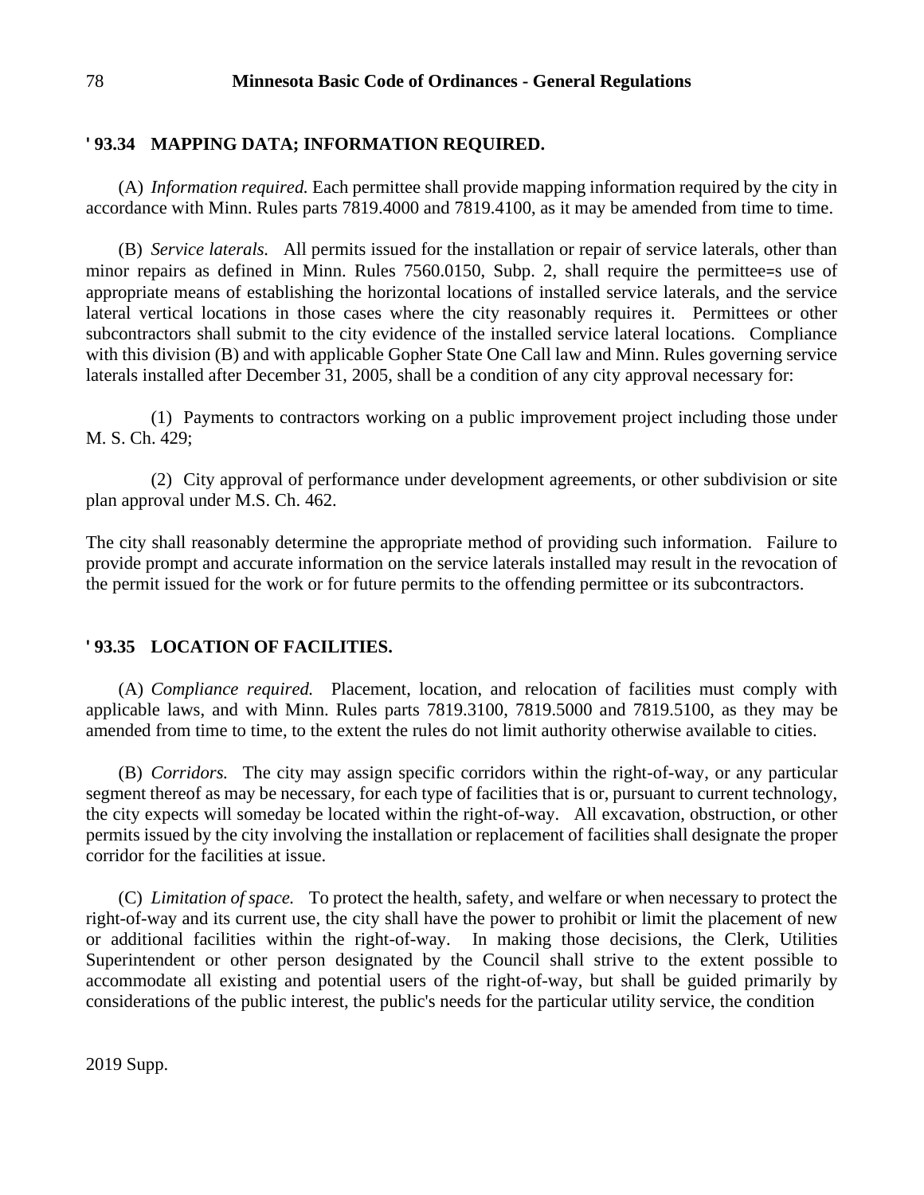## ' 93.34 MAPPING DATA; INFORMATION REQUIRED.

(A) *Information required.* Each permittee shall provide mapping information required by the city in accordance with Minn. Rules parts 7819.4000 and 7819.4100, as it may be amended from time to time.

(B) *Service laterals.* All permits issued for the installation or repair of service laterals, other than minor repairs as defined in Minn. Rules 7560.0150, Subp. 2, shall require the permittee=s use of appropriate means of establishing the horizontal locations of installed service laterals, and the service lateral vertical locations in those cases where the city reasonably requires it. Permittees or other subcontractors shall submit to the city evidence of the installed service lateral locations. Compliance with this division (B) and with applicable Gopher State One Call law and Minn. Rules governing service laterals installed after December 31, 2005, shall be a condition of any city approval necessary for:

(1) Payments to contractors working on a public improvement project including those under M. S. Ch. 429;

(2) City approval of performance under development agreements, or other subdivision or site plan approval under M.S. Ch. 462.

The city shall reasonably determine the appropriate method of providing such information. Failure to provide prompt and accurate information on the service laterals installed may result in the revocation of the permit issued for the work or for future permits to the offending permittee or its subcontractors.

## ' 93.35 LOCATION OF FACILITIES.

(A) *Compliance required.* Placement, location, and relocation of facilities must comply with applicable laws, and with Minn. Rules parts 7819.3100, 7819.5000 and 7819.5100, as they may be amended from time to time, to the extent the rules do not limit authority otherwise available to cities.

(B) *Corridors.* The city may assign specific corridors within the right-of-way, or any particular segment thereof as may be necessary, for each type of facilities that is or, pursuant to current technology, the city expects will someday be located within the right-of-way. All excavation, obstruction, or other permits issued by the city involving the installation or replacement of facilities shall designate the proper corridor for the facilities at issue.

(C) *Limitation of space.* To protect the health, safety, and welfare or when necessary to protect the right-of-way and its current use, the city shall have the power to prohibit or limit the placement of new or additional facilities within the right-of-way. In making those decisions, the Clerk, Utilities Superintendent or other person designated by the Council shall strive to the extent possible to accommodate all existing and potential users of the right-of-way, but shall be guided primarily by considerations of the public interest, the public's needs for the particular utility service, the condition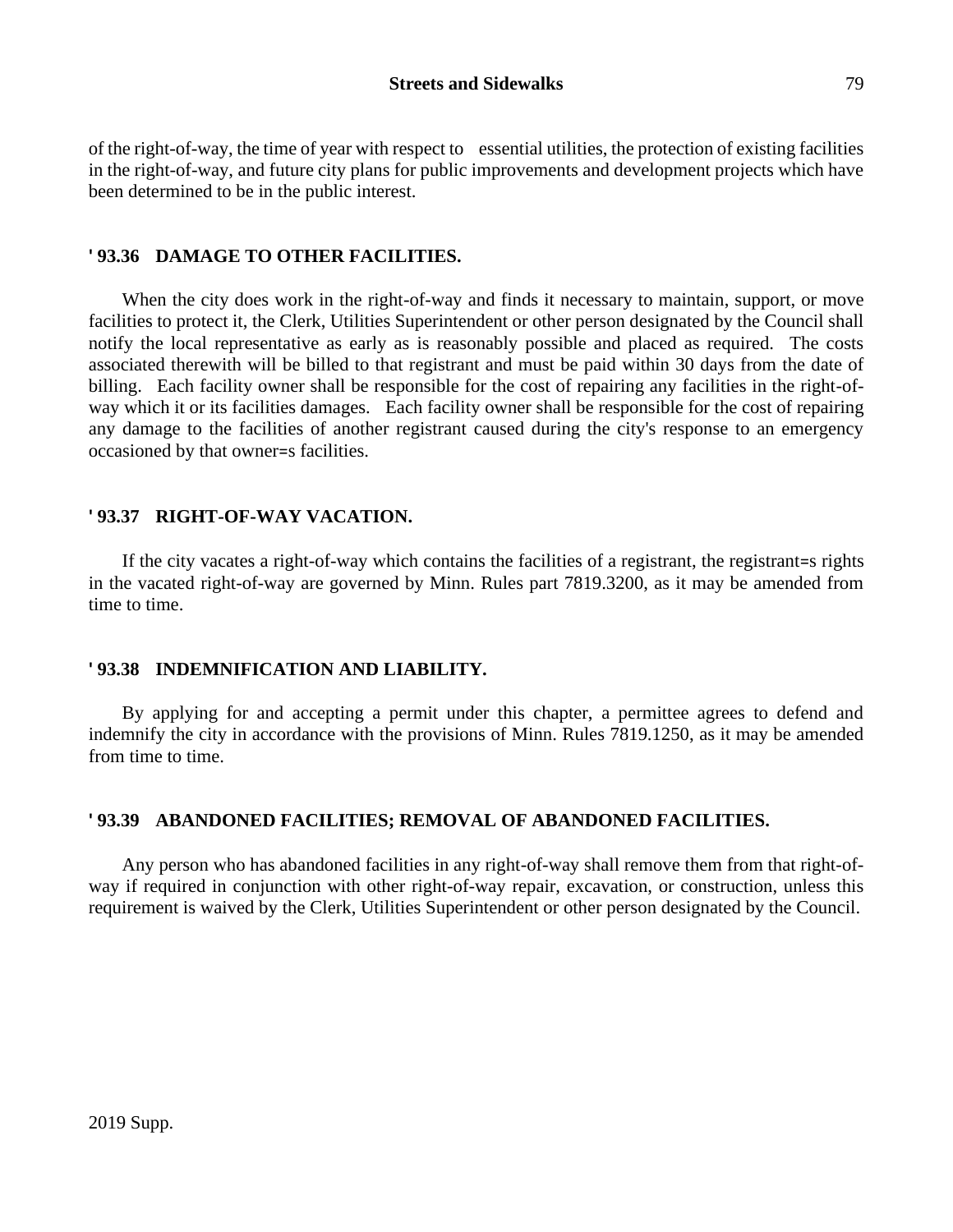of the right-of-way, the time of year with respect to essential utilities, the protection of existing facilities in the right-of-way, and future city plans for public improvements and development projects which have been determined to be in the public interest.

## ' 93.36 DAMAGE TO OTHER FACILITIES.

When the city does work in the right-of-way and finds it necessary to maintain, support, or move facilities to protect it, the Clerk, Utilities Superintendent or other person designated by the Council shall notify the local representative as early as is reasonably possible and placed as required. The costs associated therewith will be billed to that registrant and must be paid within 30 days from the date of billing. Each facility owner shall be responsible for the cost of repairing any facilities in the right-of-way which it or its facilities damages. Each facility owner shall be responsible for the cost of repairing any damage to the facilities of another registrant caused during the city's response to an emergency occasioned by that owner=s facilities.

## ' 93.37 RIGHT-OF-WAY VACATION.

If the city vacates a right-of-way which contains the facilities of a registrant, the registrant=s rights in the vacated right-of-way are governed by Minn. Rules part 7819.3200, as it may be amended from time to time.

## ' 93.38 INDEMNIFICATION AND LIABILITY.

By applying for and accepting a permit under this chapter, a permittee agrees to defend and indemnify the city in accordance with the provisions of Minn. Rules 7819.1250, as it may be amended from time to time.

## ' 93.39 ABANDONED FACILITIES; REMOVAL OF ABANDONED FACILITIES.

Any person who has abandoned facilities in any right-of-way shall remove them from that right-of-way if required in conjunction with other right-of-way repair, excavation, or construction, unless this requirement is waived by the Clerk, Utilities Superintendent or other person designated by the Council.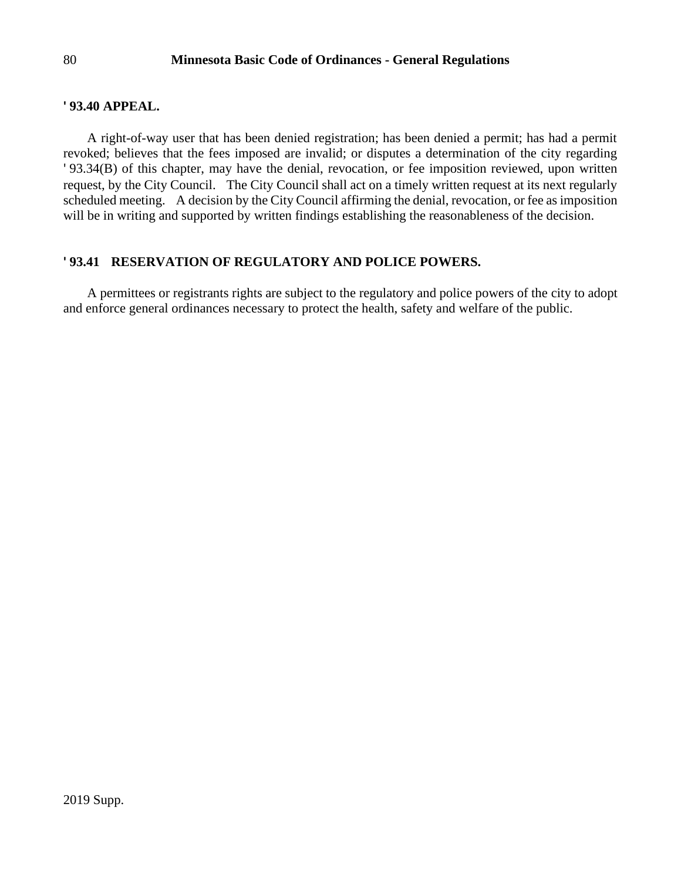### ' 93.40 APPEAL.

A right-of-way user that has been denied registration; has been denied a permit; has had a permit revoked; believes that the fees imposed are invalid; or disputes a determination of the city regarding ' 93.34(B) of this chapter, may have the denial, revocation, or fee imposition reviewed, upon written request, by the City Council. The City Council shall act on a timely written request at its next regularly scheduled meeting. A decision by the City Council affirming the denial, revocation, or fee as imposition will be in writing and supported by written findings establishing the reasonableness of the decision.

### ' 93.41 RESERVATION OF REGULATORY AND POLICE POWERS.

A permittees or registrants rights are subject to the regulatory and police powers of the city to adopt and enforce general ordinances necessary to protect the health, safety and welfare of the public.